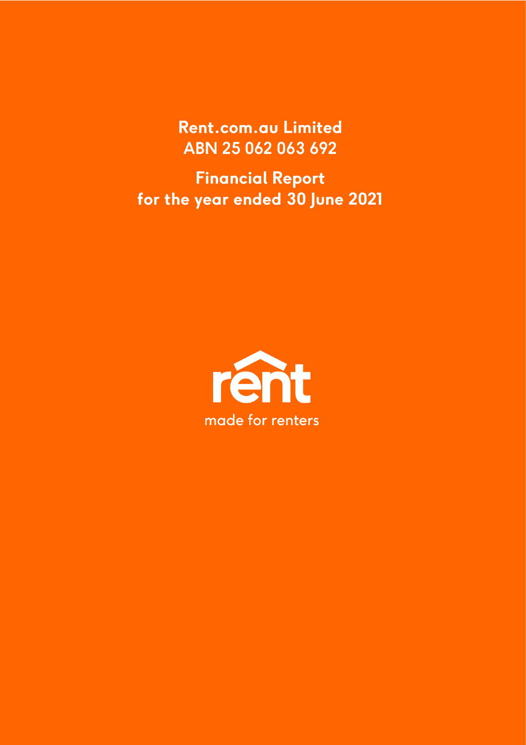# Rent.com.au Limited
## ABN 25 062 063 692

## Financial Report
## for the year ended 30 June 2021

rent

made for renters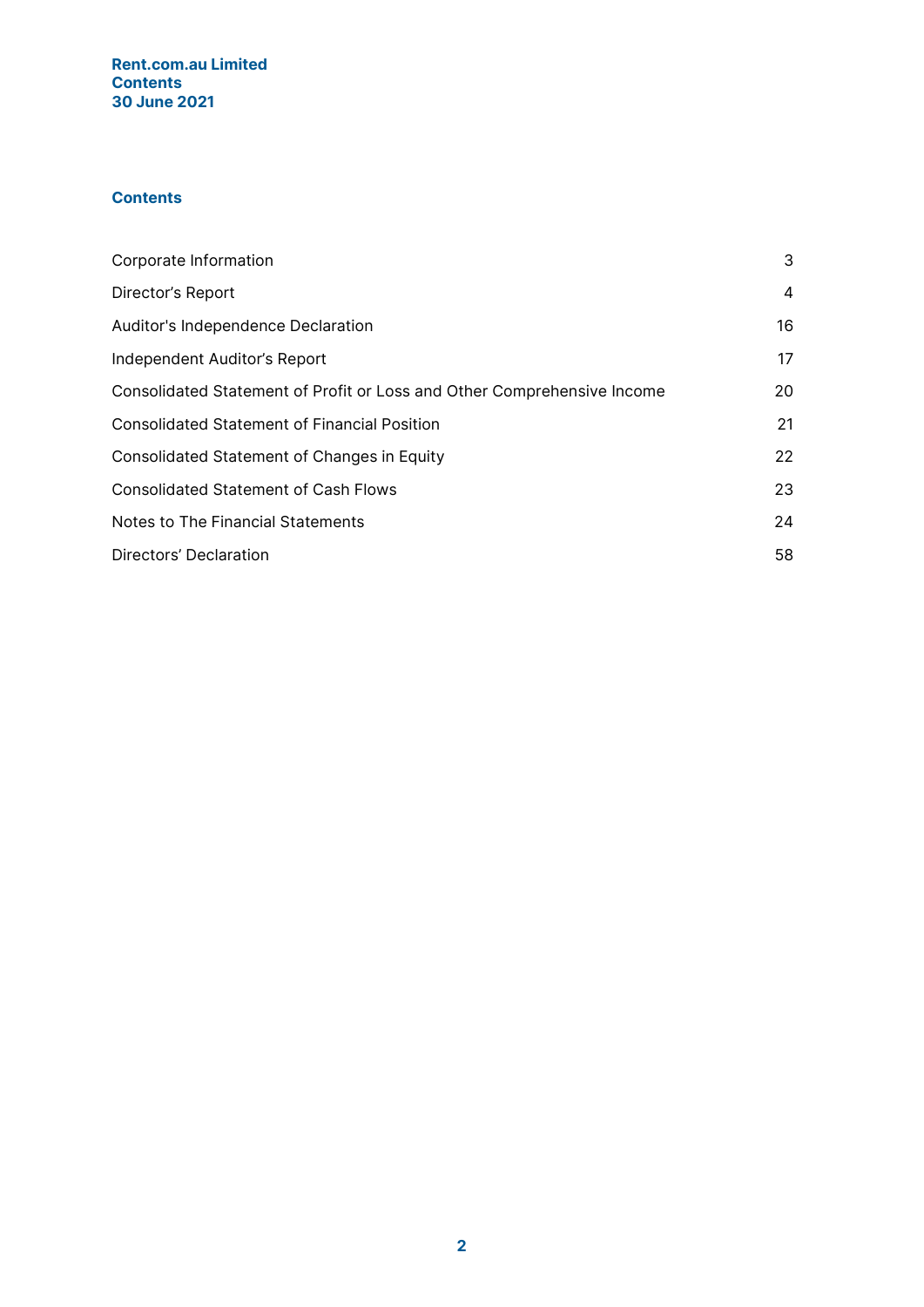## Contents

| | |
|---|---|
| Corporate Information | 3 |
| Director's Report | 4 |
| Auditor's Independence Declaration | 16 |
| Independent Auditor's Report | 17 |
| Consolidated Statement of Profit or Loss and Other Comprehensive Income | 20 |
| Consolidated Statement of Financial Position | 21 |
| Consolidated Statement of Changes in Equity | 22 |
| Consolidated Statement of Cash Flows | 23 |
| Notes to The Financial Statements | 24 |
| Directors' Declaration | 58 |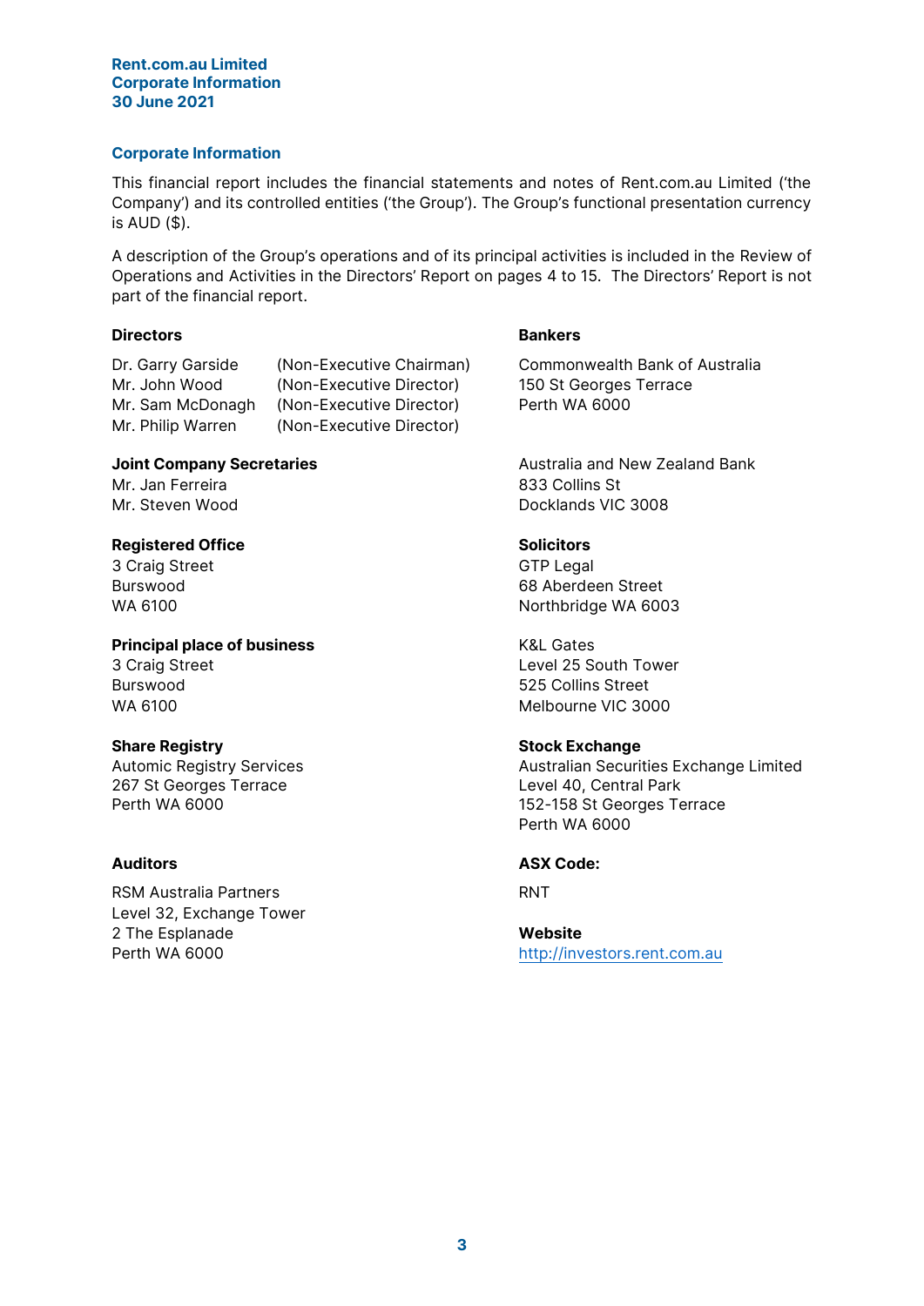Rent.com.au Limited
Corporate Information
30 June 2021

## Corporate Information

This financial report includes the financial statements and notes of Rent.com.au Limited ('the Company') and its controlled entities ('the Group'). The Group's functional presentation currency is AUD ($).

A description of the Group's operations and of its principal activities is included in the Review of Operations and Activities in the Directors' Report on pages 4 to 15. The Directors' Report is not part of the financial report.

**Directors**

| | |
|---|---|
| Dr. Garry Garside | (Non-Executive Chairman) |
| Mr. John Wood | (Non-Executive Director) |
| Mr. Sam McDonagh | (Non-Executive Director) |
| Mr. Philip Warren | (Non-Executive Director) |

**Joint Company Secretaries**
Mr. Jan Ferreira
Mr. Steven Wood

**Registered Office**
3 Craig Street
Burswood
WA 6100

**Principal place of business**
3 Craig Street
Burswood
WA 6100

**Share Registry**
Automic Registry Services
267 St Georges Terrace
Perth WA 6000

**Auditors**

RSM Australia Partners
Level 32, Exchange Tower
2 The Esplanade
Perth WA 6000

**Bankers**

Commonwealth Bank of Australia
150 St Georges Terrace
Perth WA 6000

Australia and New Zealand Bank
833 Collins St
Docklands VIC 3008

**Solicitors**
GTP Legal
68 Aberdeen Street
Northbridge WA 6003

K&L Gates
Level 25 South Tower
525 Collins Street
Melbourne VIC 3000

**Stock Exchange**
Australian Securities Exchange Limited
Level 40, Central Park
152-158 St Georges Terrace
Perth WA 6000

**ASX Code:**

RNT

**Website**
http://investors.rent.com.au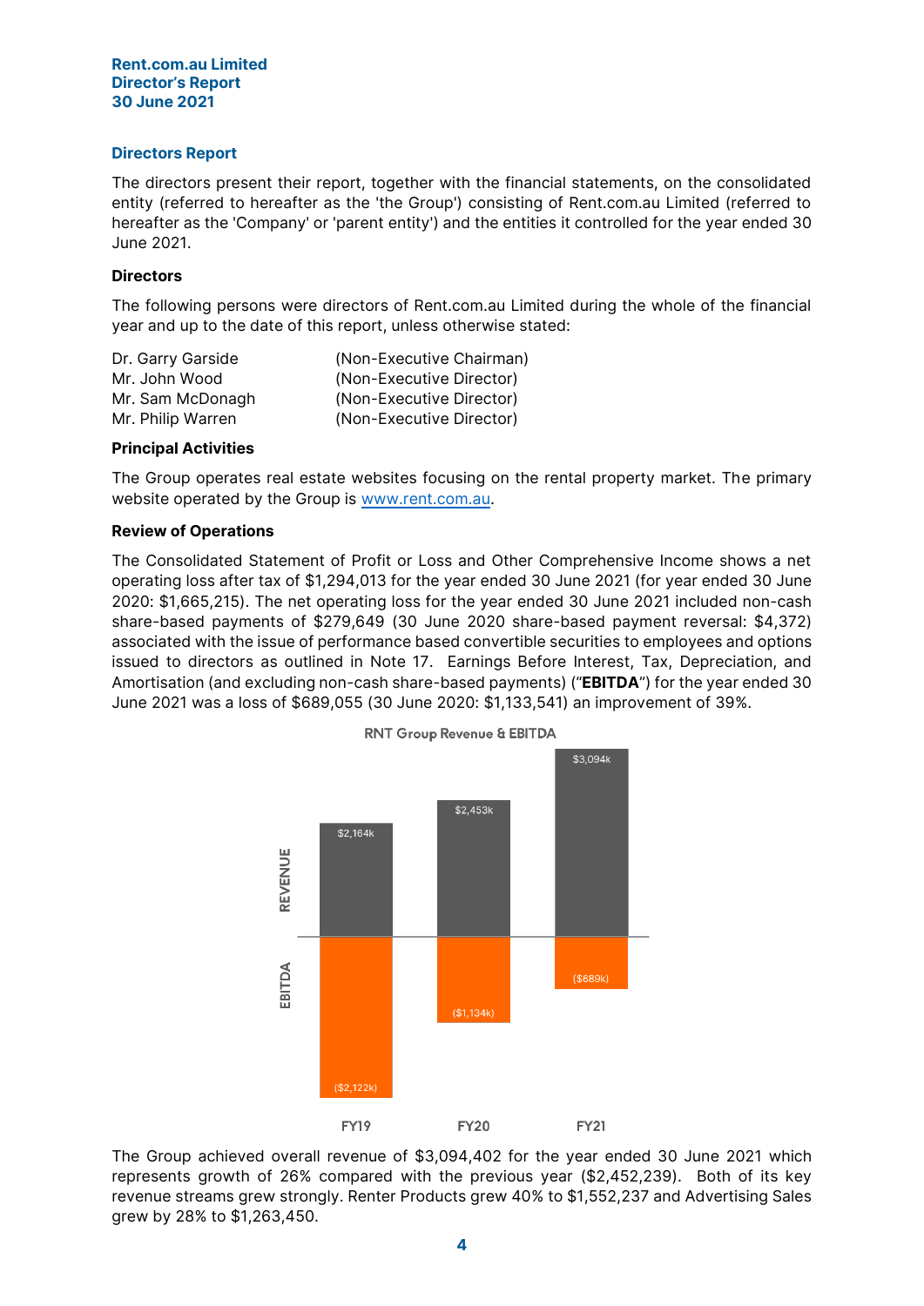## Directors Report

The directors present their report, together with the financial statements, on the consolidated entity (referred to hereafter as the 'the Group') consisting of Rent.com.au Limited (referred to hereafter as the 'Company' or 'parent entity') and the entities it controlled for the year ended 30 June 2021.

### Directors

The following persons were directors of Rent.com.au Limited during the whole of the financial year and up to the date of this report, unless otherwise stated:

| | |
|---|---|
| Dr. Garry Garside | (Non-Executive Chairman) |
| Mr. John Wood | (Non-Executive Director) |
| Mr. Sam McDonagh | (Non-Executive Director) |
| Mr. Philip Warren | (Non-Executive Director) |

### Principal Activities

The Group operates real estate websites focusing on the rental property market. The primary website operated by the Group is www.rent.com.au.

### Review of Operations

The Consolidated Statement of Profit or Loss and Other Comprehensive Income shows a net operating loss after tax of $1,294,013 for the year ended 30 June 2021 (for year ended 30 June 2020: $1,665,215). The net operating loss for the year ended 30 June 2021 included non-cash share-based payments of $279,649 (30 June 2020 share-based payment reversal: $4,372) associated with the issue of performance based convertible securities to employees and options issued to directors as outlined in Note 17. Earnings Before Interest, Tax, Depreciation, and Amortisation (and excluding non-cash share-based payments) ("**EBITDA**") for the year ended 30 June 2021 was a loss of $689,055 (30 June 2020: $1,133,541) an improvement of 39%.

RNT Group Revenue & EBITDA

| | FY19 | FY20 | FY21 |
|---|---|---|---|
| REVENUE | $2,164k | $2,453k | $3,094k |
| EBITDA | ($2,122k) | ($1,134k) | ($689k) |

The Group achieved overall revenue of $3,094,402 for the year ended 30 June 2021 which represents growth of 26% compared with the previous year ($2,452,239). Both of its key revenue streams grew strongly. Renter Products grew 40% to $1,552,237 and Advertising Sales grew by 28% to $1,263,450.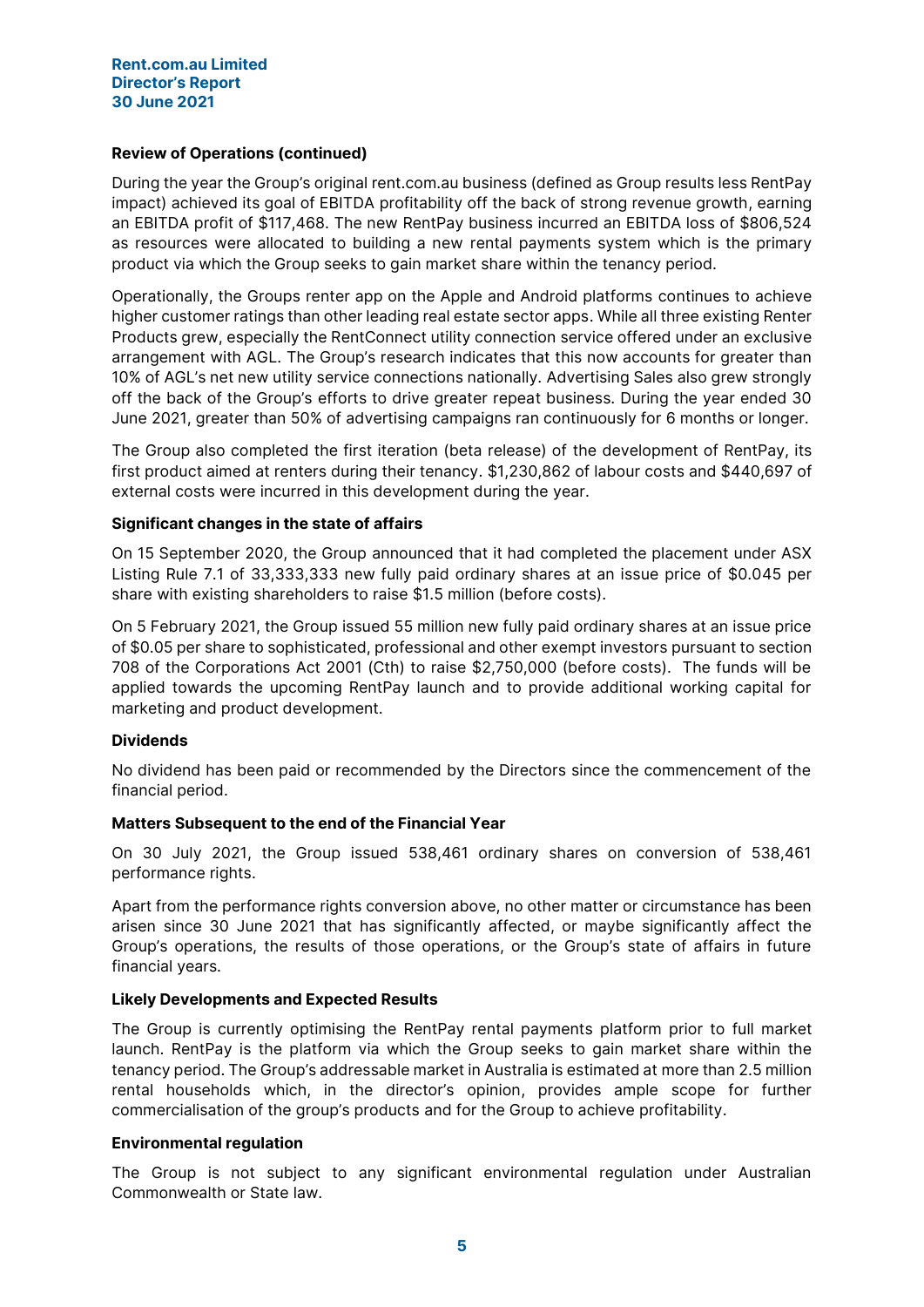### Review of Operations (continued)

During the year the Group's original rent.com.au business (defined as Group results less RentPay impact) achieved its goal of EBITDA profitability off the back of strong revenue growth, earning an EBITDA profit of $117,468. The new RentPay business incurred an EBITDA loss of $806,524 as resources were allocated to building a new rental payments system which is the primary product via which the Group seeks to gain market share within the tenancy period.

Operationally, the Groups renter app on the Apple and Android platforms continues to achieve higher customer ratings than other leading real estate sector apps. While all three existing Renter Products grew, especially the RentConnect utility connection service offered under an exclusive arrangement with AGL. The Group's research indicates that this now accounts for greater than 10% of AGL's net new utility service connections nationally. Advertising Sales also grew strongly off the back of the Group's efforts to drive greater repeat business. During the year ended 30 June 2021, greater than 50% of advertising campaigns ran continuously for 6 months or longer.

The Group also completed the first iteration (beta release) of the development of RentPay, its first product aimed at renters during their tenancy. $1,230,862 of labour costs and $440,697 of external costs were incurred in this development during the year.

### Significant changes in the state of affairs

On 15 September 2020, the Group announced that it had completed the placement under ASX Listing Rule 7.1 of 33,333,333 new fully paid ordinary shares at an issue price of $0.045 per share with existing shareholders to raise $1.5 million (before costs).

On 5 February 2021, the Group issued 55 million new fully paid ordinary shares at an issue price of $0.05 per share to sophisticated, professional and other exempt investors pursuant to section 708 of the Corporations Act 2001 (Cth) to raise $2,750,000 (before costs). The funds will be applied towards the upcoming RentPay launch and to provide additional working capital for marketing and product development.

### Dividends

No dividend has been paid or recommended by the Directors since the commencement of the financial period.

### Matters Subsequent to the end of the Financial Year

On 30 July 2021, the Group issued 538,461 ordinary shares on conversion of 538,461 performance rights.

Apart from the performance rights conversion above, no other matter or circumstance has been arisen since 30 June 2021 that has significantly affected, or maybe significantly affect the Group's operations, the results of those operations, or the Group's state of affairs in future financial years.

### Likely Developments and Expected Results

The Group is currently optimising the RentPay rental payments platform prior to full market launch. RentPay is the platform via which the Group seeks to gain market share within the tenancy period. The Group's addressable market in Australia is estimated at more than 2.5 million rental households which, in the director's opinion, provides ample scope for further commercialisation of the group's products and for the Group to achieve profitability.

### Environmental regulation

The Group is not subject to any significant environmental regulation under Australian Commonwealth or State law.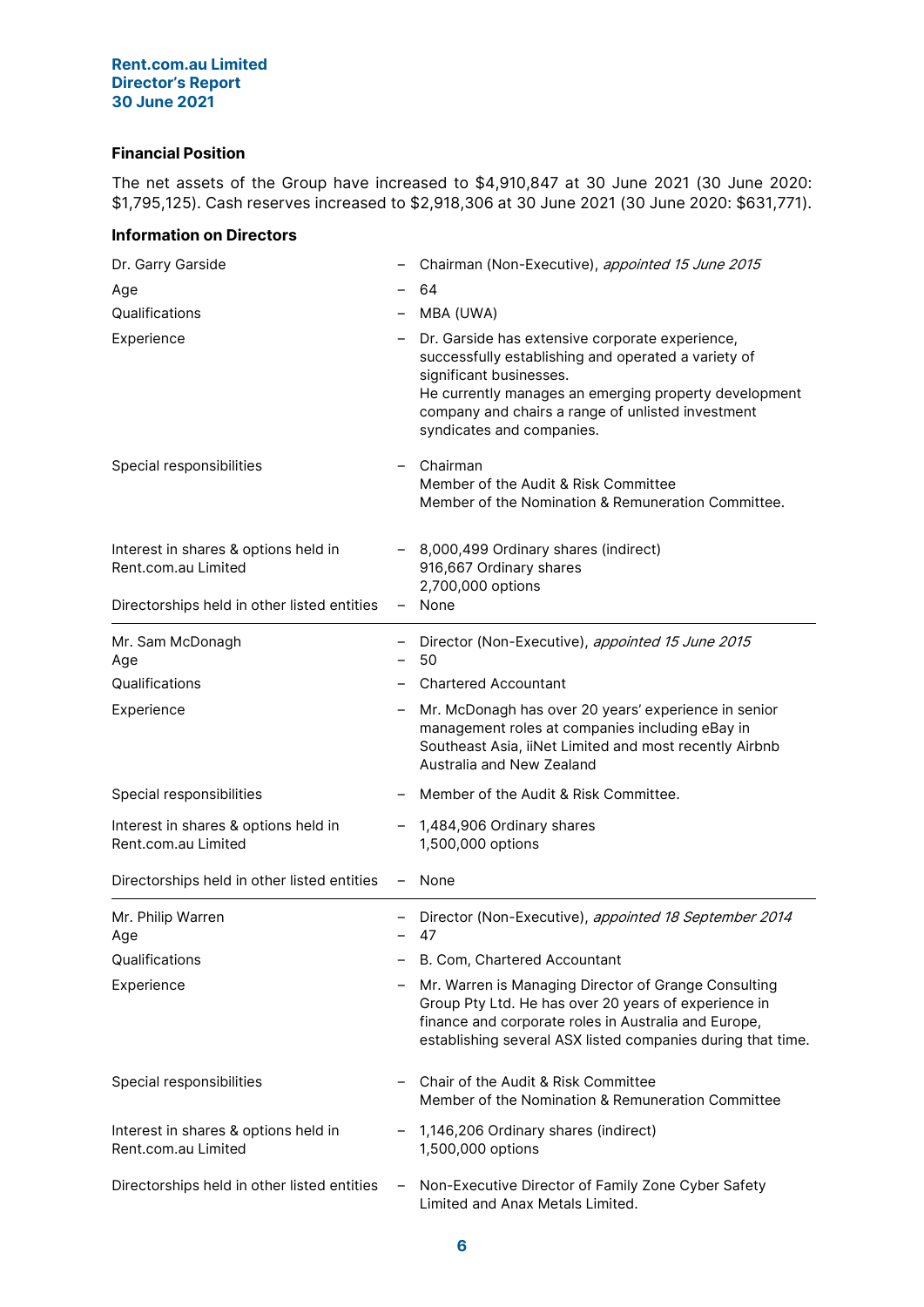### Financial Position

The net assets of the Group have increased to $4,910,847 at 30 June 2021 (30 June 2020: $1,795,125). Cash reserves increased to $2,918,306 at 30 June 2021 (30 June 2020: $631,771).

### Information on Directors

| | | |
|---|---|---|
| Dr. Garry Garside | – | Chairman (Non-Executive), *appointed 15 June 2015* |
| Age | – | 64 |
| Qualifications | – | MBA (UWA) |
| Experience | – | Dr. Garside has extensive corporate experience, successfully establishing and operated a variety of significant businesses.<br>He currently manages an emerging property development company and chairs a range of unlisted investment syndicates and companies. |
| Special responsibilities | – | Chairman<br>Member of the Audit & Risk Committee<br>Member of the Nomination & Remuneration Committee. |
| Interest in shares & options held in Rent.com.au Limited | – | 8,000,499 Ordinary shares (indirect)<br>916,667 Ordinary shares<br>2,700,000 options |
| Directorships held in other listed entities | – | None |

| | | |
|---|---|---|
| Mr. Sam McDonagh | – | Director (Non-Executive), *appointed 15 June 2015* |
| Age | – | 50 |
| Qualifications | – | Chartered Accountant |
| Experience | – | Mr. McDonagh has over 20 years' experience in senior management roles at companies including eBay in Southeast Asia, iiNet Limited and most recently Airbnb Australia and New Zealand |
| Special responsibilities | – | Member of the Audit & Risk Committee. |
| Interest in shares & options held in Rent.com.au Limited | – | 1,484,906 Ordinary shares<br>1,500,000 options |
| Directorships held in other listed entities | – | None |

| | | |
|---|---|---|
| Mr. Philip Warren | – | Director (Non-Executive), *appointed 18 September 2014* |
| Age | – | 47 |
| Qualifications | – | B. Com, Chartered Accountant |
| Experience | – | Mr. Warren is Managing Director of Grange Consulting Group Pty Ltd. He has over 20 years of experience in finance and corporate roles in Australia and Europe, establishing several ASX listed companies during that time. |
| Special responsibilities | – | Chair of the Audit & Risk Committee<br>Member of the Nomination & Remuneration Committee |
| Interest in shares & options held in Rent.com.au Limited | – | 1,146,206 Ordinary shares (indirect)<br>1,500,000 options |
| Directorships held in other listed entities | – | Non-Executive Director of Family Zone Cyber Safety Limited and Anax Metals Limited. |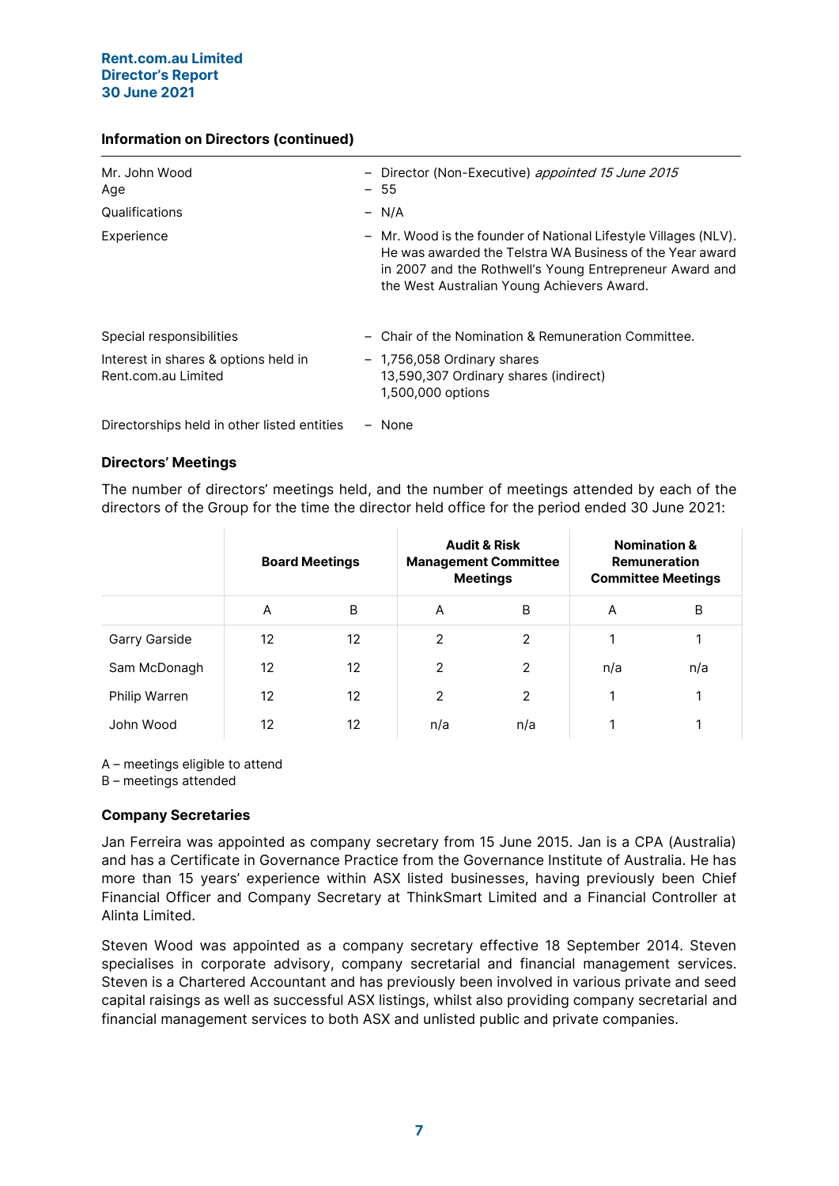### Information on Directors (continued)

| | |
|---|---|
| Mr. John Wood | – Director (Non-Executive) *appointed 15 June 2015* |
| Age | – 55 |
| Qualifications | – N/A |
| Experience | – Mr. Wood is the founder of National Lifestyle Villages (NLV). He was awarded the Telstra WA Business of the Year award in 2007 and the Rothwell's Young Entrepreneur Award and the West Australian Young Achievers Award. |
| Special responsibilities | – Chair of the Nomination & Remuneration Committee. |
| Interest in shares & options held in Rent.com.au Limited | – 1,756,058 Ordinary shares<br>13,590,307 Ordinary shares (indirect)<br>1,500,000 options |
| Directorships held in other listed entities | – None |

### Directors' Meetings

The number of directors' meetings held, and the number of meetings attended by each of the directors of the Group for the time the director held office for the period ended 30 June 2021:

| | Board Meetings | | Audit & Risk Management Committee Meetings | | Nomination & Remuneration Committee Meetings | |
|---|---|---|---|---|---|---|
| | A | B | A | B | A | B |
| Garry Garside | 12 | 12 | 2 | 2 | 1 | 1 |
| Sam McDonagh | 12 | 12 | 2 | 2 | n/a | n/a |
| Philip Warren | 12 | 12 | 2 | 2 | 1 | 1 |
| John Wood | 12 | 12 | n/a | n/a | 1 | 1 |

A – meetings eligible to attend
B – meetings attended

### Company Secretaries

Jan Ferreira was appointed as company secretary from 15 June 2015. Jan is a CPA (Australia) and has a Certificate in Governance Practice from the Governance Institute of Australia. He has more than 15 years' experience within ASX listed businesses, having previously been Chief Financial Officer and Company Secretary at ThinkSmart Limited and a Financial Controller at Alinta Limited.

Steven Wood was appointed as a company secretary effective 18 September 2014. Steven specialises in corporate advisory, company secretarial and financial management services. Steven is a Chartered Accountant and has previously been involved in various private and seed capital raisings as well as successful ASX listings, whilst also providing company secretarial and financial management services to both ASX and unlisted public and private companies.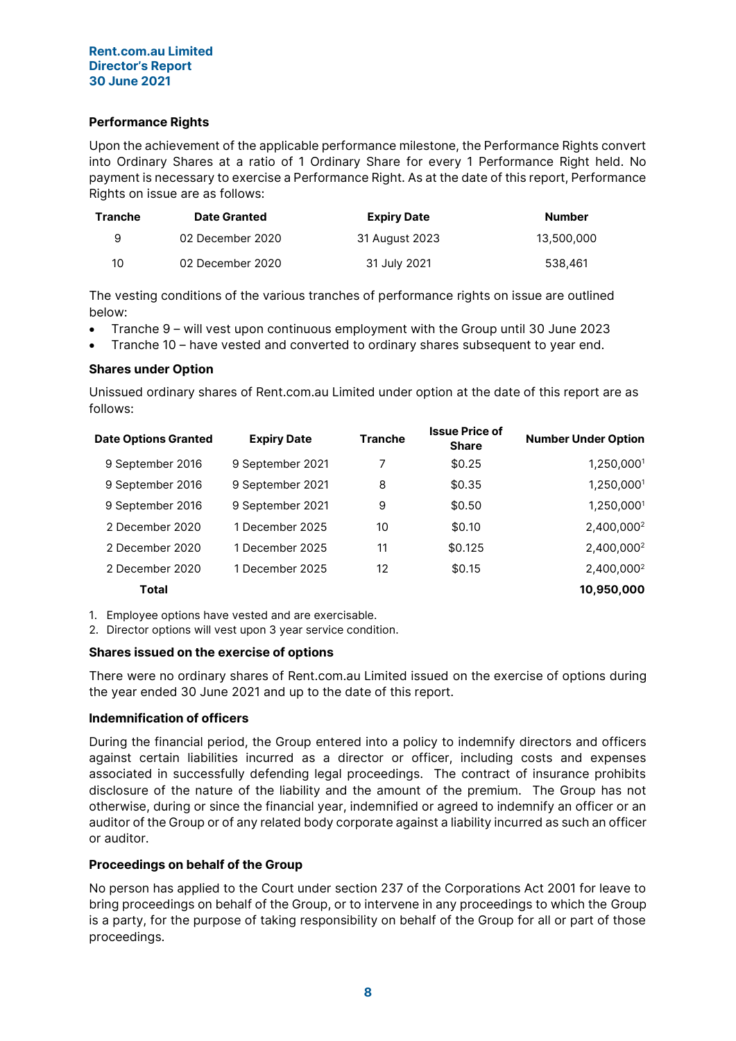### Performance Rights

Upon the achievement of the applicable performance milestone, the Performance Rights convert into Ordinary Shares at a ratio of 1 Ordinary Share for every 1 Performance Right held. No payment is necessary to exercise a Performance Right. As at the date of this report, Performance Rights on issue are as follows:

| Tranche | Date Granted | Expiry Date | Number |
|---|---|---|---|
| 9 | 02 December 2020 | 31 August 2023 | 13,500,000 |
| 10 | 02 December 2020 | 31 July 2021 | 538,461 |

The vesting conditions of the various tranches of performance rights on issue are outlined below:

- Tranche 9 – will vest upon continuous employment with the Group until 30 June 2023
- Tranche 10 – have vested and converted to ordinary shares subsequent to year end.

### Shares under Option

Unissued ordinary shares of Rent.com.au Limited under option at the date of this report are as follows:

| Date Options Granted | Expiry Date | Tranche | Issue Price of Share | Number Under Option |
|---|---|---|---|---|
| 9 September 2016 | 9 September 2021 | 7 | $0.25 | 1,250,000[1] |
| 9 September 2016 | 9 September 2021 | 8 | $0.35 | 1,250,000[1] |
| 9 September 2016 | 9 September 2021 | 9 | $0.50 | 1,250,000[1] |
| 2 December 2020 | 1 December 2025 | 10 | $0.10 | 2,400,000[2] |
| 2 December 2020 | 1 December 2025 | 11 | $0.125 | 2,400,000[2] |
| 2 December 2020 | 1 December 2025 | 12 | $0.15 | 2,400,000[2] |
| **Total** | | | | **10,950,000** |

1. Employee options have vested and are exercisable.
2. Director options will vest upon 3 year service condition.

### Shares issued on the exercise of options

There were no ordinary shares of Rent.com.au Limited issued on the exercise of options during the year ended 30 June 2021 and up to the date of this report.

### Indemnification of officers

During the financial period, the Group entered into a policy to indemnify directors and officers against certain liabilities incurred as a director or officer, including costs and expenses associated in successfully defending legal proceedings. The contract of insurance prohibits disclosure of the nature of the liability and the amount of the premium. The Group has not otherwise, during or since the financial year, indemnified or agreed to indemnify an officer or an auditor of the Group or of any related body corporate against a liability incurred as such an officer or auditor.

### Proceedings on behalf of the Group

No person has applied to the Court under section 237 of the Corporations Act 2001 for leave to bring proceedings on behalf of the Group, or to intervene in any proceedings to which the Group is a party, for the purpose of taking responsibility on behalf of the Group for all or part of those proceedings.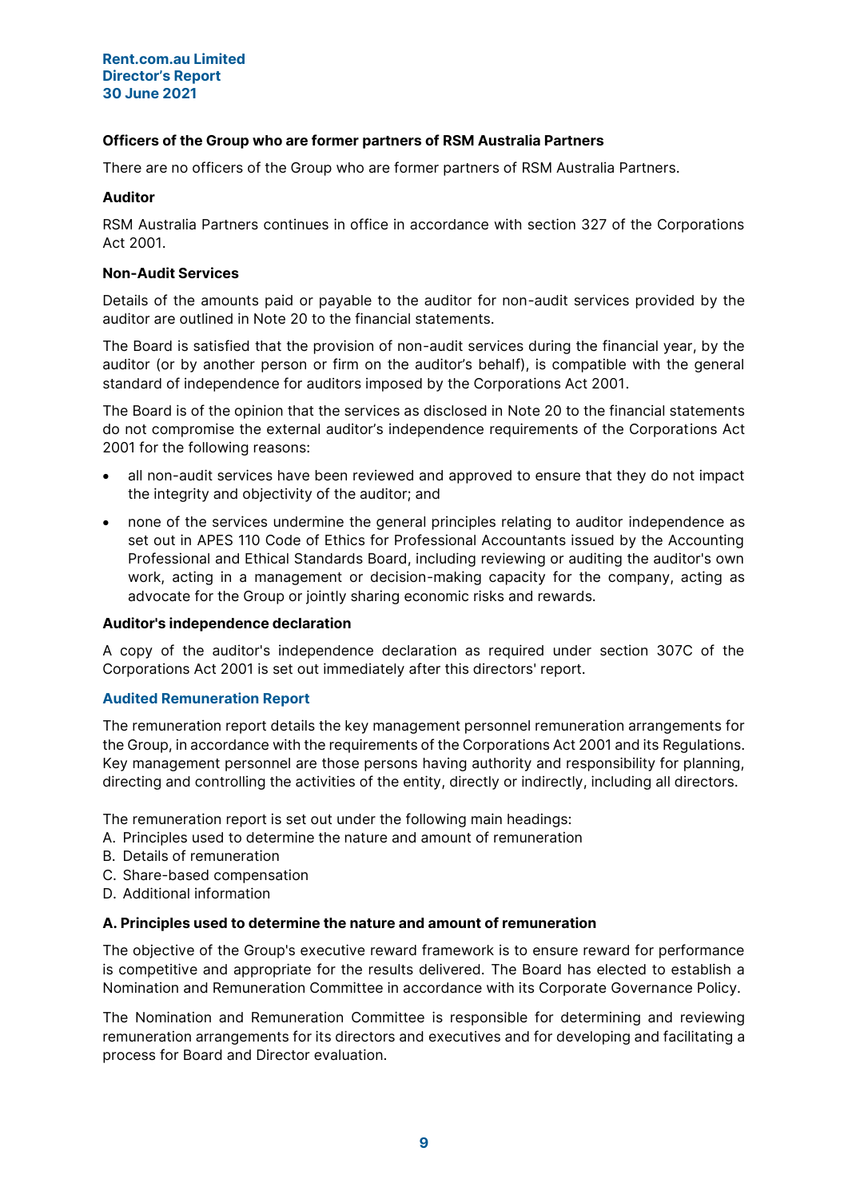**Officers of the Group who are former partners of RSM Australia Partners**

There are no officers of the Group who are former partners of RSM Australia Partners.

**Auditor**

RSM Australia Partners continues in office in accordance with section 327 of the Corporations Act 2001.

**Non-Audit Services**

Details of the amounts paid or payable to the auditor for non-audit services provided by the auditor are outlined in Note 20 to the financial statements.

The Board is satisfied that the provision of non-audit services during the financial year, by the auditor (or by another person or firm on the auditor's behalf), is compatible with the general standard of independence for auditors imposed by the Corporations Act 2001.

The Board is of the opinion that the services as disclosed in Note 20 to the financial statements do not compromise the external auditor's independence requirements of the Corporations Act 2001 for the following reasons:

- all non-audit services have been reviewed and approved to ensure that they do not impact the integrity and objectivity of the auditor; and
- none of the services undermine the general principles relating to auditor independence as set out in APES 110 Code of Ethics for Professional Accountants issued by the Accounting Professional and Ethical Standards Board, including reviewing or auditing the auditor's own work, acting in a management or decision-making capacity for the company, acting as advocate for the Group or jointly sharing economic risks and rewards.

**Auditor's independence declaration**

A copy of the auditor's independence declaration as required under section 307C of the Corporations Act 2001 is set out immediately after this directors' report.

## Audited Remuneration Report

The remuneration report details the key management personnel remuneration arrangements for the Group, in accordance with the requirements of the Corporations Act 2001 and its Regulations. Key management personnel are those persons having authority and responsibility for planning, directing and controlling the activities of the entity, directly or indirectly, including all directors.

The remuneration report is set out under the following main headings:

A. Principles used to determine the nature and amount of remuneration
B. Details of remuneration
C. Share-based compensation
D. Additional information

**A. Principles used to determine the nature and amount of remuneration**

The objective of the Group's executive reward framework is to ensure reward for performance is competitive and appropriate for the results delivered. The Board has elected to establish a Nomination and Remuneration Committee in accordance with its Corporate Governance Policy.

The Nomination and Remuneration Committee is responsible for determining and reviewing remuneration arrangements for its directors and executives and for developing and facilitating a process for Board and Director evaluation.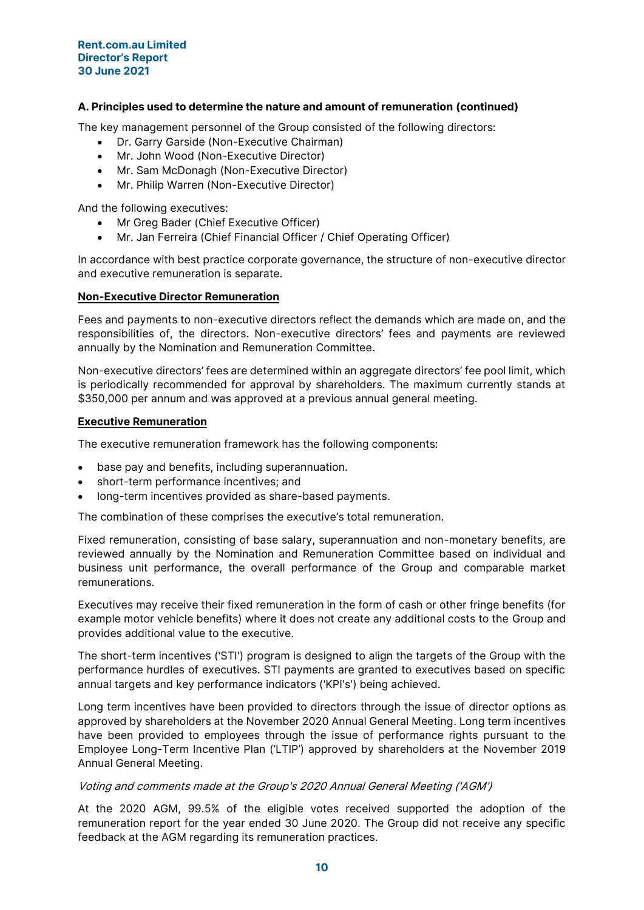### A. Principles used to determine the nature and amount of remuneration (continued)

The key management personnel of the Group consisted of the following directors:

- Dr. Garry Garside (Non-Executive Chairman)
- Mr. John Wood (Non-Executive Director)
- Mr. Sam McDonagh (Non-Executive Director)
- Mr. Philip Warren (Non-Executive Director)

And the following executives:

- Mr Greg Bader (Chief Executive Officer)
- Mr. Jan Ferreira (Chief Financial Officer / Chief Operating Officer)

In accordance with best practice corporate governance, the structure of non-executive director and executive remuneration is separate.

**Non-Executive Director Remuneration**

Fees and payments to non-executive directors reflect the demands which are made on, and the responsibilities of, the directors. Non-executive directors' fees and payments are reviewed annually by the Nomination and Remuneration Committee.

Non-executive directors' fees are determined within an aggregate directors' fee pool limit, which is periodically recommended for approval by shareholders. The maximum currently stands at $350,000 per annum and was approved at a previous annual general meeting.

**Executive Remuneration**

The executive remuneration framework has the following components:

- base pay and benefits, including superannuation.
- short-term performance incentives; and
- long-term incentives provided as share-based payments.

The combination of these comprises the executive's total remuneration.

Fixed remuneration, consisting of base salary, superannuation and non-monetary benefits, are reviewed annually by the Nomination and Remuneration Committee based on individual and business unit performance, the overall performance of the Group and comparable market remunerations.

Executives may receive their fixed remuneration in the form of cash or other fringe benefits (for example motor vehicle benefits) where it does not create any additional costs to the Group and provides additional value to the executive.

The short-term incentives ('STI') program is designed to align the targets of the Group with the performance hurdles of executives. STI payments are granted to executives based on specific annual targets and key performance indicators ('KPI's') being achieved.

Long term incentives have been provided to directors through the issue of director options as approved by shareholders at the November 2020 Annual General Meeting. Long term incentives have been provided to employees through the issue of performance rights pursuant to the Employee Long-Term Incentive Plan ('LTIP') approved by shareholders at the November 2019 Annual General Meeting.

*Voting and comments made at the Group's 2020 Annual General Meeting ('AGM')*

At the 2020 AGM, 99.5% of the eligible votes received supported the adoption of the remuneration report for the year ended 30 June 2020. The Group did not receive any specific feedback at the AGM regarding its remuneration practices.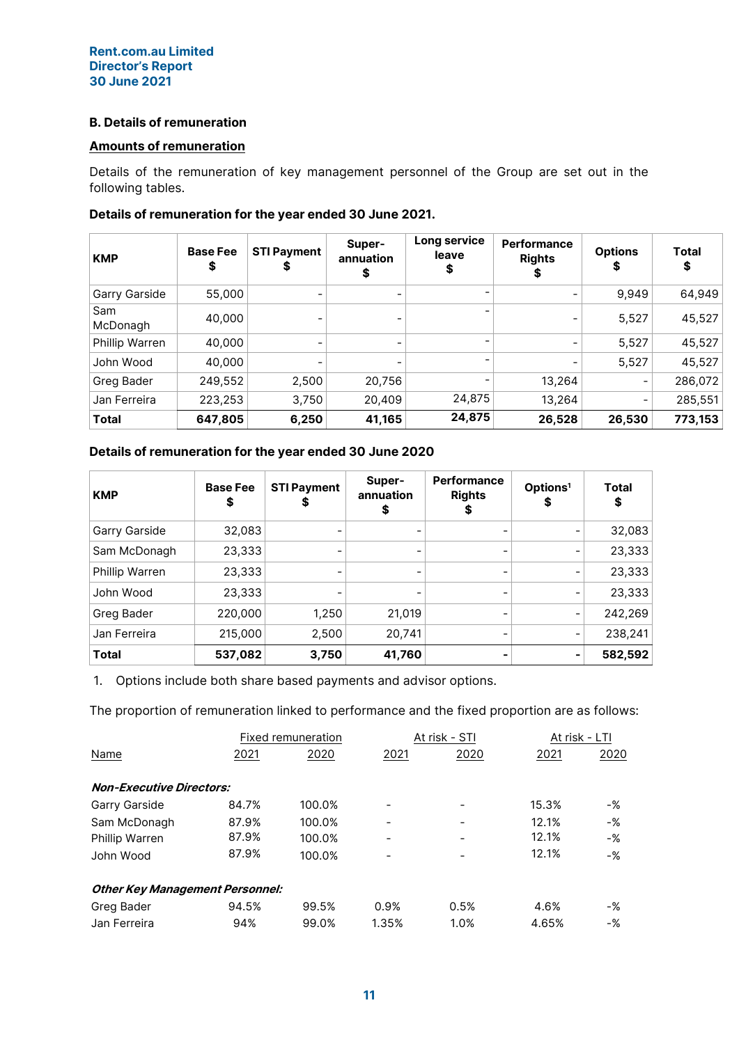## B. Details of remuneration

### Amounts of remuneration

Details of the remuneration of key management personnel of the Group are set out in the following tables.

**Details of remuneration for the year ended 30 June 2021.**

| KMP | Base Fee $ | STI Payment $ | Super-annuation $ | Long service leave $ | Performance Rights $ | Options $ | Total $ |
|---|---|---|---|---|---|---|---|
| Garry Garside | 55,000 | - | - | - | - | 9,949 | 64,949 |
| Sam McDonagh | 40,000 | - | - | - | - | 5,527 | 45,527 |
| Phillip Warren | 40,000 | - | - | - | - | 5,527 | 45,527 |
| John Wood | 40,000 | - | - | - | - | 5,527 | 45,527 |
| Greg Bader | 249,552 | 2,500 | 20,756 | - | 13,264 | - | 286,072 |
| Jan Ferreira | 223,253 | 3,750 | 20,409 | 24,875 | 13,264 | - | 285,551 |
| **Total** | **647,805** | **6,250** | **41,165** | **24,875** | **26,528** | **26,530** | **773,153** |

**Details of remuneration for the year ended 30 June 2020**

| KMP | Base Fee $ | STI Payment $ | Super-annuation $ | Performance Rights $ | Options[1] $ | Total $ |
|---|---|---|---|---|---|---|
| Garry Garside | 32,083 | - | - | - | - | 32,083 |
| Sam McDonagh | 23,333 | - | - | - | - | 23,333 |
| Phillip Warren | 23,333 | - | - | - | - | 23,333 |
| John Wood | 23,333 | - | - | - | - | 23,333 |
| Greg Bader | 220,000 | 1,250 | 21,019 | - | - | 242,269 |
| Jan Ferreira | 215,000 | 2,500 | 20,741 | - | - | 238,241 |
| **Total** | **537,082** | **3,750** | **41,760** | **-** | **-** | **582,592** |

1. Options include both share based payments and advisor options.

The proportion of remuneration linked to performance and the fixed proportion are as follows:

| Name | Fixed remuneration 2021 | Fixed remuneration 2020 | At risk - STI 2021 | At risk - STI 2020 | At risk - LTI 2021 | At risk - LTI 2020 |
|---|---|---|---|---|---|---|
| ***Non-Executive Directors:*** | | | | | | |
| Garry Garside | 84.7% | 100.0% | - | - | 15.3% | -% |
| Sam McDonagh | 87.9% | 100.0% | - | - | 12.1% | -% |
| Phillip Warren | 87.9% | 100.0% | - | - | 12.1% | -% |
| John Wood | 87.9% | 100.0% | - | - | 12.1% | -% |
| ***Other Key Management Personnel:*** | | | | | | |
| Greg Bader | 94.5% | 99.5% | 0.9% | 0.5% | 4.6% | -% |
| Jan Ferreira | 94% | 99.0% | 1.35% | 1.0% | 4.65% | -% |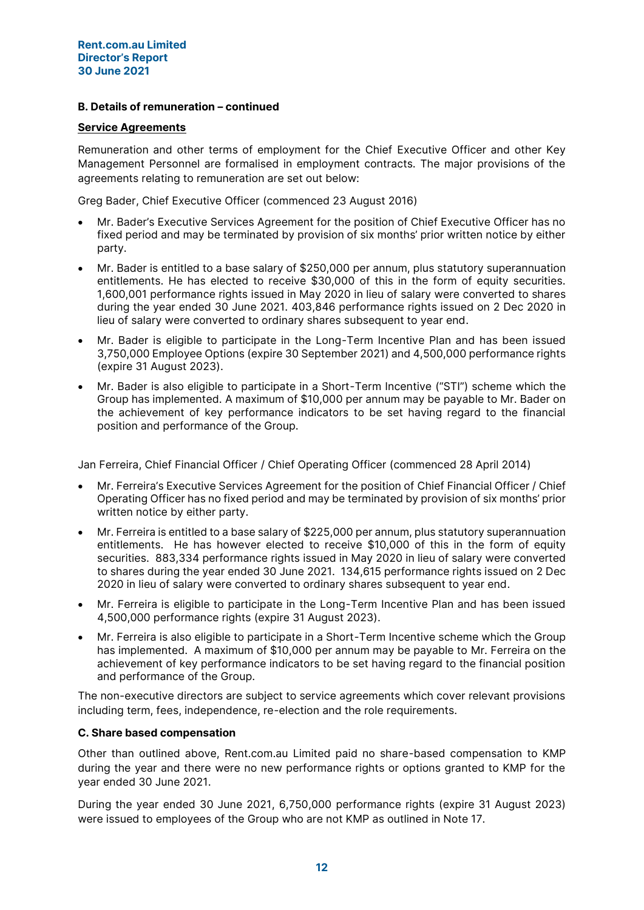### B. Details of remuneration – continued

**Service Agreements**

Remuneration and other terms of employment for the Chief Executive Officer and other Key Management Personnel are formalised in employment contracts. The major provisions of the agreements relating to remuneration are set out below:

Greg Bader, Chief Executive Officer (commenced 23 August 2016)

- Mr. Bader's Executive Services Agreement for the position of Chief Executive Officer has no fixed period and may be terminated by provision of six months' prior written notice by either party.
- Mr. Bader is entitled to a base salary of $250,000 per annum, plus statutory superannuation entitlements. He has elected to receive $30,000 of this in the form of equity securities. 1,600,001 performance rights issued in May 2020 in lieu of salary were converted to shares during the year ended 30 June 2021. 403,846 performance rights issued on 2 Dec 2020 in lieu of salary were converted to ordinary shares subsequent to year end.
- Mr. Bader is eligible to participate in the Long-Term Incentive Plan and has been issued 3,750,000 Employee Options (expire 30 September 2021) and 4,500,000 performance rights (expire 31 August 2023).
- Mr. Bader is also eligible to participate in a Short-Term Incentive ("STI") scheme which the Group has implemented. A maximum of $10,000 per annum may be payable to Mr. Bader on the achievement of key performance indicators to be set having regard to the financial position and performance of the Group.

Jan Ferreira, Chief Financial Officer / Chief Operating Officer (commenced 28 April 2014)

- Mr. Ferreira's Executive Services Agreement for the position of Chief Financial Officer / Chief Operating Officer has no fixed period and may be terminated by provision of six months' prior written notice by either party.
- Mr. Ferreira is entitled to a base salary of $225,000 per annum, plus statutory superannuation entitlements. He has however elected to receive $10,000 of this in the form of equity securities. 883,334 performance rights issued in May 2020 in lieu of salary were converted to shares during the year ended 30 June 2021. 134,615 performance rights issued on 2 Dec 2020 in lieu of salary were converted to ordinary shares subsequent to year end.
- Mr. Ferreira is eligible to participate in the Long-Term Incentive Plan and has been issued 4,500,000 performance rights (expire 31 August 2023).
- Mr. Ferreira is also eligible to participate in a Short-Term Incentive scheme which the Group has implemented. A maximum of $10,000 per annum may be payable to Mr. Ferreira on the achievement of key performance indicators to be set having regard to the financial position and performance of the Group.

The non-executive directors are subject to service agreements which cover relevant provisions including term, fees, independence, re-election and the role requirements.

### C. Share based compensation

Other than outlined above, Rent.com.au Limited paid no share-based compensation to KMP during the year and there were no new performance rights or options granted to KMP for the year ended 30 June 2021.

During the year ended 30 June 2021, 6,750,000 performance rights (expire 31 August 2023) were issued to employees of the Group who are not KMP as outlined in Note 17.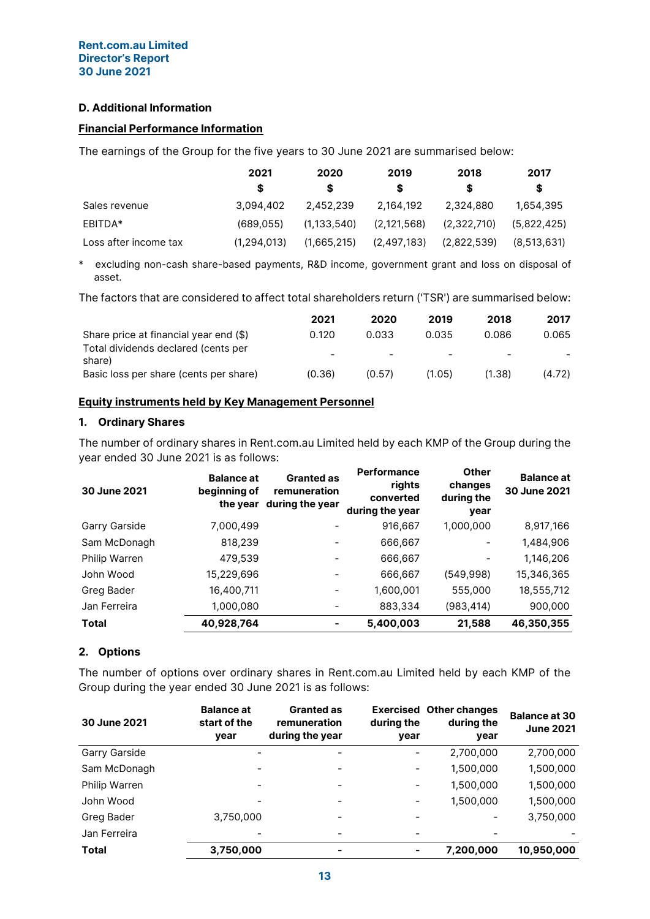### D. Additional Information

#### Financial Performance Information

The earnings of the Group for the five years to 30 June 2021 are summarised below:

| | 2021<br>$ | 2020<br>$ | 2019<br>$ | 2018<br>$ | 2017<br>$ |
|---|---|---|---|---|---|
| Sales revenue | 3,094,402 | 2,452,239 | 2,164,192 | 2,324,880 | 1,654,395 |
| EBITDA* | (689,055) | (1,133,540) | (2,121,568) | (2,322,710) | (5,822,425) |
| Loss after income tax | (1,294,013) | (1,665,215) | (2,497,183) | (2,822,539) | (8,513,631) |

\* excluding non-cash share-based payments, R&D income, government grant and loss on disposal of asset.

The factors that are considered to affect total shareholders return ('TSR') are summarised below:

| | 2021 | 2020 | 2019 | 2018 | 2017 |
|---|---|---|---|---|---|
| Share price at financial year end ($) | 0.120 | 0.033 | 0.035 | 0.086 | 0.065 |
| Total dividends declared (cents per share) | - | - | - | - | - |
| Basic loss per share (cents per share) | (0.36) | (0.57) | (1.05) | (1.38) | (4.72) |

#### Equity instruments held by Key Management Personnel

**1. Ordinary Shares**

The number of ordinary shares in Rent.com.au Limited held by each KMP of the Group during the year ended 30 June 2021 is as follows:

| 30 June 2021 | Balance at beginning of the year | Granted as remuneration during the year | Performance rights converted during the year | Other changes during the year | Balance at 30 June 2021 |
|---|---|---|---|---|---|
| Garry Garside | 7,000,499 | - | 916,667 | 1,000,000 | 8,917,166 |
| Sam McDonagh | 818,239 | - | 666,667 | - | 1,484,906 |
| Philip Warren | 479,539 | - | 666,667 | - | 1,146,206 |
| John Wood | 15,229,696 | - | 666,667 | (549,998) | 15,346,365 |
| Greg Bader | 16,400,711 | - | 1,600,001 | 555,000 | 18,555,712 |
| Jan Ferreira | 1,000,080 | - | 883,334 | (983,414) | 900,000 |
| **Total** | **40,928,764** | **-** | **5,400,003** | **21,588** | **46,350,355** |

**2. Options**

The number of options over ordinary shares in Rent.com.au Limited held by each KMP of the Group during the year ended 30 June 2021 is as follows:

| 30 June 2021 | Balance at start of the year | Granted as remuneration during the year | Exercised during the year | Other changes during the year | Balance at 30 June 2021 |
|---|---|---|---|---|---|
| Garry Garside | - | - | - | 2,700,000 | 2,700,000 |
| Sam McDonagh | - | - | - | 1,500,000 | 1,500,000 |
| Philip Warren | - | - | - | 1,500,000 | 1,500,000 |
| John Wood | - | - | - | 1,500,000 | 1,500,000 |
| Greg Bader | 3,750,000 | - | - | - | 3,750,000 |
| Jan Ferreira | - | - | - | - | - |
| **Total** | **3,750,000** | **-** | **-** | **7,200,000** | **10,950,000** |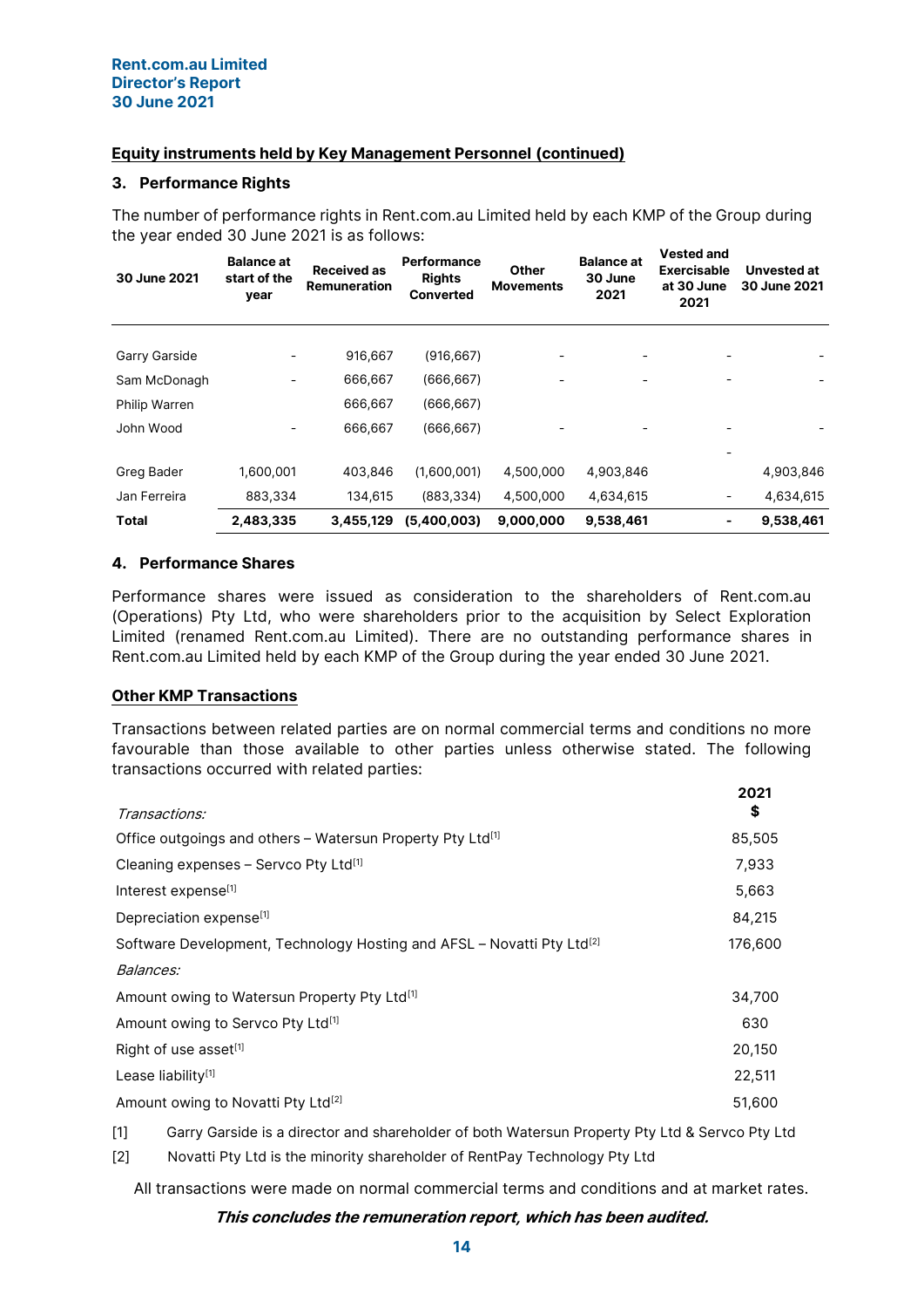## Equity instruments held by Key Management Personnel (continued)

### 3. Performance Rights

The number of performance rights in Rent.com.au Limited held by each KMP of the Group during the year ended 30 June 2021 is as follows:

| 30 June 2021 | Balance at start of the year | Received as Remuneration | Performance Rights Converted | Other Movements | Balance at 30 June 2021 | Vested and Exercisable at 30 June 2021 | Unvested at 30 June 2021 |
|---|---|---|---|---|---|---|---|
| Garry Garside | - | 916,667 | (916,667) | - | - | - | - |
| Sam McDonagh | - | 666,667 | (666,667) | - | - | - | - |
| Philip Warren | | 666,667 | (666,667) | | | | |
| John Wood | - | 666,667 | (666,667) | - | - | - | - |
| | | | | | | - | |
| Greg Bader | 1,600,001 | 403,846 | (1,600,001) | 4,500,000 | 4,903,846 | | 4,903,846 |
| Jan Ferreira | 883,334 | 134,615 | (883,334) | 4,500,000 | 4,634,615 | - | 4,634,615 |
| **Total** | **2,483,335** | **3,455,129** | **(5,400,003)** | **9,000,000** | **9,538,461** | **-** | **9,538,461** |

### 4. Performance Shares

Performance shares were issued as consideration to the shareholders of Rent.com.au (Operations) Pty Ltd, who were shareholders prior to the acquisition by Select Exploration Limited (renamed Rent.com.au Limited). There are no outstanding performance shares in Rent.com.au Limited held by each KMP of the Group during the year ended 30 June 2021.

## Other KMP Transactions

Transactions between related parties are on normal commercial terms and conditions no more favourable than those available to other parties unless otherwise stated. The following transactions occurred with related parties:

| *Transactions:* | 2021 $ |
|---|---|
| Office outgoings and others – Watersun Property Pty Ltd[1] | 85,505 |
| Cleaning expenses – Servco Pty Ltd[1] | 7,933 |
| Interest expense[1] | 5,663 |
| Depreciation expense[1] | 84,215 |
| Software Development, Technology Hosting and AFSL – Novatti Pty Ltd[2] | 176,600 |
| *Balances:* | |
| Amount owing to Watersun Property Pty Ltd[1] | 34,700 |
| Amount owing to Servco Pty Ltd[1] | 630 |
| Right of use asset[1] | 20,150 |
| Lease liability[1] | 22,511 |
| Amount owing to Novatti Pty Ltd[2] | 51,600 |

[1] Garry Garside is a director and shareholder of both Watersun Property Pty Ltd & Servco Pty Ltd

[2] Novatti Pty Ltd is the minority shareholder of RentPay Technology Pty Ltd

All transactions were made on normal commercial terms and conditions and at market rates.

***This concludes the remuneration report, which has been audited.***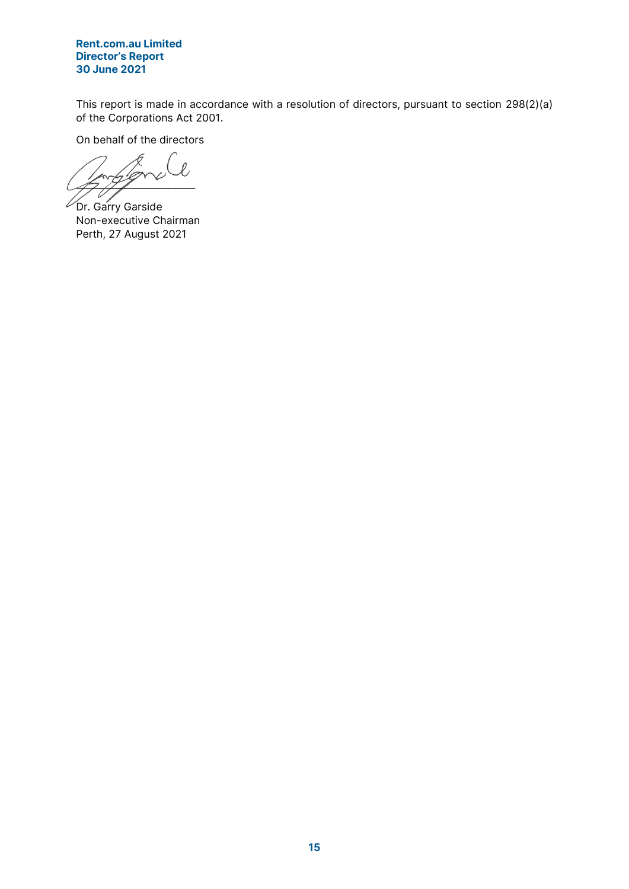This report is made in accordance with a resolution of directors, pursuant to section 298(2)(a) of the Corporations Act 2001.

On behalf of the directors

Dr. Garry Garside
Non-executive Chairman
Perth, 27 August 2021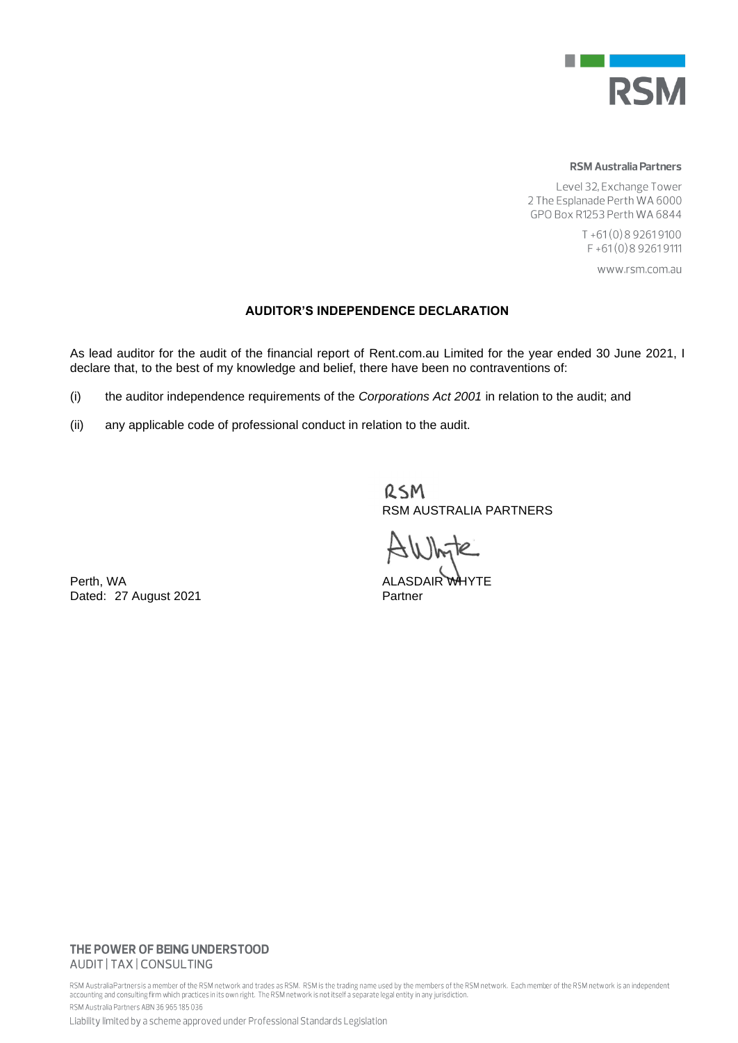**RSM Australia Partners**

Level 32, Exchange Tower
2 The Esplanade Perth WA 6000
GPO Box R1253 Perth WA 6844

T +61 (0) 8 9261 9100
F +61 (0) 8 9261 9111

www.rsm.com.au

## AUDITOR'S INDEPENDENCE DECLARATION

As lead auditor for the audit of the financial report of Rent.com.au Limited for the year ended 30 June 2021, I declare that, to the best of my knowledge and belief, there have been no contraventions of:

(i) the auditor independence requirements of the *Corporations Act 2001* in relation to the audit; and

(ii) any applicable code of professional conduct in relation to the audit.

RSM
RSM AUSTRALIA PARTNERS

ALASDAIR WHYTE
Partner

Perth, WA
Dated: 27 August 2021

**THE POWER OF BEING UNDERSTOOD**
AUDIT | TAX | CONSULTING

RSM Australia Partners is a member of the RSM network and trades as RSM. RSM is the trading name used by the members of the RSM network. Each member of the RSM network is an independent accounting and consulting firm which practices in its own right. The RSM network is not itself a separate legal entity in any jurisdiction.

RSM Australia Partners ABN 36 965 185 036

Liability limited by a scheme approved under Professional Standards Legislation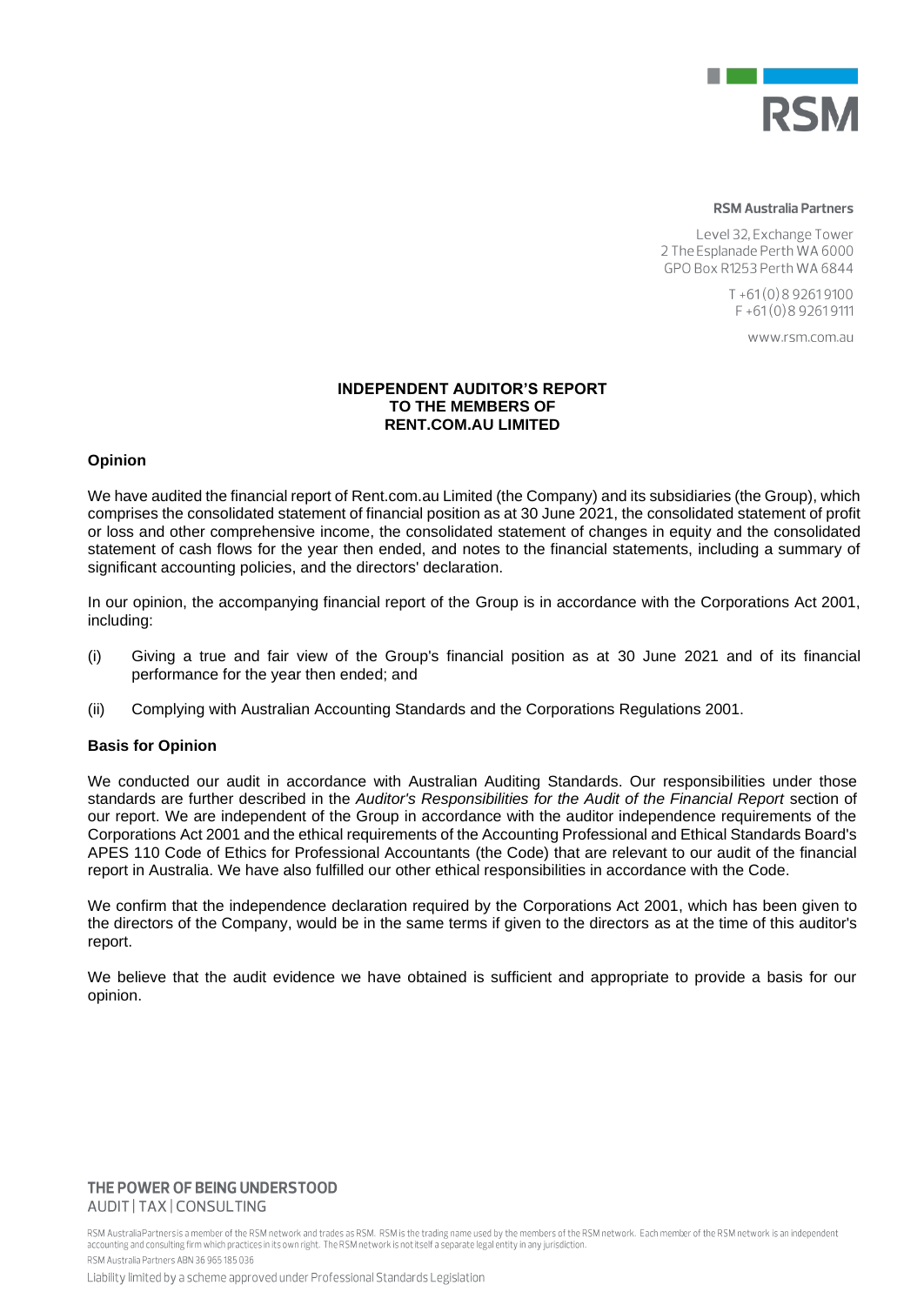**RSM Australia Partners**

Level 32, Exchange Tower
2 The Esplanade Perth WA 6000
GPO Box R1253 Perth WA 6844

T +61 (0) 8 9261 9100
F +61 (0) 8 9261 9111

www.rsm.com.au

# INDEPENDENT AUDITOR'S REPORT TO THE MEMBERS OF RENT.COM.AU LIMITED

## Opinion

We have audited the financial report of Rent.com.au Limited (the Company) and its subsidiaries (the Group), which comprises the consolidated statement of financial position as at 30 June 2021, the consolidated statement of profit or loss and other comprehensive income, the consolidated statement of changes in equity and the consolidated statement of cash flows for the year then ended, and notes to the financial statements, including a summary of significant accounting policies, and the directors' declaration.

In our opinion, the accompanying financial report of the Group is in accordance with the Corporations Act 2001, including:

(i) Giving a true and fair view of the Group's financial position as at 30 June 2021 and of its financial performance for the year then ended; and

(ii) Complying with Australian Accounting Standards and the Corporations Regulations 2001.

## Basis for Opinion

We conducted our audit in accordance with Australian Auditing Standards. Our responsibilities under those standards are further described in the *Auditor's Responsibilities for the Audit of the Financial Report* section of our report. We are independent of the Group in accordance with the auditor independence requirements of the Corporations Act 2001 and the ethical requirements of the Accounting Professional and Ethical Standards Board's APES 110 Code of Ethics for Professional Accountants (the Code) that are relevant to our audit of the financial report in Australia. We have also fulfilled our other ethical responsibilities in accordance with the Code.

We confirm that the independence declaration required by the Corporations Act 2001, which has been given to the directors of the Company, would be in the same terms if given to the directors as at the time of this auditor's report.

We believe that the audit evidence we have obtained is sufficient and appropriate to provide a basis for our opinion.

THE POWER OF BEING UNDERSTOOD
AUDIT | TAX | CONSULTING

RSM Australia Partners is a member of the RSM network and trades as RSM. RSM is the trading name used by the members of the RSM network. Each member of the RSM network is an independent accounting and consulting firm which practices in its own right. The RSM network is not itself a separate legal entity in any jurisdiction.

RSM Australia Partners ABN 36 965 185 036

Liability limited by a scheme approved under Professional Standards Legislation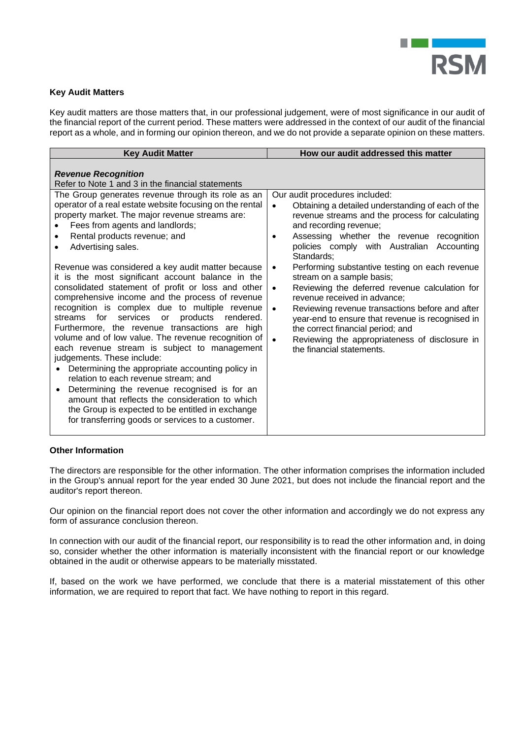### Key Audit Matters

Key audit matters are those matters that, in our professional judgement, were of most significance in our audit of the financial report of the current period. These matters were addressed in the context of our audit of the financial report as a whole, and in forming our opinion thereon, and we do not provide a separate opinion on these matters.

| Key Audit Matter | How our audit addressed this matter |
|---|---|
| ***Revenue Recognition***<br>Refer to Note 1 and 3 in the financial statements | |
| The Group generates revenue through its role as an operator of a real estate website focusing on the rental property market. The major revenue streams are:<br>• Fees from agents and landlords;<br>• Rental products revenue; and<br>• Advertising sales.<br><br>Revenue was considered a key audit matter because it is the most significant account balance in the consolidated statement of profit or loss and other comprehensive income and the process of revenue recognition is complex due to multiple revenue streams for services or products rendered. Furthermore, the revenue transactions are high volume and of low value. The revenue recognition of each revenue stream is subject to management judgements. These include:<br>• Determining the appropriate accounting policy in relation to each revenue stream; and<br>• Determining the revenue recognised is for an amount that reflects the consideration to which the Group is expected to be entitled in exchange for transferring goods or services to a customer. | Our audit procedures included:<br>• Obtaining a detailed understanding of each of the revenue streams and the process for calculating and recording revenue;<br>• Assessing whether the revenue recognition policies comply with Australian Accounting Standards;<br>• Performing substantive testing on each revenue stream on a sample basis;<br>• Reviewing the deferred revenue calculation for revenue received in advance;<br>• Reviewing revenue transactions before and after year-end to ensure that revenue is recognised in the correct financial period; and<br>• Reviewing the appropriateness of disclosure in the financial statements. |

### Other Information

The directors are responsible for the other information. The other information comprises the information included in the Group's annual report for the year ended 30 June 2021, but does not include the financial report and the auditor's report thereon.

Our opinion on the financial report does not cover the other information and accordingly we do not express any form of assurance conclusion thereon.

In connection with our audit of the financial report, our responsibility is to read the other information and, in doing so, consider whether the other information is materially inconsistent with the financial report or our knowledge obtained in the audit or otherwise appears to be materially misstated.

If, based on the work we have performed, we conclude that there is a material misstatement of this other information, we are required to report that fact. We have nothing to report in this regard.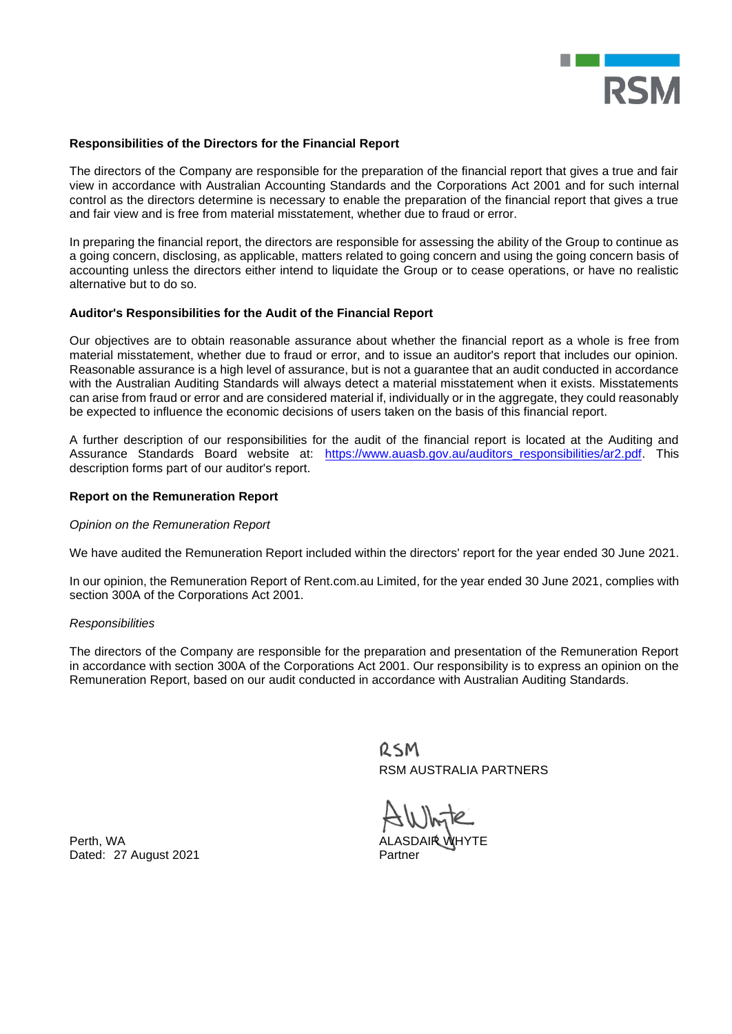**Responsibilities of the Directors for the Financial Report**

The directors of the Company are responsible for the preparation of the financial report that gives a true and fair view in accordance with Australian Accounting Standards and the Corporations Act 2001 and for such internal control as the directors determine is necessary to enable the preparation of the financial report that gives a true and fair view and is free from material misstatement, whether due to fraud or error.

In preparing the financial report, the directors are responsible for assessing the ability of the Group to continue as a going concern, disclosing, as applicable, matters related to going concern and using the going concern basis of accounting unless the directors either intend to liquidate the Group or to cease operations, or have no realistic alternative but to do so.

**Auditor's Responsibilities for the Audit of the Financial Report**

Our objectives are to obtain reasonable assurance about whether the financial report as a whole is free from material misstatement, whether due to fraud or error, and to issue an auditor's report that includes our opinion. Reasonable assurance is a high level of assurance, but is not a guarantee that an audit conducted in accordance with the Australian Auditing Standards will always detect a material misstatement when it exists. Misstatements can arise from fraud or error and are considered material if, individually or in the aggregate, they could reasonably be expected to influence the economic decisions of users taken on the basis of this financial report.

A further description of our responsibilities for the audit of the financial report is located at the Auditing and Assurance Standards Board website at: https://www.auasb.gov.au/auditors_responsibilities/ar2.pdf. This description forms part of our auditor's report.

**Report on the Remuneration Report**

*Opinion on the Remuneration Report*

We have audited the Remuneration Report included within the directors' report for the year ended 30 June 2021.

In our opinion, the Remuneration Report of Rent.com.au Limited, for the year ended 30 June 2021, complies with section 300A of the Corporations Act 2001.

*Responsibilities*

The directors of the Company are responsible for the preparation and presentation of the Remuneration Report in accordance with section 300A of the Corporations Act 2001. Our responsibility is to express an opinion on the Remuneration Report, based on our audit conducted in accordance with Australian Auditing Standards.

RSM
RSM AUSTRALIA PARTNERS

ALASDAIR WHYTE
Partner

Perth, WA
Dated: 27 August 2021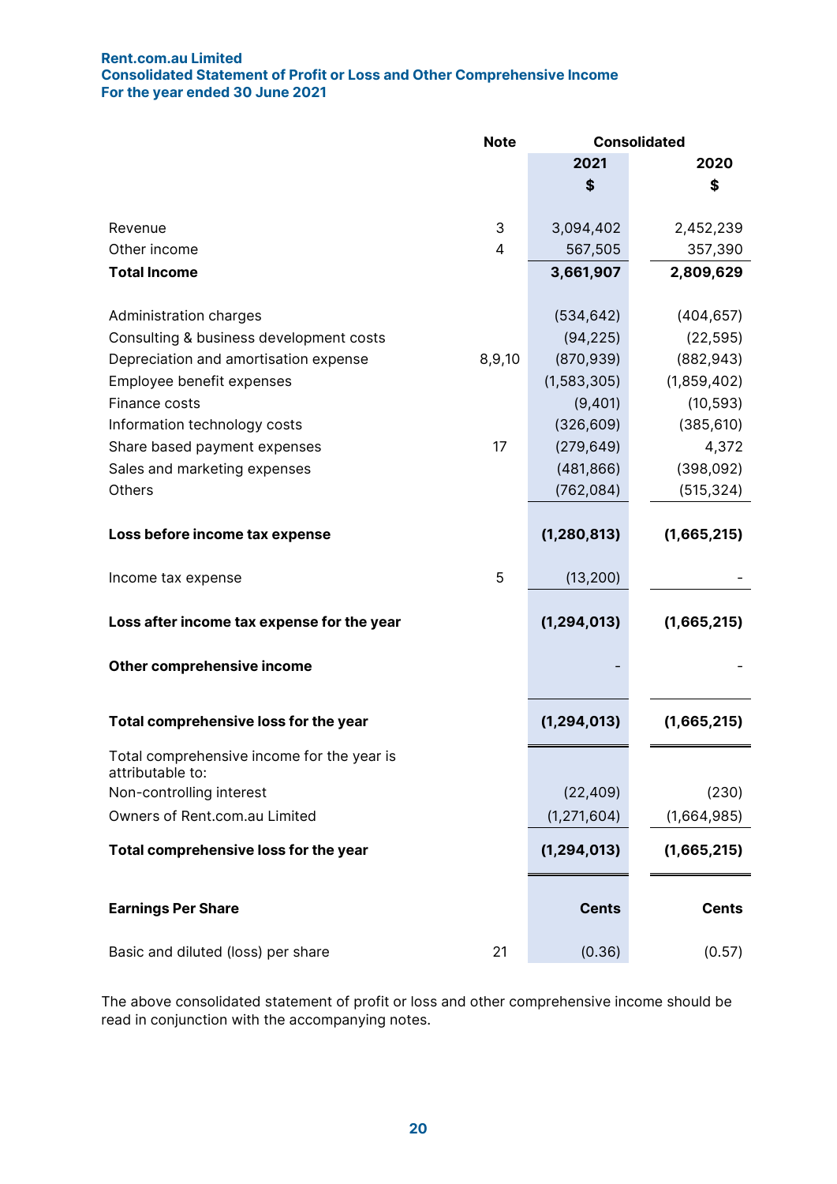**Rent.com.au Limited**
**Consolidated Statement of Profit or Loss and Other Comprehensive Income**
**For the year ended 30 June 2021**

| | Note | Consolidated | |
|---|---|---|---|
| | | **2021** | **2020** |
| | | **$** | **$** |
| Revenue | 3 | 3,094,402 | 2,452,239 |
| Other income | 4 | 567,505 | 357,390 |
| **Total Income** | | **3,661,907** | **2,809,629** |
| | | | |
| Administration charges | | (534,642) | (404,657) |
| Consulting & business development costs | | (94,225) | (22,595) |
| Depreciation and amortisation expense | 8,9,10 | (870,939) | (882,943) |
| Employee benefit expenses | | (1,583,305) | (1,859,402) |
| Finance costs | | (9,401) | (10,593) |
| Information technology costs | | (326,609) | (385,610) |
| Share based payment expenses | 17 | (279,649) | 4,372 |
| Sales and marketing expenses | | (481,866) | (398,092) |
| Others | | (762,084) | (515,324) |
| | | | |
| **Loss before income tax expense** | | **(1,280,813)** | **(1,665,215)** |
| | | | |
| Income tax expense | 5 | (13,200) | - |
| | | | |
| **Loss after income tax expense for the year** | | **(1,294,013)** | **(1,665,215)** |
| | | | |
| **Other comprehensive income** | | - | - |
| | | | |
| **Total comprehensive loss for the year** | | **(1,294,013)** | **(1,665,215)** |
| | | | |
| Total comprehensive income for the year is attributable to: | | | |
| Non-controlling interest | | (22,409) | (230) |
| Owners of Rent.com.au Limited | | (1,271,604) | (1,664,985) |
| **Total comprehensive loss for the year** | | **(1,294,013)** | **(1,665,215)** |
| | | | |
| **Earnings Per Share** | | **Cents** | **Cents** |
| | | | |
| Basic and diluted (loss) per share | 21 | (0.36) | (0.57) |

The above consolidated statement of profit or loss and other comprehensive income should be read in conjunction with the accompanying notes.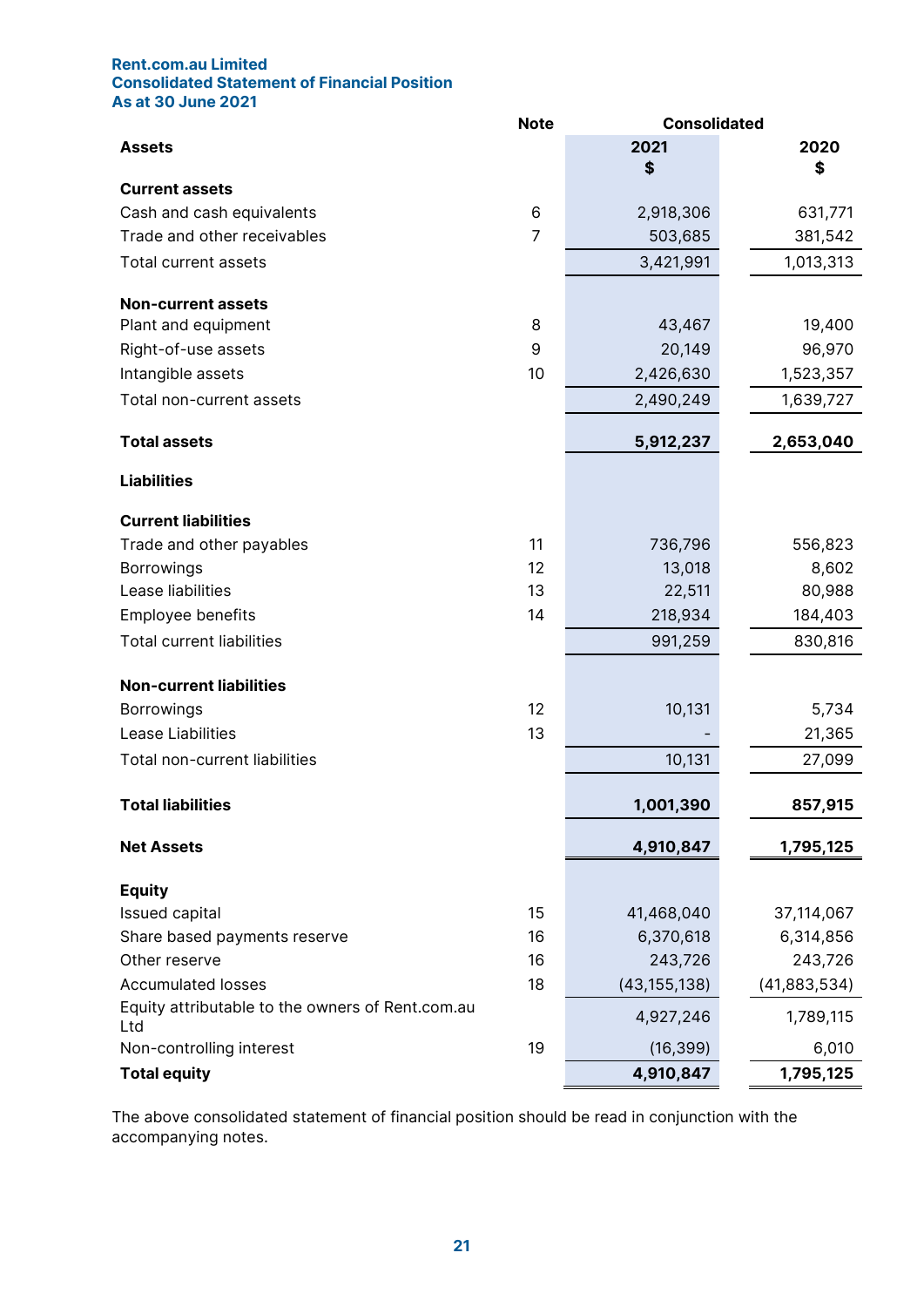**Rent.com.au Limited**
**Consolidated Statement of Financial Position**
**As at 30 June 2021**

| | Note | Consolidated | |
|---|---|---|---|
| **Assets** | | **2021** **$** | **2020** **$** |
| **Current assets** | | | |
| Cash and cash equivalents | 6 | 2,918,306 | 631,771 |
| Trade and other receivables | 7 | 503,685 | 381,542 |
| Total current assets | | 3,421,991 | 1,013,313 |
| **Non-current assets** | | | |
| Plant and equipment | 8 | 43,467 | 19,400 |
| Right-of-use assets | 9 | 20,149 | 96,970 |
| Intangible assets | 10 | 2,426,630 | 1,523,357 |
| Total non-current assets | | 2,490,249 | 1,639,727 |
| **Total assets** | | **5,912,237** | **2,653,040** |
| **Liabilities** | | | |
| **Current liabilities** | | | |
| Trade and other payables | 11 | 736,796 | 556,823 |
| Borrowings | 12 | 13,018 | 8,602 |
| Lease liabilities | 13 | 22,511 | 80,988 |
| Employee benefits | 14 | 218,934 | 184,403 |
| Total current liabilities | | 991,259 | 830,816 |
| **Non-current liabilities** | | | |
| Borrowings | 12 | 10,131 | 5,734 |
| Lease Liabilities | 13 | - | 21,365 |
| Total non-current liabilities | | 10,131 | 27,099 |
| **Total liabilities** | | **1,001,390** | **857,915** |
| **Net Assets** | | **4,910,847** | **1,795,125** |
| **Equity** | | | |
| Issued capital | 15 | 41,468,040 | 37,114,067 |
| Share based payments reserve | 16 | 6,370,618 | 6,314,856 |
| Other reserve | 16 | 243,726 | 243,726 |
| Accumulated losses | 18 | (43,155,138) | (41,883,534) |
| Equity attributable to the owners of Rent.com.au Ltd | | 4,927,246 | 1,789,115 |
| Non-controlling interest | 19 | (16,399) | 6,010 |
| **Total equity** | | **4,910,847** | **1,795,125** |

The above consolidated statement of financial position should be read in conjunction with the accompanying notes.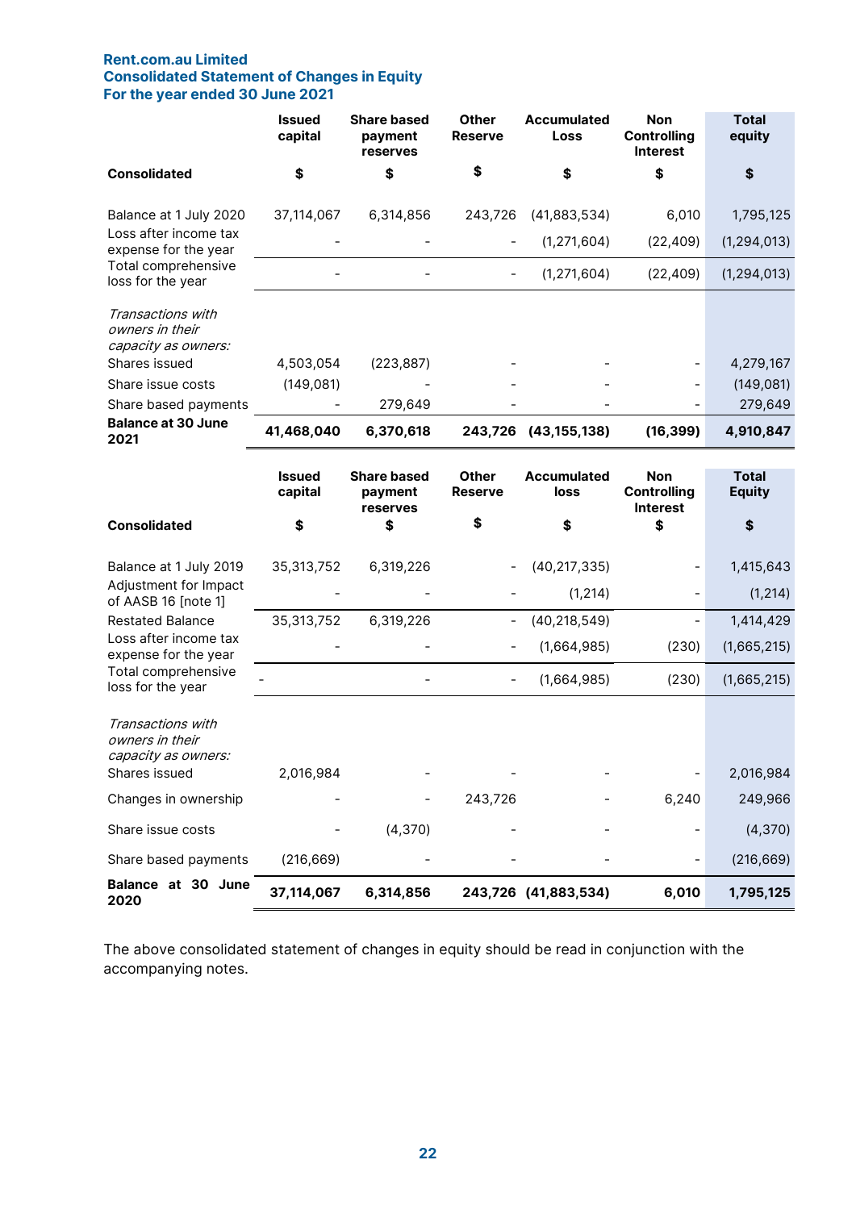**Rent.com.au Limited**
**Consolidated Statement of Changes in Equity**
**For the year ended 30 June 2021**

| Consolidated | Issued capital $ | Share based payment reserves $ | Other Reserve $ | Accumulated Loss $ | Non Controlling Interest $ | Total equity $ |
|---|---|---|---|---|---|---|
| Balance at 1 July 2020 | 37,114,067 | 6,314,856 | 243,726 | (41,883,534) | 6,010 | 1,795,125 |
| Loss after income tax expense for the year | - | - | - | (1,271,604) | (22,409) | (1,294,013) |
| Total comprehensive loss for the year | - | - | - | (1,271,604) | (22,409) | (1,294,013) |
| *Transactions with owners in their capacity as owners:* | | | | | | |
| Shares issued | 4,503,054 | (223,887) | - | - | - | 4,279,167 |
| Share issue costs | (149,081) | - | - | - | - | (149,081) |
| Share based payments | - | 279,649 | - | - | - | 279,649 |
| **Balance at 30 June 2021** | **41,468,040** | **6,370,618** | **243,726** | **(43,155,138)** | **(16,399)** | **4,910,847** |

| Consolidated | Issued capital $ | Share based payment reserves $ | Other Reserve $ | Accumulated loss $ | Non Controlling Interest $ | Total Equity $ |
|---|---|---|---|---|---|---|
| Balance at 1 July 2019 | 35,313,752 | 6,319,226 | - | (40,217,335) | - | 1,415,643 |
| Adjustment for Impact of AASB 16 [note 1] | - | - | - | (1,214) | - | (1,214) |
| Restated Balance | 35,313,752 | 6,319,226 | - | (40,218,549) | - | 1,414,429 |
| Loss after income tax expense for the year | - | - | - | (1,664,985) | (230) | (1,665,215) |
| Total comprehensive loss for the year | - | - | - | (1,664,985) | (230) | (1,665,215) |
| *Transactions with owners in their capacity as owners:* | | | | | | |
| Shares issued | 2,016,984 | - | - | - | - | 2,016,984 |
| Changes in ownership | - | - | 243,726 | - | 6,240 | 249,966 |
| Share issue costs | - | (4,370) | - | - | - | (4,370) |
| Share based payments | (216,669) | - | - | - | - | (216,669) |
| **Balance at 30 June 2020** | **37,114,067** | **6,314,856** | **243,726** | **(41,883,534)** | **6,010** | **1,795,125** |

The above consolidated statement of changes in equity should be read in conjunction with the accompanying notes.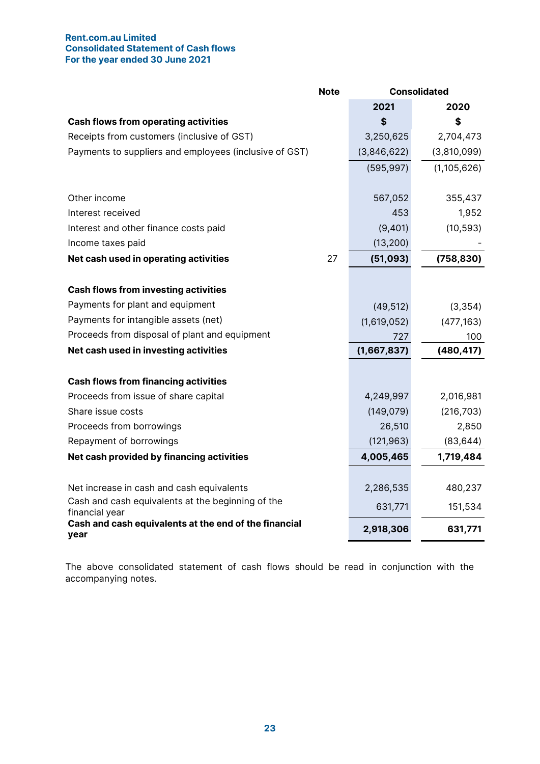**Rent.com.au Limited**
**Consolidated Statement of Cash flows**
**For the year ended 30 June 2021**

| | Note | Consolidated 2021 | 2020 |
|---|---|---|---|
| **Cash flows from operating activities** | | **$** | **$** |
| Receipts from customers (inclusive of GST) | | 3,250,625 | 2,704,473 |
| Payments to suppliers and employees (inclusive of GST) | | (3,846,622) | (3,810,099) |
| | | (595,997) | (1,105,626) |
| | | | |
| Other income | | 567,052 | 355,437 |
| Interest received | | 453 | 1,952 |
| Interest and other finance costs paid | | (9,401) | (10,593) |
| Income taxes paid | | (13,200) | - |
| **Net cash used in operating activities** | 27 | **(51,093)** | **(758,830)** |
| | | | |
| **Cash flows from investing activities** | | | |
| Payments for plant and equipment | | (49,512) | (3,354) |
| Payments for intangible assets (net) | | (1,619,052) | (477,163) |
| Proceeds from disposal of plant and equipment | | 727 | 100 |
| **Net cash used in investing activities** | | **(1,667,837)** | **(480,417)** |
| | | | |
| **Cash flows from financing activities** | | | |
| Proceeds from issue of share capital | | 4,249,997 | 2,016,981 |
| Share issue costs | | (149,079) | (216,703) |
| Proceeds from borrowings | | 26,510 | 2,850 |
| Repayment of borrowings | | (121,963) | (83,644) |
| **Net cash provided by financing activities** | | **4,005,465** | **1,719,484** |
| | | | |
| Net increase in cash and cash equivalents | | 2,286,535 | 480,237 |
| Cash and cash equivalents at the beginning of the financial year | | 631,771 | 151,534 |
| **Cash and cash equivalents at the end of the financial year** | | **2,918,306** | **631,771** |

The above consolidated statement of cash flows should be read in conjunction with the accompanying notes.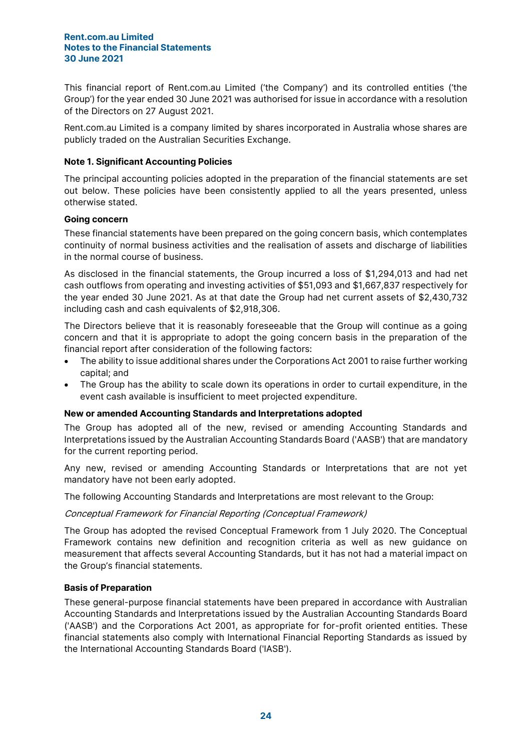This financial report of Rent.com.au Limited ('the Company') and its controlled entities ('the Group') for the year ended 30 June 2021 was authorised for issue in accordance with a resolution of the Directors on 27 August 2021.

Rent.com.au Limited is a company limited by shares incorporated in Australia whose shares are publicly traded on the Australian Securities Exchange.

## Note 1. Significant Accounting Policies

The principal accounting policies adopted in the preparation of the financial statements are set out below. These policies have been consistently applied to all the years presented, unless otherwise stated.

### Going concern

These financial statements have been prepared on the going concern basis, which contemplates continuity of normal business activities and the realisation of assets and discharge of liabilities in the normal course of business.

As disclosed in the financial statements, the Group incurred a loss of $1,294,013 and had net cash outflows from operating and investing activities of $51,093 and $1,667,837 respectively for the year ended 30 June 2021. As at that date the Group had net current assets of $2,430,732 including cash and cash equivalents of $2,918,306.

The Directors believe that it is reasonably foreseeable that the Group will continue as a going concern and that it is appropriate to adopt the going concern basis in the preparation of the financial report after consideration of the following factors:

- The ability to issue additional shares under the Corporations Act 2001 to raise further working capital; and
- The Group has the ability to scale down its operations in order to curtail expenditure, in the event cash available is insufficient to meet projected expenditure.

### New or amended Accounting Standards and Interpretations adopted

The Group has adopted all of the new, revised or amending Accounting Standards and Interpretations issued by the Australian Accounting Standards Board ('AASB') that are mandatory for the current reporting period.

Any new, revised or amending Accounting Standards or Interpretations that are not yet mandatory have not been early adopted.

The following Accounting Standards and Interpretations are most relevant to the Group:

*Conceptual Framework for Financial Reporting (Conceptual Framework)*

The Group has adopted the revised Conceptual Framework from 1 July 2020. The Conceptual Framework contains new definition and recognition criteria as well as new guidance on measurement that affects several Accounting Standards, but it has not had a material impact on the Group's financial statements.

### Basis of Preparation

These general-purpose financial statements have been prepared in accordance with Australian Accounting Standards and Interpretations issued by the Australian Accounting Standards Board ('AASB') and the Corporations Act 2001, as appropriate for for-profit oriented entities. These financial statements also comply with International Financial Reporting Standards as issued by the International Accounting Standards Board ('IASB').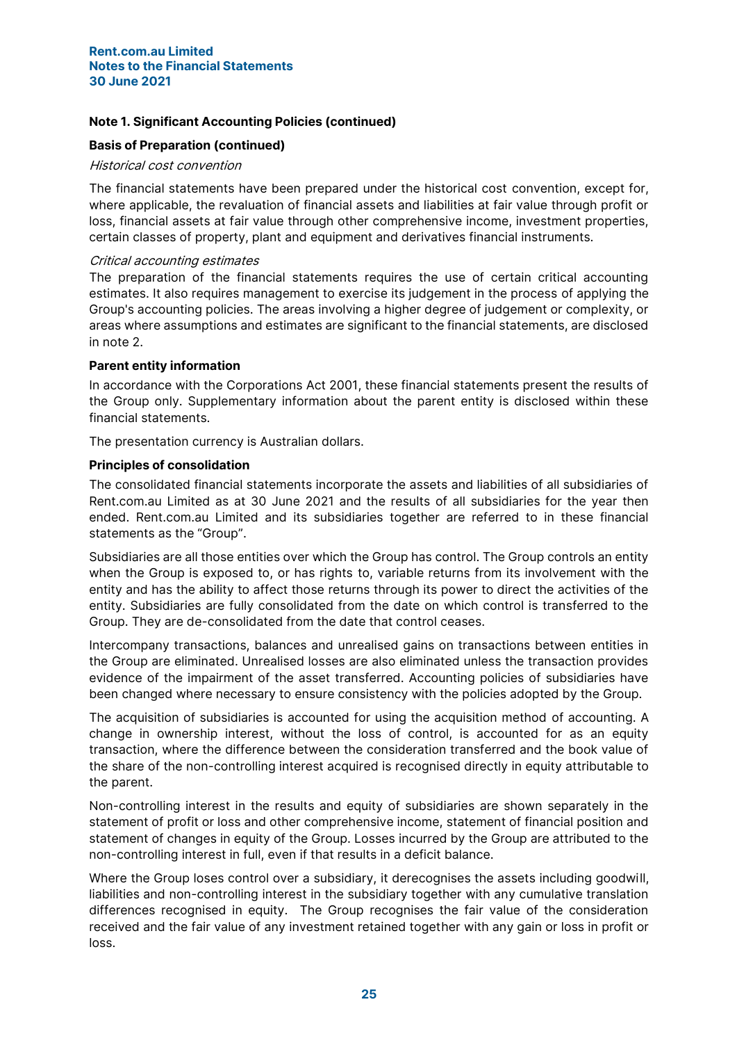## Note 1. Significant Accounting Policies (continued)

### Basis of Preparation (continued)

*Historical cost convention*

The financial statements have been prepared under the historical cost convention, except for, where applicable, the revaluation of financial assets and liabilities at fair value through profit or loss, financial assets at fair value through other comprehensive income, investment properties, certain classes of property, plant and equipment and derivatives financial instruments.

*Critical accounting estimates*

The preparation of the financial statements requires the use of certain critical accounting estimates. It also requires management to exercise its judgement in the process of applying the Group's accounting policies. The areas involving a higher degree of judgement or complexity, or areas where assumptions and estimates are significant to the financial statements, are disclosed in note 2.

### Parent entity information

In accordance with the Corporations Act 2001, these financial statements present the results of the Group only. Supplementary information about the parent entity is disclosed within these financial statements.

The presentation currency is Australian dollars.

### Principles of consolidation

The consolidated financial statements incorporate the assets and liabilities of all subsidiaries of Rent.com.au Limited as at 30 June 2021 and the results of all subsidiaries for the year then ended. Rent.com.au Limited and its subsidiaries together are referred to in these financial statements as the "Group".

Subsidiaries are all those entities over which the Group has control. The Group controls an entity when the Group is exposed to, or has rights to, variable returns from its involvement with the entity and has the ability to affect those returns through its power to direct the activities of the entity. Subsidiaries are fully consolidated from the date on which control is transferred to the Group. They are de-consolidated from the date that control ceases.

Intercompany transactions, balances and unrealised gains on transactions between entities in the Group are eliminated. Unrealised losses are also eliminated unless the transaction provides evidence of the impairment of the asset transferred. Accounting policies of subsidiaries have been changed where necessary to ensure consistency with the policies adopted by the Group.

The acquisition of subsidiaries is accounted for using the acquisition method of accounting. A change in ownership interest, without the loss of control, is accounted for as an equity transaction, where the difference between the consideration transferred and the book value of the share of the non-controlling interest acquired is recognised directly in equity attributable to the parent.

Non-controlling interest in the results and equity of subsidiaries are shown separately in the statement of profit or loss and other comprehensive income, statement of financial position and statement of changes in equity of the Group. Losses incurred by the Group are attributed to the non-controlling interest in full, even if that results in a deficit balance.

Where the Group loses control over a subsidiary, it derecognises the assets including goodwill, liabilities and non-controlling interest in the subsidiary together with any cumulative translation differences recognised in equity. The Group recognises the fair value of the consideration received and the fair value of any investment retained together with any gain or loss in profit or loss.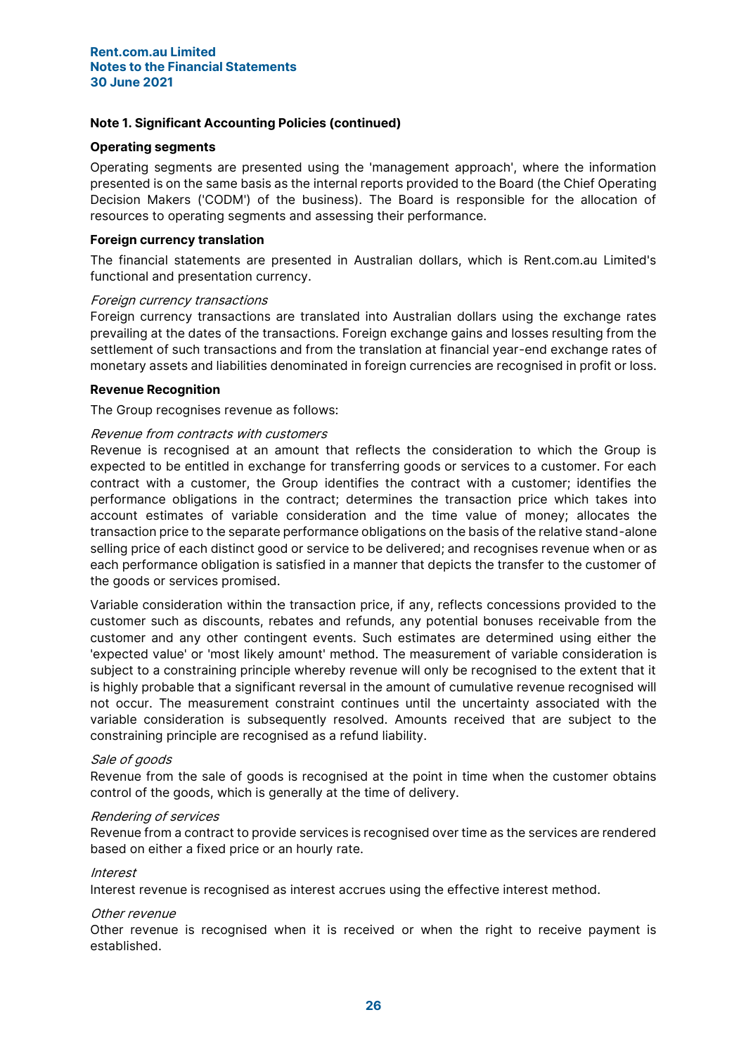## Note 1. Significant Accounting Policies (continued)

### Operating segments

Operating segments are presented using the 'management approach', where the information presented is on the same basis as the internal reports provided to the Board (the Chief Operating Decision Makers ('CODM') of the business). The Board is responsible for the allocation of resources to operating segments and assessing their performance.

### Foreign currency translation

The financial statements are presented in Australian dollars, which is Rent.com.au Limited's functional and presentation currency.

*Foreign currency transactions*

Foreign currency transactions are translated into Australian dollars using the exchange rates prevailing at the dates of the transactions. Foreign exchange gains and losses resulting from the settlement of such transactions and from the translation at financial year-end exchange rates of monetary assets and liabilities denominated in foreign currencies are recognised in profit or loss.

### Revenue Recognition

The Group recognises revenue as follows:

*Revenue from contracts with customers*

Revenue is recognised at an amount that reflects the consideration to which the Group is expected to be entitled in exchange for transferring goods or services to a customer. For each contract with a customer, the Group identifies the contract with a customer; identifies the performance obligations in the contract; determines the transaction price which takes into account estimates of variable consideration and the time value of money; allocates the transaction price to the separate performance obligations on the basis of the relative stand-alone selling price of each distinct good or service to be delivered; and recognises revenue when or as each performance obligation is satisfied in a manner that depicts the transfer to the customer of the goods or services promised.

Variable consideration within the transaction price, if any, reflects concessions provided to the customer such as discounts, rebates and refunds, any potential bonuses receivable from the customer and any other contingent events. Such estimates are determined using either the 'expected value' or 'most likely amount' method. The measurement of variable consideration is subject to a constraining principle whereby revenue will only be recognised to the extent that it is highly probable that a significant reversal in the amount of cumulative revenue recognised will not occur. The measurement constraint continues until the uncertainty associated with the variable consideration is subsequently resolved. Amounts received that are subject to the constraining principle are recognised as a refund liability.

*Sale of goods*

Revenue from the sale of goods is recognised at the point in time when the customer obtains control of the goods, which is generally at the time of delivery.

*Rendering of services*

Revenue from a contract to provide services is recognised over time as the services are rendered based on either a fixed price or an hourly rate.

*Interest*

Interest revenue is recognised as interest accrues using the effective interest method.

*Other revenue*

Other revenue is recognised when it is received or when the right to receive payment is established.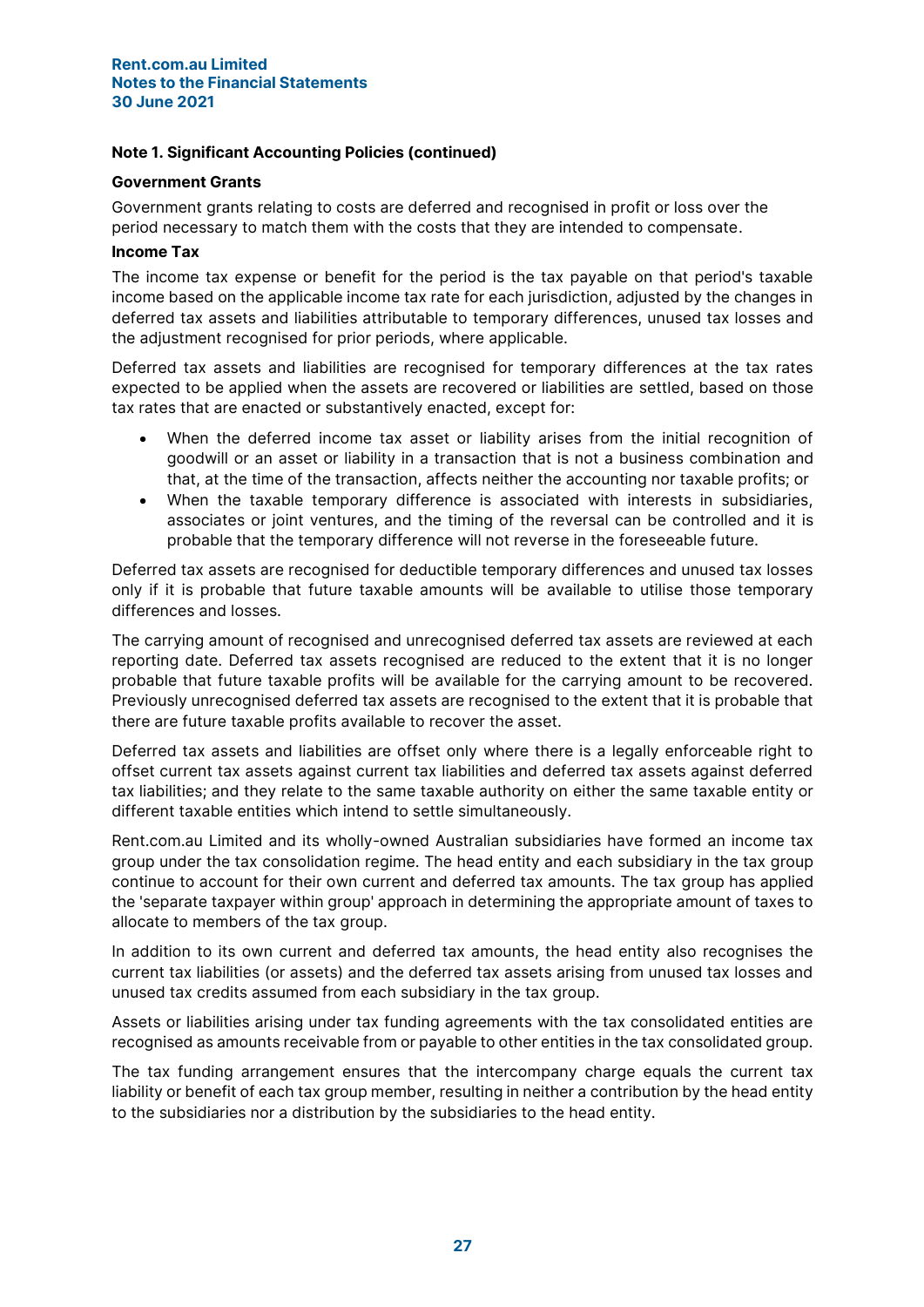### Note 1. Significant Accounting Policies (continued)

#### Government Grants

Government grants relating to costs are deferred and recognised in profit or loss over the period necessary to match them with the costs that they are intended to compensate.

#### Income Tax

The income tax expense or benefit for the period is the tax payable on that period's taxable income based on the applicable income tax rate for each jurisdiction, adjusted by the changes in deferred tax assets and liabilities attributable to temporary differences, unused tax losses and the adjustment recognised for prior periods, where applicable.

Deferred tax assets and liabilities are recognised for temporary differences at the tax rates expected to be applied when the assets are recovered or liabilities are settled, based on those tax rates that are enacted or substantively enacted, except for:

- When the deferred income tax asset or liability arises from the initial recognition of goodwill or an asset or liability in a transaction that is not a business combination and that, at the time of the transaction, affects neither the accounting nor taxable profits; or
- When the taxable temporary difference is associated with interests in subsidiaries, associates or joint ventures, and the timing of the reversal can be controlled and it is probable that the temporary difference will not reverse in the foreseeable future.

Deferred tax assets are recognised for deductible temporary differences and unused tax losses only if it is probable that future taxable amounts will be available to utilise those temporary differences and losses.

The carrying amount of recognised and unrecognised deferred tax assets are reviewed at each reporting date. Deferred tax assets recognised are reduced to the extent that it is no longer probable that future taxable profits will be available for the carrying amount to be recovered. Previously unrecognised deferred tax assets are recognised to the extent that it is probable that there are future taxable profits available to recover the asset.

Deferred tax assets and liabilities are offset only where there is a legally enforceable right to offset current tax assets against current tax liabilities and deferred tax assets against deferred tax liabilities; and they relate to the same taxable authority on either the same taxable entity or different taxable entities which intend to settle simultaneously.

Rent.com.au Limited and its wholly-owned Australian subsidiaries have formed an income tax group under the tax consolidation regime. The head entity and each subsidiary in the tax group continue to account for their own current and deferred tax amounts. The tax group has applied the 'separate taxpayer within group' approach in determining the appropriate amount of taxes to allocate to members of the tax group.

In addition to its own current and deferred tax amounts, the head entity also recognises the current tax liabilities (or assets) and the deferred tax assets arising from unused tax losses and unused tax credits assumed from each subsidiary in the tax group.

Assets or liabilities arising under tax funding agreements with the tax consolidated entities are recognised as amounts receivable from or payable to other entities in the tax consolidated group.

The tax funding arrangement ensures that the intercompany charge equals the current tax liability or benefit of each tax group member, resulting in neither a contribution by the head entity to the subsidiaries nor a distribution by the subsidiaries to the head entity.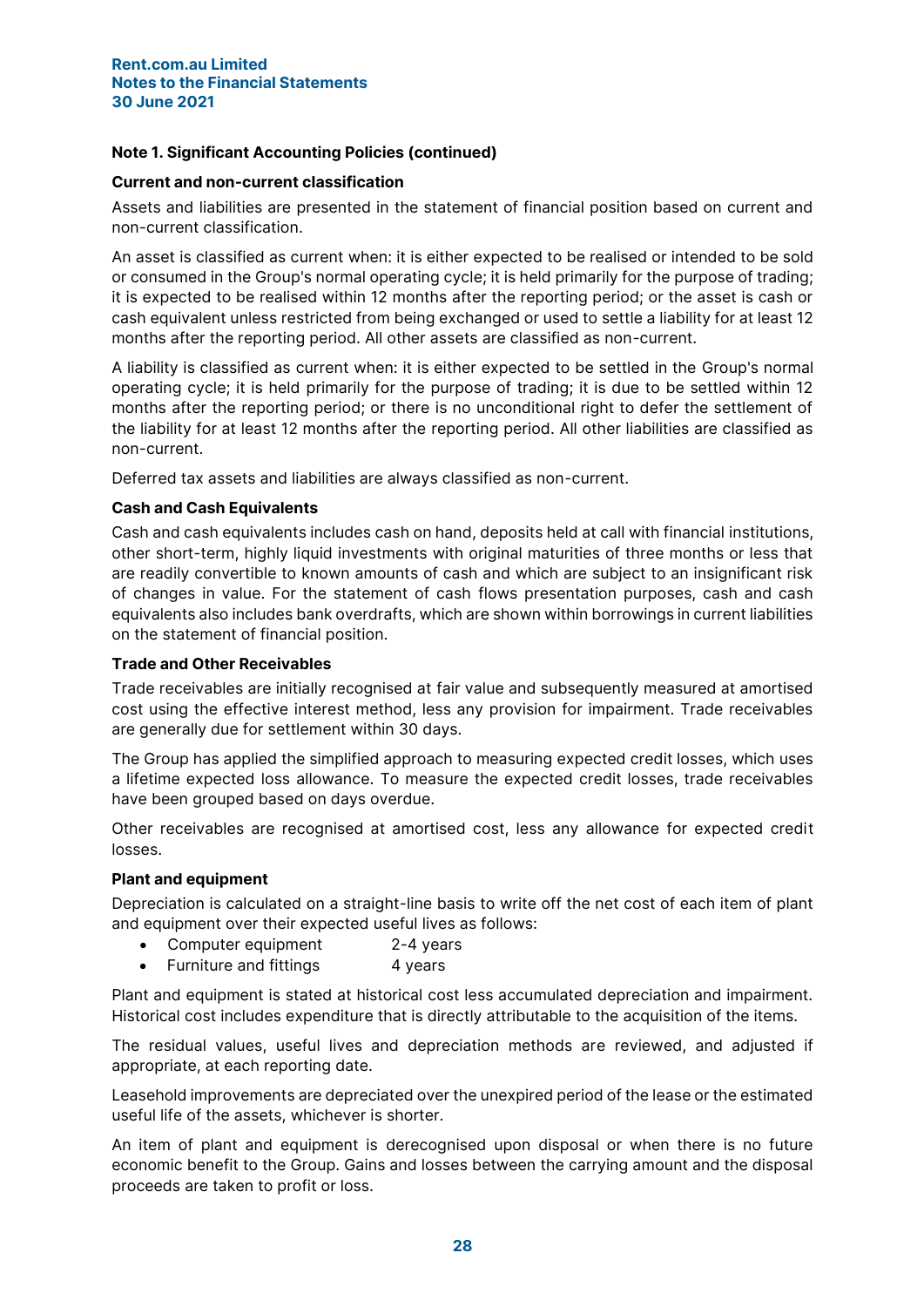**Note 1. Significant Accounting Policies (continued)**

**Current and non-current classification**

Assets and liabilities are presented in the statement of financial position based on current and non-current classification.

An asset is classified as current when: it is either expected to be realised or intended to be sold or consumed in the Group's normal operating cycle; it is held primarily for the purpose of trading; it is expected to be realised within 12 months after the reporting period; or the asset is cash or cash equivalent unless restricted from being exchanged or used to settle a liability for at least 12 months after the reporting period. All other assets are classified as non-current.

A liability is classified as current when: it is either expected to be settled in the Group's normal operating cycle; it is held primarily for the purpose of trading; it is due to be settled within 12 months after the reporting period; or there is no unconditional right to defer the settlement of the liability for at least 12 months after the reporting period. All other liabilities are classified as non-current.

Deferred tax assets and liabilities are always classified as non-current.

**Cash and Cash Equivalents**

Cash and cash equivalents includes cash on hand, deposits held at call with financial institutions, other short-term, highly liquid investments with original maturities of three months or less that are readily convertible to known amounts of cash and which are subject to an insignificant risk of changes in value. For the statement of cash flows presentation purposes, cash and cash equivalents also includes bank overdrafts, which are shown within borrowings in current liabilities on the statement of financial position.

**Trade and Other Receivables**

Trade receivables are initially recognised at fair value and subsequently measured at amortised cost using the effective interest method, less any provision for impairment. Trade receivables are generally due for settlement within 30 days.

The Group has applied the simplified approach to measuring expected credit losses, which uses a lifetime expected loss allowance. To measure the expected credit losses, trade receivables have been grouped based on days overdue.

Other receivables are recognised at amortised cost, less any allowance for expected credit losses.

**Plant and equipment**

Depreciation is calculated on a straight-line basis to write off the net cost of each item of plant and equipment over their expected useful lives as follows:

- Computer equipment 2-4 years
- Furniture and fittings 4 years

Plant and equipment is stated at historical cost less accumulated depreciation and impairment. Historical cost includes expenditure that is directly attributable to the acquisition of the items.

The residual values, useful lives and depreciation methods are reviewed, and adjusted if appropriate, at each reporting date.

Leasehold improvements are depreciated over the unexpired period of the lease or the estimated useful life of the assets, whichever is shorter.

An item of plant and equipment is derecognised upon disposal or when there is no future economic benefit to the Group. Gains and losses between the carrying amount and the disposal proceeds are taken to profit or loss.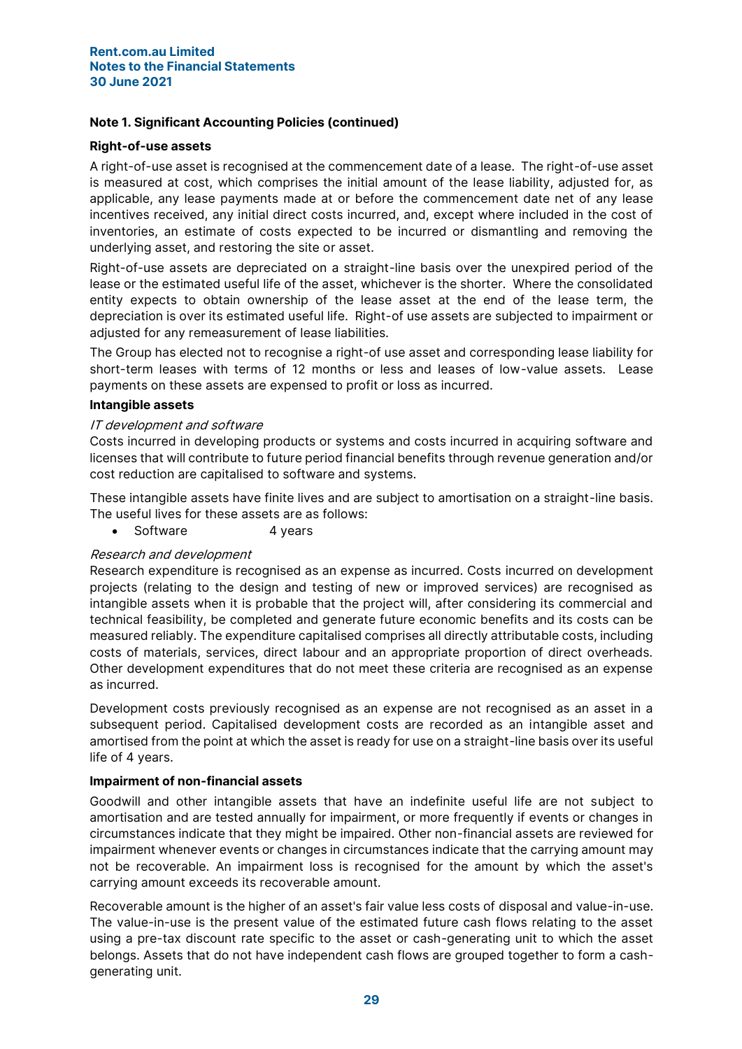**Note 1. Significant Accounting Policies (continued)**

**Right-of-use assets**

A right-of-use asset is recognised at the commencement date of a lease. The right-of-use asset is measured at cost, which comprises the initial amount of the lease liability, adjusted for, as applicable, any lease payments made at or before the commencement date net of any lease incentives received, any initial direct costs incurred, and, except where included in the cost of inventories, an estimate of costs expected to be incurred or dismantling and removing the underlying asset, and restoring the site or asset.

Right-of-use assets are depreciated on a straight-line basis over the unexpired period of the lease or the estimated useful life of the asset, whichever is the shorter. Where the consolidated entity expects to obtain ownership of the lease asset at the end of the lease term, the depreciation is over its estimated useful life. Right-of use assets are subjected to impairment or adjusted for any remeasurement of lease liabilities.

The Group has elected not to recognise a right-of use asset and corresponding lease liability for short-term leases with terms of 12 months or less and leases of low-value assets. Lease payments on these assets are expensed to profit or loss as incurred.

**Intangible assets**

*IT development and software*

Costs incurred in developing products or systems and costs incurred in acquiring software and licenses that will contribute to future period financial benefits through revenue generation and/or cost reduction are capitalised to software and systems.

These intangible assets have finite lives and are subject to amortisation on a straight-line basis. The useful lives for these assets are as follows:

- Software 4 years

*Research and development*

Research expenditure is recognised as an expense as incurred. Costs incurred on development projects (relating to the design and testing of new or improved services) are recognised as intangible assets when it is probable that the project will, after considering its commercial and technical feasibility, be completed and generate future economic benefits and its costs can be measured reliably. The expenditure capitalised comprises all directly attributable costs, including costs of materials, services, direct labour and an appropriate proportion of direct overheads. Other development expenditures that do not meet these criteria are recognised as an expense as incurred.

Development costs previously recognised as an expense are not recognised as an asset in a subsequent period. Capitalised development costs are recorded as an intangible asset and amortised from the point at which the asset is ready for use on a straight-line basis over its useful life of 4 years.

**Impairment of non-financial assets**

Goodwill and other intangible assets that have an indefinite useful life are not subject to amortisation and are tested annually for impairment, or more frequently if events or changes in circumstances indicate that they might be impaired. Other non-financial assets are reviewed for impairment whenever events or changes in circumstances indicate that the carrying amount may not be recoverable. An impairment loss is recognised for the amount by which the asset's carrying amount exceeds its recoverable amount.

Recoverable amount is the higher of an asset's fair value less costs of disposal and value-in-use. The value-in-use is the present value of the estimated future cash flows relating to the asset using a pre-tax discount rate specific to the asset or cash-generating unit to which the asset belongs. Assets that do not have independent cash flows are grouped together to form a cash-generating unit.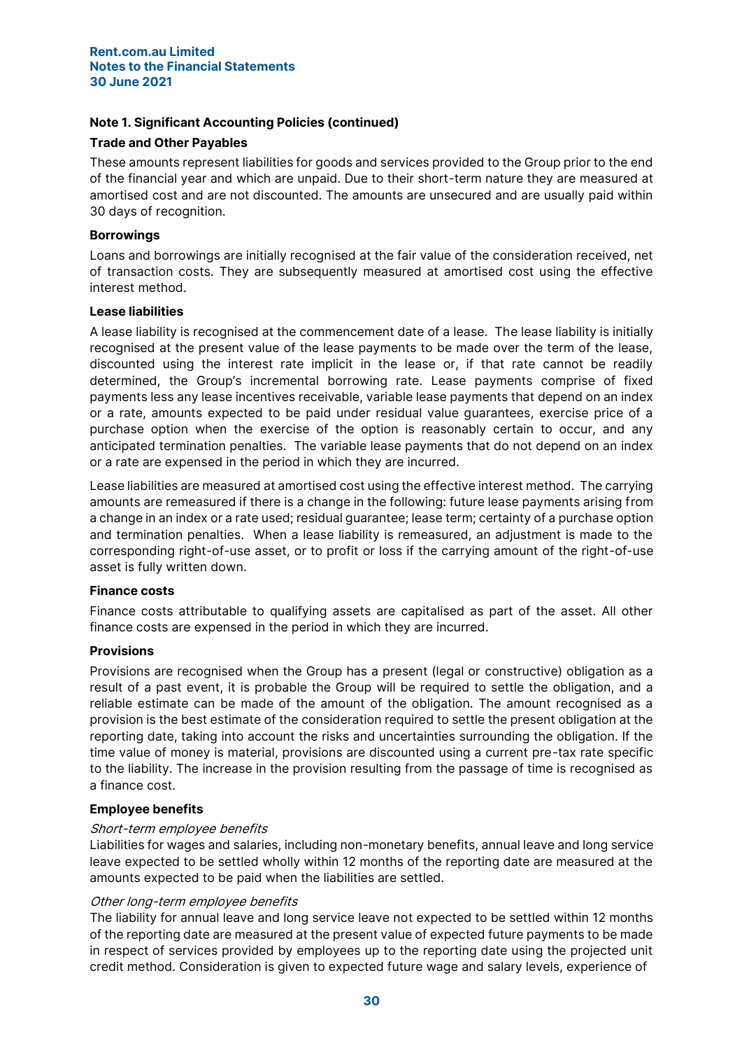## Note 1. Significant Accounting Policies (continued)

### Trade and Other Payables

These amounts represent liabilities for goods and services provided to the Group prior to the end of the financial year and which are unpaid. Due to their short-term nature they are measured at amortised cost and are not discounted. The amounts are unsecured and are usually paid within 30 days of recognition.

### Borrowings

Loans and borrowings are initially recognised at the fair value of the consideration received, net of transaction costs. They are subsequently measured at amortised cost using the effective interest method.

### Lease liabilities

A lease liability is recognised at the commencement date of a lease. The lease liability is initially recognised at the present value of the lease payments to be made over the term of the lease, discounted using the interest rate implicit in the lease or, if that rate cannot be readily determined, the Group's incremental borrowing rate. Lease payments comprise of fixed payments less any lease incentives receivable, variable lease payments that depend on an index or a rate, amounts expected to be paid under residual value guarantees, exercise price of a purchase option when the exercise of the option is reasonably certain to occur, and any anticipated termination penalties. The variable lease payments that do not depend on an index or a rate are expensed in the period in which they are incurred.

Lease liabilities are measured at amortised cost using the effective interest method. The carrying amounts are remeasured if there is a change in the following: future lease payments arising from a change in an index or a rate used; residual guarantee; lease term; certainty of a purchase option and termination penalties. When a lease liability is remeasured, an adjustment is made to the corresponding right-of-use asset, or to profit or loss if the carrying amount of the right-of-use asset is fully written down.

### Finance costs

Finance costs attributable to qualifying assets are capitalised as part of the asset. All other finance costs are expensed in the period in which they are incurred.

### Provisions

Provisions are recognised when the Group has a present (legal or constructive) obligation as a result of a past event, it is probable the Group will be required to settle the obligation, and a reliable estimate can be made of the amount of the obligation. The amount recognised as a provision is the best estimate of the consideration required to settle the present obligation at the reporting date, taking into account the risks and uncertainties surrounding the obligation. If the time value of money is material, provisions are discounted using a current pre-tax rate specific to the liability. The increase in the provision resulting from the passage of time is recognised as a finance cost.

### Employee benefits

*Short-term employee benefits*

Liabilities for wages and salaries, including non-monetary benefits, annual leave and long service leave expected to be settled wholly within 12 months of the reporting date are measured at the amounts expected to be paid when the liabilities are settled.

*Other long-term employee benefits*

The liability for annual leave and long service leave not expected to be settled within 12 months of the reporting date are measured at the present value of expected future payments to be made in respect of services provided by employees up to the reporting date using the projected unit credit method. Consideration is given to expected future wage and salary levels, experience of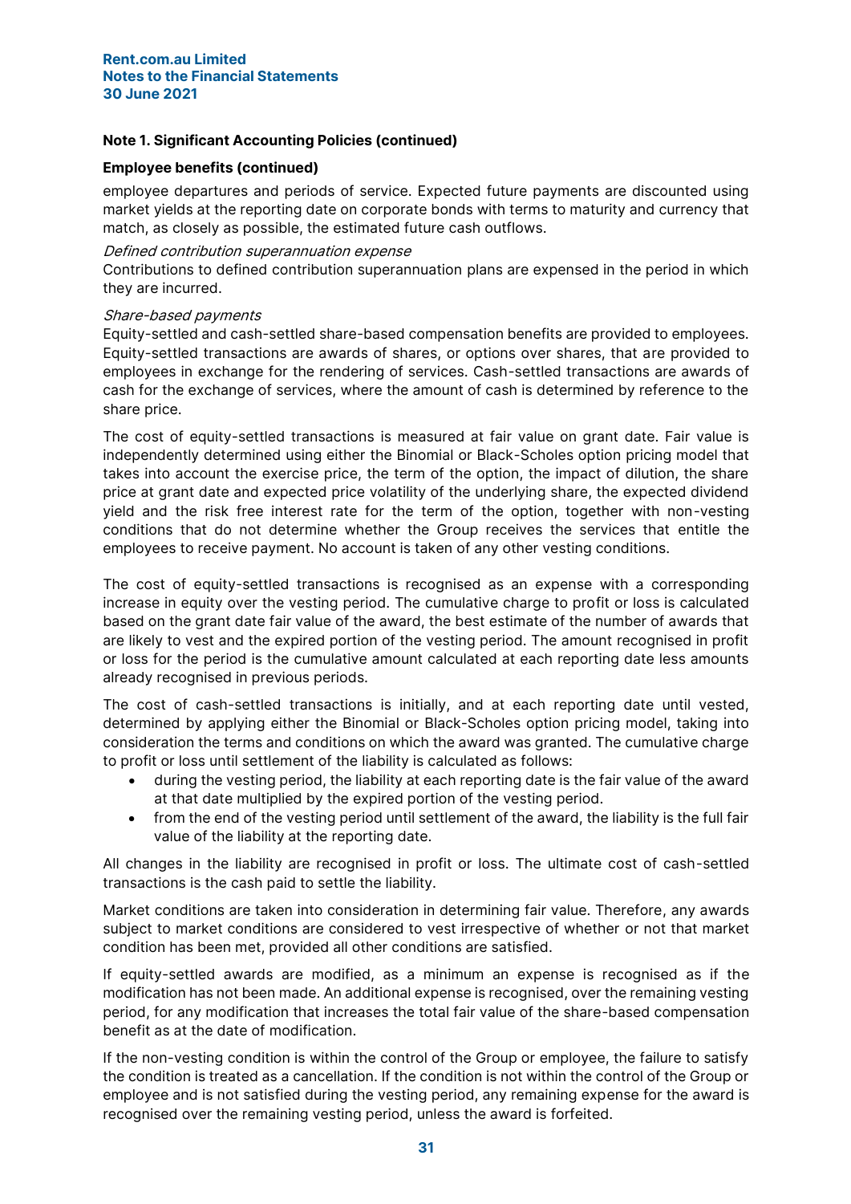**Note 1. Significant Accounting Policies (continued)**

**Employee benefits (continued)**

employee departures and periods of service. Expected future payments are discounted using market yields at the reporting date on corporate bonds with terms to maturity and currency that match, as closely as possible, the estimated future cash outflows.

*Defined contribution superannuation expense*
Contributions to defined contribution superannuation plans are expensed in the period in which they are incurred.

*Share-based payments*
Equity-settled and cash-settled share-based compensation benefits are provided to employees. Equity-settled transactions are awards of shares, or options over shares, that are provided to employees in exchange for the rendering of services. Cash-settled transactions are awards of cash for the exchange of services, where the amount of cash is determined by reference to the share price.

The cost of equity-settled transactions is measured at fair value on grant date. Fair value is independently determined using either the Binomial or Black-Scholes option pricing model that takes into account the exercise price, the term of the option, the impact of dilution, the share price at grant date and expected price volatility of the underlying share, the expected dividend yield and the risk free interest rate for the term of the option, together with non-vesting conditions that do not determine whether the Group receives the services that entitle the employees to receive payment. No account is taken of any other vesting conditions.

The cost of equity-settled transactions is recognised as an expense with a corresponding increase in equity over the vesting period. The cumulative charge to profit or loss is calculated based on the grant date fair value of the award, the best estimate of the number of awards that are likely to vest and the expired portion of the vesting period. The amount recognised in profit or loss for the period is the cumulative amount calculated at each reporting date less amounts already recognised in previous periods.

The cost of cash-settled transactions is initially, and at each reporting date until vested, determined by applying either the Binomial or Black-Scholes option pricing model, taking into consideration the terms and conditions on which the award was granted. The cumulative charge to profit or loss until settlement of the liability is calculated as follows:

- during the vesting period, the liability at each reporting date is the fair value of the award at that date multiplied by the expired portion of the vesting period.
- from the end of the vesting period until settlement of the award, the liability is the full fair value of the liability at the reporting date.

All changes in the liability are recognised in profit or loss. The ultimate cost of cash-settled transactions is the cash paid to settle the liability.

Market conditions are taken into consideration in determining fair value. Therefore, any awards subject to market conditions are considered to vest irrespective of whether or not that market condition has been met, provided all other conditions are satisfied.

If equity-settled awards are modified, as a minimum an expense is recognised as if the modification has not been made. An additional expense is recognised, over the remaining vesting period, for any modification that increases the total fair value of the share-based compensation benefit as at the date of modification.

If the non-vesting condition is within the control of the Group or employee, the failure to satisfy the condition is treated as a cancellation. If the condition is not within the control of the Group or employee and is not satisfied during the vesting period, any remaining expense for the award is recognised over the remaining vesting period, unless the award is forfeited.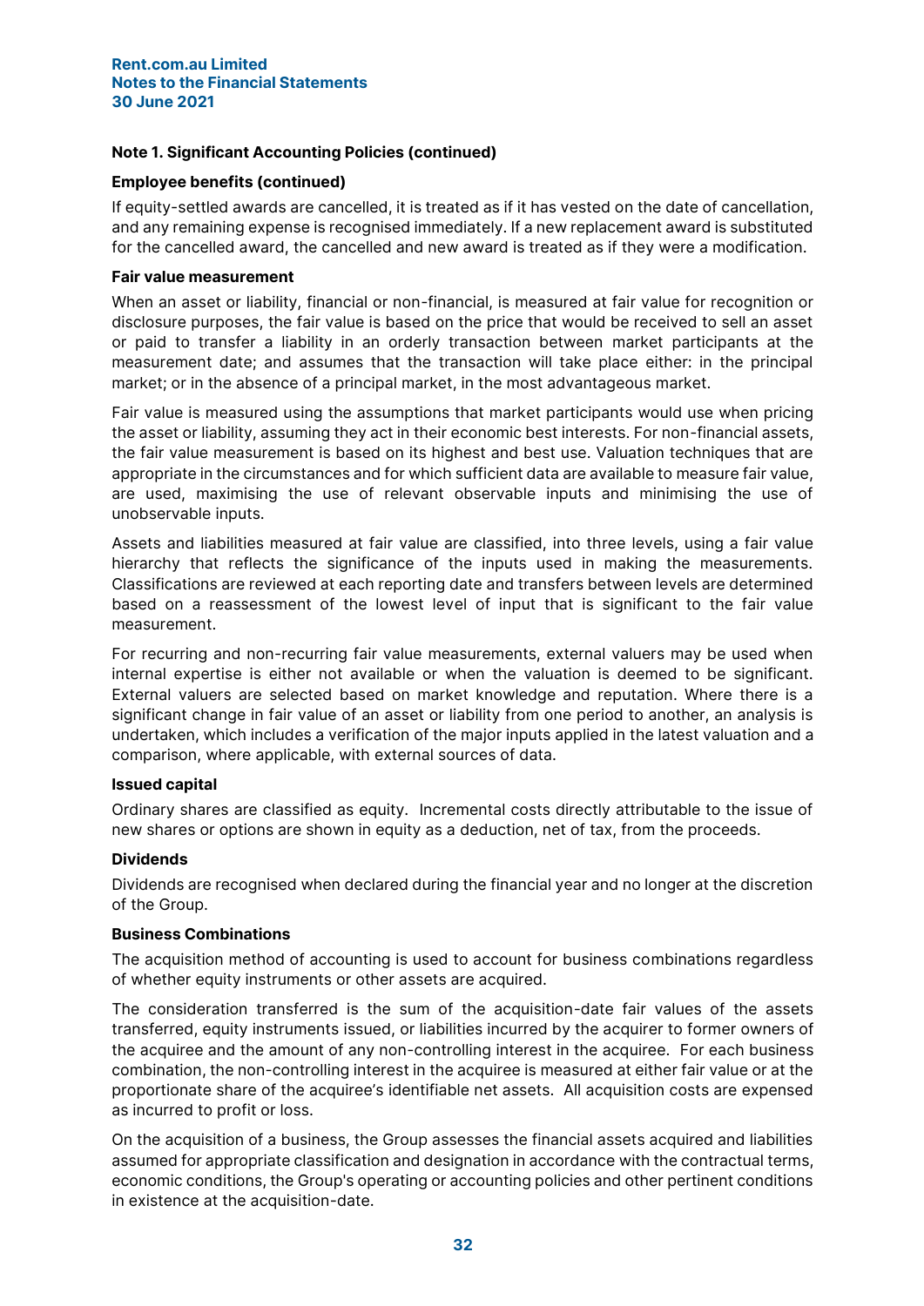### Note 1. Significant Accounting Policies (continued)

**Employee benefits (continued)**

If equity-settled awards are cancelled, it is treated as if it has vested on the date of cancellation, and any remaining expense is recognised immediately. If a new replacement award is substituted for the cancelled award, the cancelled and new award is treated as if they were a modification.

**Fair value measurement**

When an asset or liability, financial or non-financial, is measured at fair value for recognition or disclosure purposes, the fair value is based on the price that would be received to sell an asset or paid to transfer a liability in an orderly transaction between market participants at the measurement date; and assumes that the transaction will take place either: in the principal market; or in the absence of a principal market, in the most advantageous market.

Fair value is measured using the assumptions that market participants would use when pricing the asset or liability, assuming they act in their economic best interests. For non-financial assets, the fair value measurement is based on its highest and best use. Valuation techniques that are appropriate in the circumstances and for which sufficient data are available to measure fair value, are used, maximising the use of relevant observable inputs and minimising the use of unobservable inputs.

Assets and liabilities measured at fair value are classified, into three levels, using a fair value hierarchy that reflects the significance of the inputs used in making the measurements. Classifications are reviewed at each reporting date and transfers between levels are determined based on a reassessment of the lowest level of input that is significant to the fair value measurement.

For recurring and non-recurring fair value measurements, external valuers may be used when internal expertise is either not available or when the valuation is deemed to be significant. External valuers are selected based on market knowledge and reputation. Where there is a significant change in fair value of an asset or liability from one period to another, an analysis is undertaken, which includes a verification of the major inputs applied in the latest valuation and a comparison, where applicable, with external sources of data.

**Issued capital**

Ordinary shares are classified as equity. Incremental costs directly attributable to the issue of new shares or options are shown in equity as a deduction, net of tax, from the proceeds.

**Dividends**

Dividends are recognised when declared during the financial year and no longer at the discretion of the Group.

**Business Combinations**

The acquisition method of accounting is used to account for business combinations regardless of whether equity instruments or other assets are acquired.

The consideration transferred is the sum of the acquisition-date fair values of the assets transferred, equity instruments issued, or liabilities incurred by the acquirer to former owners of the acquiree and the amount of any non-controlling interest in the acquiree. For each business combination, the non-controlling interest in the acquiree is measured at either fair value or at the proportionate share of the acquiree's identifiable net assets. All acquisition costs are expensed as incurred to profit or loss.

On the acquisition of a business, the Group assesses the financial assets acquired and liabilities assumed for appropriate classification and designation in accordance with the contractual terms, economic conditions, the Group's operating or accounting policies and other pertinent conditions in existence at the acquisition-date.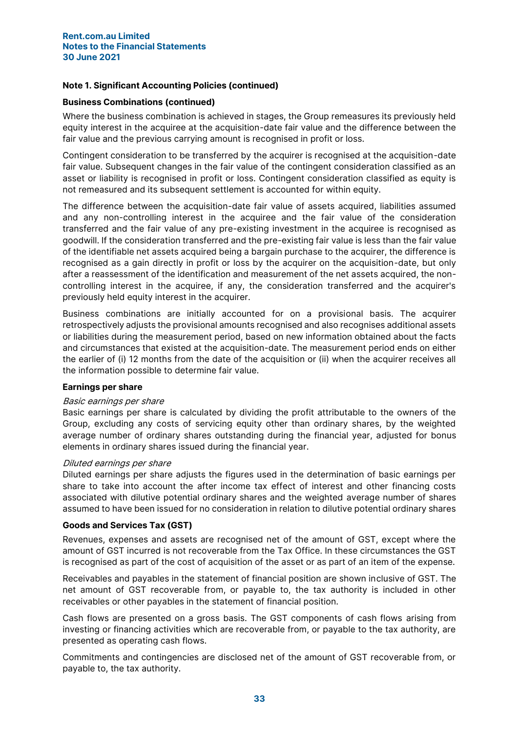## Note 1. Significant Accounting Policies (continued)

### Business Combinations (continued)

Where the business combination is achieved in stages, the Group remeasures its previously held equity interest in the acquiree at the acquisition-date fair value and the difference between the fair value and the previous carrying amount is recognised in profit or loss.

Contingent consideration to be transferred by the acquirer is recognised at the acquisition-date fair value. Subsequent changes in the fair value of the contingent consideration classified as an asset or liability is recognised in profit or loss. Contingent consideration classified as equity is not remeasured and its subsequent settlement is accounted for within equity.

The difference between the acquisition-date fair value of assets acquired, liabilities assumed and any non-controlling interest in the acquiree and the fair value of the consideration transferred and the fair value of any pre-existing investment in the acquiree is recognised as goodwill. If the consideration transferred and the pre-existing fair value is less than the fair value of the identifiable net assets acquired being a bargain purchase to the acquirer, the difference is recognised as a gain directly in profit or loss by the acquirer on the acquisition-date, but only after a reassessment of the identification and measurement of the net assets acquired, the non-controlling interest in the acquiree, if any, the consideration transferred and the acquirer's previously held equity interest in the acquirer.

Business combinations are initially accounted for on a provisional basis. The acquirer retrospectively adjusts the provisional amounts recognised and also recognises additional assets or liabilities during the measurement period, based on new information obtained about the facts and circumstances that existed at the acquisition-date. The measurement period ends on either the earlier of (i) 12 months from the date of the acquisition or (ii) when the acquirer receives all the information possible to determine fair value.

### Earnings per share

*Basic earnings per share*
Basic earnings per share is calculated by dividing the profit attributable to the owners of the Group, excluding any costs of servicing equity other than ordinary shares, by the weighted average number of ordinary shares outstanding during the financial year, adjusted for bonus elements in ordinary shares issued during the financial year.

*Diluted earnings per share*
Diluted earnings per share adjusts the figures used in the determination of basic earnings per share to take into account the after income tax effect of interest and other financing costs associated with dilutive potential ordinary shares and the weighted average number of shares assumed to have been issued for no consideration in relation to dilutive potential ordinary shares

### Goods and Services Tax (GST)

Revenues, expenses and assets are recognised net of the amount of GST, except where the amount of GST incurred is not recoverable from the Tax Office. In these circumstances the GST is recognised as part of the cost of acquisition of the asset or as part of an item of the expense.

Receivables and payables in the statement of financial position are shown inclusive of GST. The net amount of GST recoverable from, or payable to, the tax authority is included in other receivables or other payables in the statement of financial position.

Cash flows are presented on a gross basis. The GST components of cash flows arising from investing or financing activities which are recoverable from, or payable to the tax authority, are presented as operating cash flows.

Commitments and contingencies are disclosed net of the amount of GST recoverable from, or payable to, the tax authority.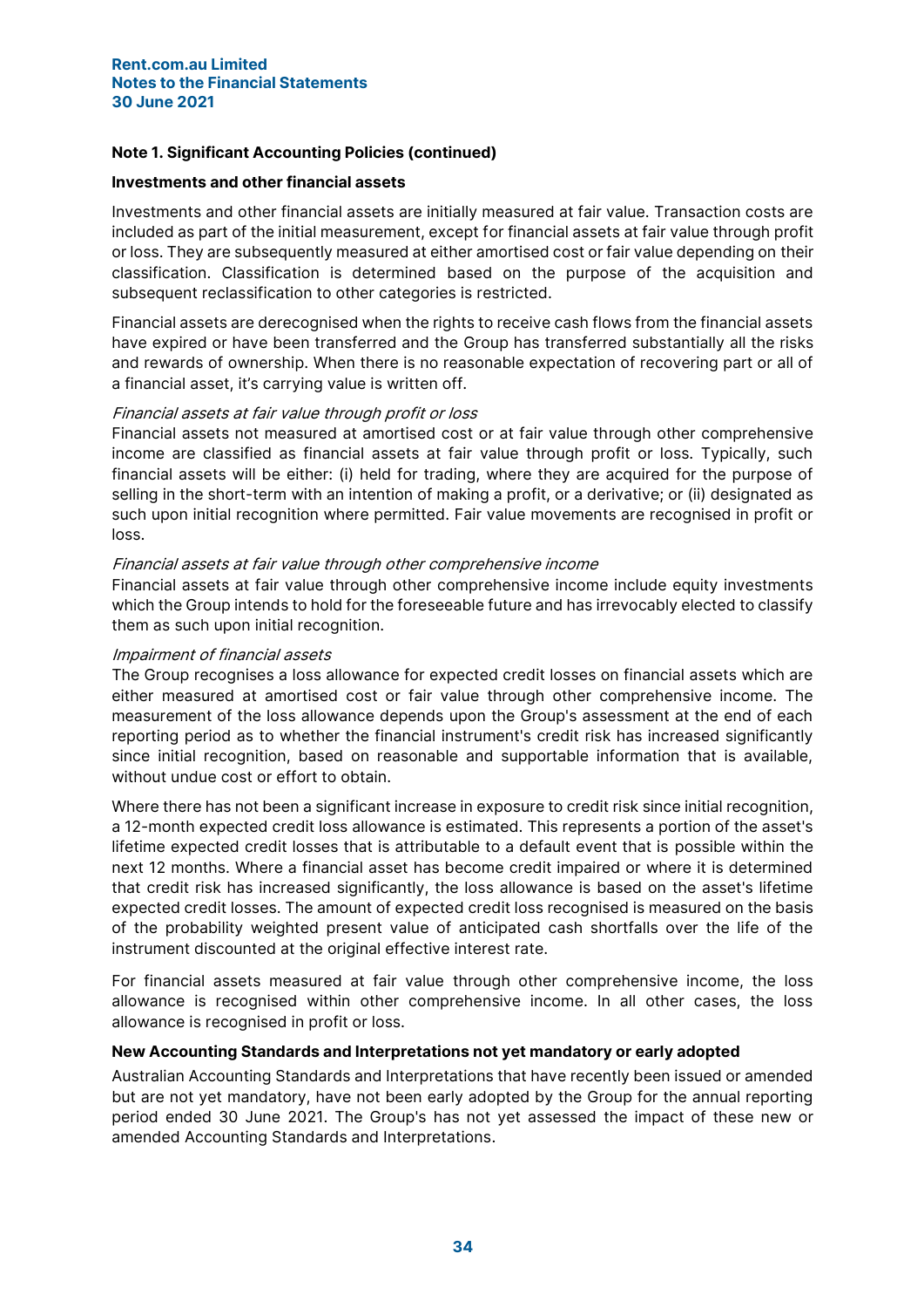## Note 1. Significant Accounting Policies (continued)

### Investments and other financial assets

Investments and other financial assets are initially measured at fair value. Transaction costs are included as part of the initial measurement, except for financial assets at fair value through profit or loss. They are subsequently measured at either amortised cost or fair value depending on their classification. Classification is determined based on the purpose of the acquisition and subsequent reclassification to other categories is restricted.

Financial assets are derecognised when the rights to receive cash flows from the financial assets have expired or have been transferred and the Group has transferred substantially all the risks and rewards of ownership. When there is no reasonable expectation of recovering part or all of a financial asset, it's carrying value is written off.

*Financial assets at fair value through profit or loss*

Financial assets not measured at amortised cost or at fair value through other comprehensive income are classified as financial assets at fair value through profit or loss. Typically, such financial assets will be either: (i) held for trading, where they are acquired for the purpose of selling in the short-term with an intention of making a profit, or a derivative; or (ii) designated as such upon initial recognition where permitted. Fair value movements are recognised in profit or loss.

*Financial assets at fair value through other comprehensive income*

Financial assets at fair value through other comprehensive income include equity investments which the Group intends to hold for the foreseeable future and has irrevocably elected to classify them as such upon initial recognition.

*Impairment of financial assets*

The Group recognises a loss allowance for expected credit losses on financial assets which are either measured at amortised cost or fair value through other comprehensive income. The measurement of the loss allowance depends upon the Group's assessment at the end of each reporting period as to whether the financial instrument's credit risk has increased significantly since initial recognition, based on reasonable and supportable information that is available, without undue cost or effort to obtain.

Where there has not been a significant increase in exposure to credit risk since initial recognition, a 12-month expected credit loss allowance is estimated. This represents a portion of the asset's lifetime expected credit losses that is attributable to a default event that is possible within the next 12 months. Where a financial asset has become credit impaired or where it is determined that credit risk has increased significantly, the loss allowance is based on the asset's lifetime expected credit losses. The amount of expected credit loss recognised is measured on the basis of the probability weighted present value of anticipated cash shortfalls over the life of the instrument discounted at the original effective interest rate.

For financial assets measured at fair value through other comprehensive income, the loss allowance is recognised within other comprehensive income. In all other cases, the loss allowance is recognised in profit or loss.

### New Accounting Standards and Interpretations not yet mandatory or early adopted

Australian Accounting Standards and Interpretations that have recently been issued or amended but are not yet mandatory, have not been early adopted by the Group for the annual reporting period ended 30 June 2021. The Group's has not yet assessed the impact of these new or amended Accounting Standards and Interpretations.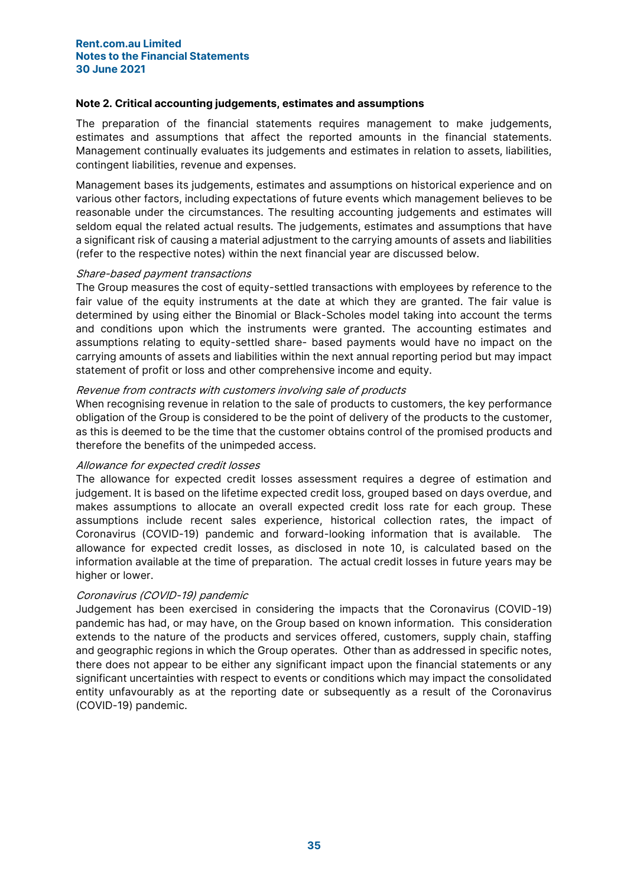## Note 2. Critical accounting judgements, estimates and assumptions

The preparation of the financial statements requires management to make judgements, estimates and assumptions that affect the reported amounts in the financial statements. Management continually evaluates its judgements and estimates in relation to assets, liabilities, contingent liabilities, revenue and expenses.

Management bases its judgements, estimates and assumptions on historical experience and on various other factors, including expectations of future events which management believes to be reasonable under the circumstances. The resulting accounting judgements and estimates will seldom equal the related actual results. The judgements, estimates and assumptions that have a significant risk of causing a material adjustment to the carrying amounts of assets and liabilities (refer to the respective notes) within the next financial year are discussed below.

*Share-based payment transactions*

The Group measures the cost of equity-settled transactions with employees by reference to the fair value of the equity instruments at the date at which they are granted. The fair value is determined by using either the Binomial or Black-Scholes model taking into account the terms and conditions upon which the instruments were granted. The accounting estimates and assumptions relating to equity-settled share- based payments would have no impact on the carrying amounts of assets and liabilities within the next annual reporting period but may impact statement of profit or loss and other comprehensive income and equity.

*Revenue from contracts with customers involving sale of products*

When recognising revenue in relation to the sale of products to customers, the key performance obligation of the Group is considered to be the point of delivery of the products to the customer, as this is deemed to be the time that the customer obtains control of the promised products and therefore the benefits of the unimpeded access.

*Allowance for expected credit losses*

The allowance for expected credit losses assessment requires a degree of estimation and judgement. It is based on the lifetime expected credit loss, grouped based on days overdue, and makes assumptions to allocate an overall expected credit loss rate for each group. These assumptions include recent sales experience, historical collection rates, the impact of Coronavirus (COVID-19) pandemic and forward-looking information that is available. The allowance for expected credit losses, as disclosed in note 10, is calculated based on the information available at the time of preparation. The actual credit losses in future years may be higher or lower.

*Coronavirus (COVID-19) pandemic*

Judgement has been exercised in considering the impacts that the Coronavirus (COVID-19) pandemic has had, or may have, on the Group based on known information. This consideration extends to the nature of the products and services offered, customers, supply chain, staffing and geographic regions in which the Group operates. Other than as addressed in specific notes, there does not appear to be either any significant impact upon the financial statements or any significant uncertainties with respect to events or conditions which may impact the consolidated entity unfavourably as at the reporting date or subsequently as a result of the Coronavirus (COVID-19) pandemic.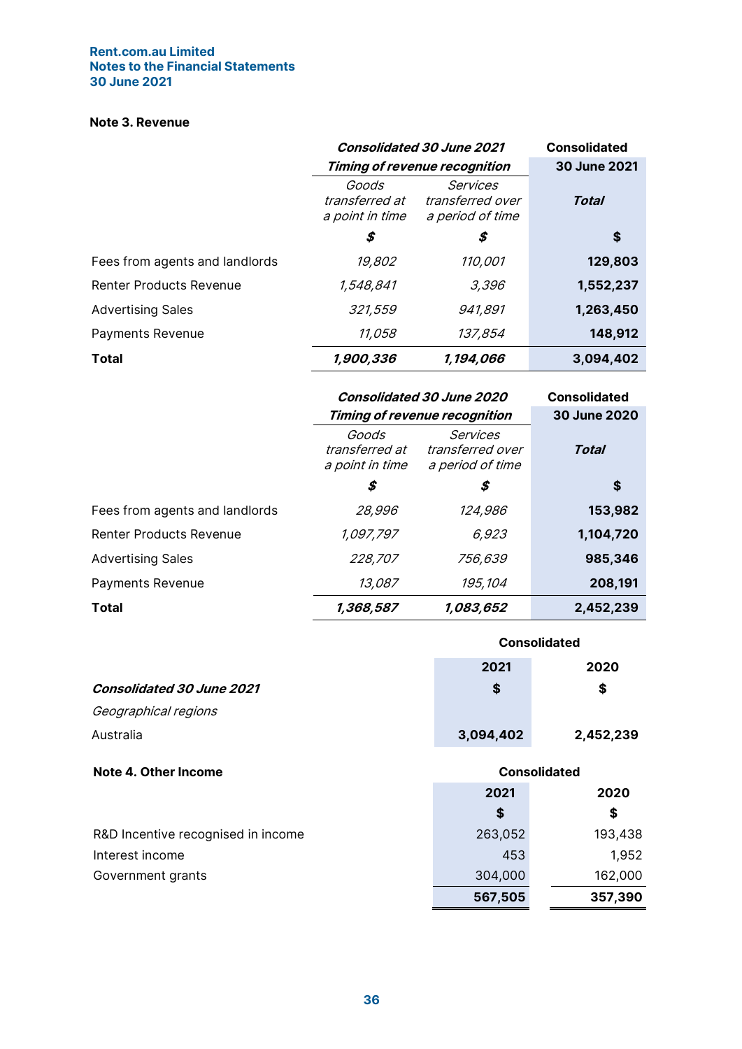## Note 3. Revenue

| | *Consolidated 30 June 2021 Timing of revenue recognition* | | Consolidated 30 June 2021 |
|---|---|---|---|
| | *Goods transferred at a point in time* | *Services transferred over a period of time* | *Total* |
| | *$* | *$* | **$** |
| Fees from agents and landlords | *19,802* | *110,001* | **129,803** |
| Renter Products Revenue | *1,548,841* | *3,396* | **1,552,237** |
| Advertising Sales | *321,559* | *941,891* | **1,263,450** |
| Payments Revenue | *11,058* | *137,854* | **148,912** |
| **Total** | ***1,900,336*** | ***1,194,066*** | **3,094,402** |

| | *Consolidated 30 June 2020 Timing of revenue recognition* | | Consolidated 30 June 2020 |
|---|---|---|---|
| | *Goods transferred at a point in time* | *Services transferred over a period of time* | *Total* |
| | *$* | *$* | **$** |
| Fees from agents and landlords | *28,996* | *124,986* | **153,982** |
| Renter Products Revenue | *1,097,797* | *6,923* | **1,104,720** |
| Advertising Sales | *228,707* | *756,639* | **985,346** |
| Payments Revenue | *13,087* | *195,104* | **208,191** |
| **Total** | ***1,368,587*** | ***1,083,652*** | **2,452,239** |

| | Consolidated | |
|---|---|---|
| | **2021** | **2020** |
| ***Consolidated 30 June 2021*** | **$** | **$** |
| *Geographical regions* | | |
| Australia | **3,094,402** | **2,452,239** |

## Note 4. Other Income

| | Consolidated | |
|---|---|---|
| | **2021** | **2020** |
| | **$** | **$** |
| R&D Incentive recognised in income | 263,052 | 193,438 |
| Interest income | 453 | 1,952 |
| Government grants | 304,000 | 162,000 |
| | **567,505** | **357,390** |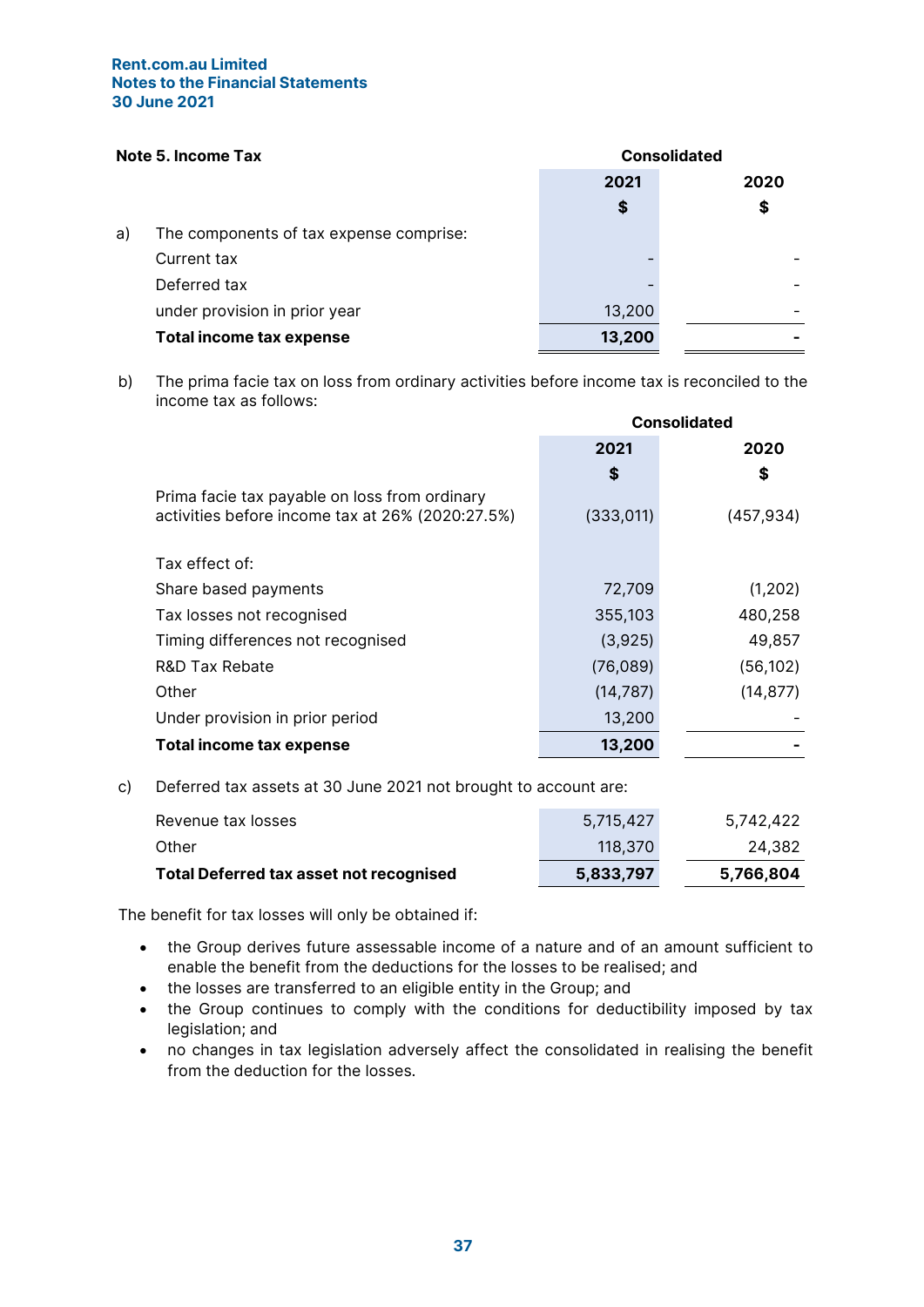Rent.com.au Limited
Notes to the Financial Statements
30 June 2021

## Note 5. Income Tax

| | | Consolidated | |
|---|---|---|---|
| | | 2021 | 2020 |
| | | $ | $ |
| a) | The components of tax expense comprise: | | |
| | Current tax | - | - |
| | Deferred tax | - | - |
| | under provision in prior year | 13,200 | - |
| | **Total income tax expense** | **13,200** | **-** |

b) The prima facie tax on loss from ordinary activities before income tax is reconciled to the income tax as follows:

| | Consolidated | |
|---|---|---|
| | 2021 | 2020 |
| | $ | $ |
| Prima facie tax payable on loss from ordinary activities before income tax at 26% (2020:27.5%) | (333,011) | (457,934) |
| Tax effect of: | | |
| Share based payments | 72,709 | (1,202) |
| Tax losses not recognised | 355,103 | 480,258 |
| Timing differences not recognised | (3,925) | 49,857 |
| R&D Tax Rebate | (76,089) | (56,102) |
| Other | (14,787) | (14,877) |
| Under provision in prior period | 13,200 | - |
| **Total income tax expense** | **13,200** | **-** |

c) Deferred tax assets at 30 June 2021 not brought to account are:

| | 2021 | 2020 |
|---|---|---|
| Revenue tax losses | 5,715,427 | 5,742,422 |
| Other | 118,370 | 24,382 |
| **Total Deferred tax asset not recognised** | **5,833,797** | **5,766,804** |

The benefit for tax losses will only be obtained if:

- the Group derives future assessable income of a nature and of an amount sufficient to enable the benefit from the deductions for the losses to be realised; and
- the losses are transferred to an eligible entity in the Group; and
- the Group continues to comply with the conditions for deductibility imposed by tax legislation; and
- no changes in tax legislation adversely affect the consolidated in realising the benefit from the deduction for the losses.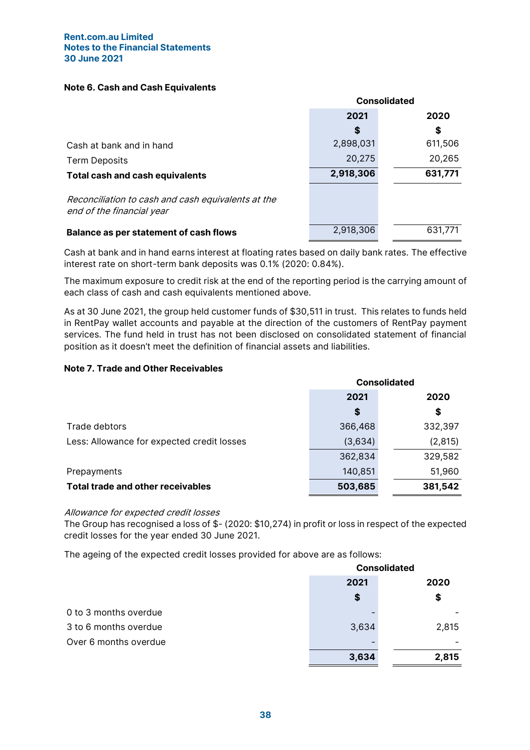Rent.com.au Limited
Notes to the Financial Statements
30 June 2021

### Note 6. Cash and Cash Equivalents

| | Consolidated | |
|---|---|---|
| | 2021 | 2020 |
| | $ | $ |
| Cash at bank and in hand | 2,898,031 | 611,506 |
| Term Deposits | 20,275 | 20,265 |
| **Total cash and cash equivalents** | **2,918,306** | **631,771** |
| *Reconciliation to cash and cash equivalents at the end of the financial year* | | |
| **Balance as per statement of cash flows** | 2,918,306 | 631,771 |

Cash at bank and in hand earns interest at floating rates based on daily bank rates. The effective interest rate on short-term bank deposits was 0.1% (2020: 0.84%).

The maximum exposure to credit risk at the end of the reporting period is the carrying amount of each class of cash and cash equivalents mentioned above.

As at 30 June 2021, the group held customer funds of $30,511 in trust. This relates to funds held in RentPay wallet accounts and payable at the direction of the customers of RentPay payment services. The fund held in trust has not been disclosed on consolidated statement of financial position as it doesn't meet the definition of financial assets and liabilities.

### Note 7. Trade and Other Receivables

| | Consolidated | |
|---|---|---|
| | 2021 | 2020 |
| | $ | $ |
| Trade debtors | 366,468 | 332,397 |
| Less: Allowance for expected credit losses | (3,634) | (2,815) |
| | 362,834 | 329,582 |
| Prepayments | 140,851 | 51,960 |
| **Total trade and other receivables** | **503,685** | **381,542** |

*Allowance for expected credit losses*
The Group has recognised a loss of $- (2020: $10,274) in profit or loss in respect of the expected credit losses for the year ended 30 June 2021.

The ageing of the expected credit losses provided for above are as follows:

| | Consolidated | |
|---|---|---|
| | 2021 | 2020 |
| | $ | $ |
| 0 to 3 months overdue | - | - |
| 3 to 6 months overdue | 3,634 | 2,815 |
| Over 6 months overdue | - | - |
| | **3,634** | **2,815** |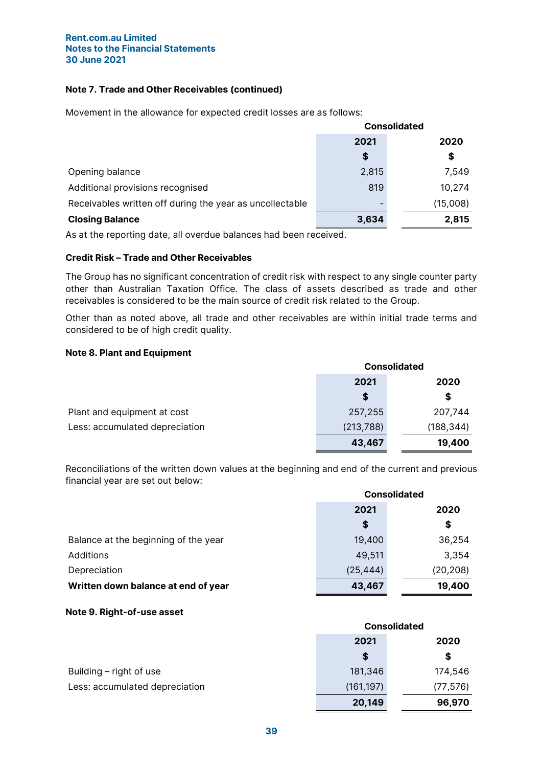Rent.com.au Limited
Notes to the Financial Statements
30 June 2021

### Note 7. Trade and Other Receivables (continued)

Movement in the allowance for expected credit losses are as follows:

| | Consolidated | |
|---|---|---|
| | 2021 | 2020 |
| | $ | $ |
| Opening balance | 2,815 | 7,549 |
| Additional provisions recognised | 819 | 10,274 |
| Receivables written off during the year as uncollectable | - | (15,008) |
| **Closing Balance** | **3,634** | **2,815** |

As at the reporting date, all overdue balances had been received.

#### Credit Risk – Trade and Other Receivables

The Group has no significant concentration of credit risk with respect to any single counter party other than Australian Taxation Office. The class of assets described as trade and other receivables is considered to be the main source of credit risk related to the Group.

Other than as noted above, all trade and other receivables are within initial trade terms and considered to be of high credit quality.

### Note 8. Plant and Equipment

| | Consolidated | |
|---|---|---|
| | 2021 | 2020 |
| | $ | $ |
| Plant and equipment at cost | 257,255 | 207,744 |
| Less: accumulated depreciation | (213,788) | (188,344) |
| | **43,467** | **19,400** |

Reconciliations of the written down values at the beginning and end of the current and previous financial year are set out below:

| | Consolidated | |
|---|---|---|
| | 2021 | 2020 |
| | $ | $ |
| Balance at the beginning of the year | 19,400 | 36,254 |
| Additions | 49,511 | 3,354 |
| Depreciation | (25,444) | (20,208) |
| **Written down balance at end of year** | **43,467** | **19,400** |

### Note 9. Right-of-use asset

| | Consolidated | |
|---|---|---|
| | 2021 | 2020 |
| | $ | $ |
| Building – right of use | 181,346 | 174,546 |
| Less: accumulated depreciation | (161,197) | (77,576) |
| | **20,149** | **96,970** |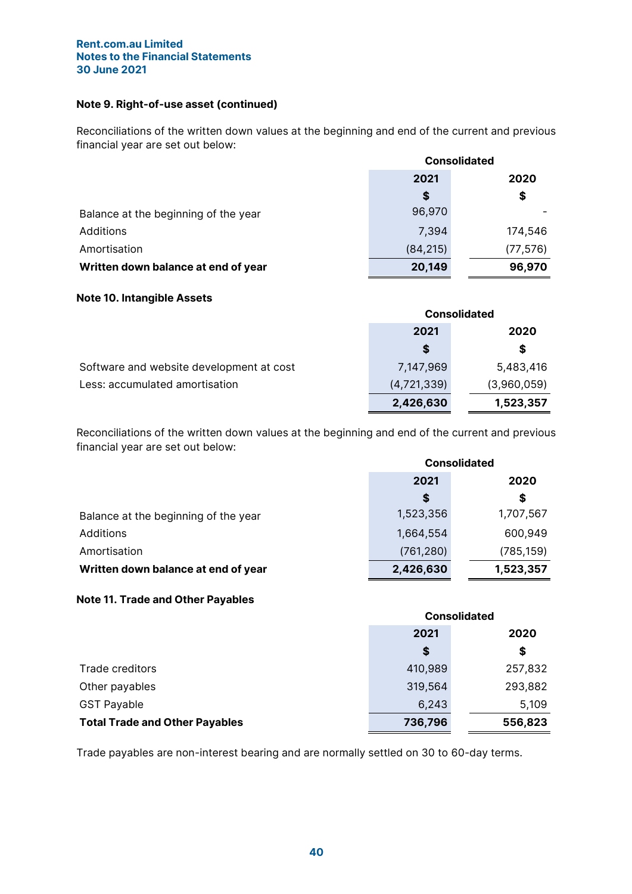## Note 9. Right-of-use asset (continued)

Reconciliations of the written down values at the beginning and end of the current and previous financial year are set out below:

| | Consolidated | |
|---|---|---|
| | 2021 | 2020 |
| | $ | $ |
| Balance at the beginning of the year | 96,970 | - |
| Additions | 7,394 | 174,546 |
| Amortisation | (84,215) | (77,576) |
| **Written down balance at end of year** | **20,149** | **96,970** |

## Note 10. Intangible Assets

| | Consolidated | |
|---|---|---|
| | 2021 | 2020 |
| | $ | $ |
| Software and website development at cost | 7,147,969 | 5,483,416 |
| Less: accumulated amortisation | (4,721,339) | (3,960,059) |
| | **2,426,630** | **1,523,357** |

Reconciliations of the written down values at the beginning and end of the current and previous financial year are set out below:

| | Consolidated | |
|---|---|---|
| | 2021 | 2020 |
| | $ | $ |
| Balance at the beginning of the year | 1,523,356 | 1,707,567 |
| Additions | 1,664,554 | 600,949 |
| Amortisation | (761,280) | (785,159) |
| **Written down balance at end of year** | **2,426,630** | **1,523,357** |

## Note 11. Trade and Other Payables

| | Consolidated | |
|---|---|---|
| | 2021 | 2020 |
| | $ | $ |
| Trade creditors | 410,989 | 257,832 |
| Other payables | 319,564 | 293,882 |
| GST Payable | 6,243 | 5,109 |
| **Total Trade and Other Payables** | **736,796** | **556,823** |

Trade payables are non-interest bearing and are normally settled on 30 to 60-day terms.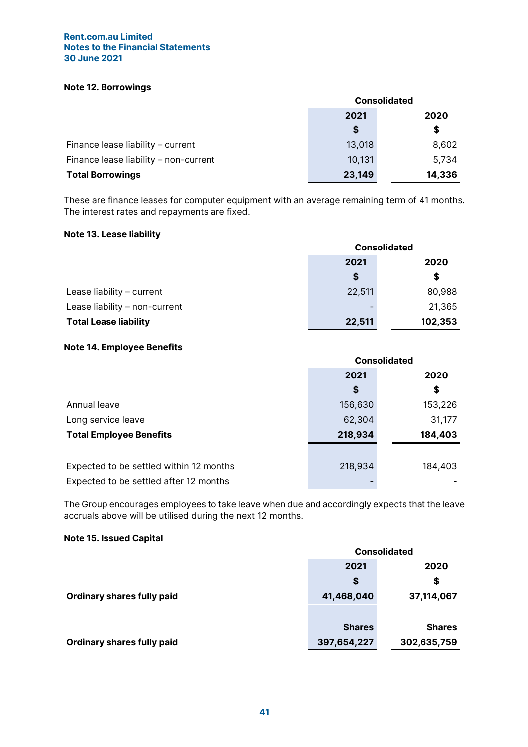Rent.com.au Limited
Notes to the Financial Statements
30 June 2021

### Note 12. Borrowings

| | Consolidated | |
|---|---|---|
| | 2021 | 2020 |
| | $ | $ |
| Finance lease liability – current | 13,018 | 8,602 |
| Finance lease liability – non-current | 10,131 | 5,734 |
| **Total Borrowings** | **23,149** | **14,336** |

These are finance leases for computer equipment with an average remaining term of 41 months. The interest rates and repayments are fixed.

### Note 13. Lease liability

| | Consolidated | |
|---|---|---|
| | 2021 | 2020 |
| | $ | $ |
| Lease liability – current | 22,511 | 80,988 |
| Lease liability – non-current | - | 21,365 |
| **Total Lease liability** | **22,511** | **102,353** |

### Note 14. Employee Benefits

| | Consolidated | |
|---|---|---|
| | 2021 | 2020 |
| | $ | $ |
| Annual leave | 156,630 | 153,226 |
| Long service leave | 62,304 | 31,177 |
| **Total Employee Benefits** | **218,934** | **184,403** |
| | | |
| Expected to be settled within 12 months | 218,934 | 184,403 |
| Expected to be settled after 12 months | - | - |

The Group encourages employees to take leave when due and accordingly expects that the leave accruals above will be utilised during the next 12 months.

### Note 15. Issued Capital

| | Consolidated | |
|---|---|---|
| | 2021 | 2020 |
| | $ | $ |
| **Ordinary shares fully paid** | **41,468,040** | **37,114,067** |
| | | |
| | **Shares** | **Shares** |
| **Ordinary shares fully paid** | **397,654,227** | **302,635,759** |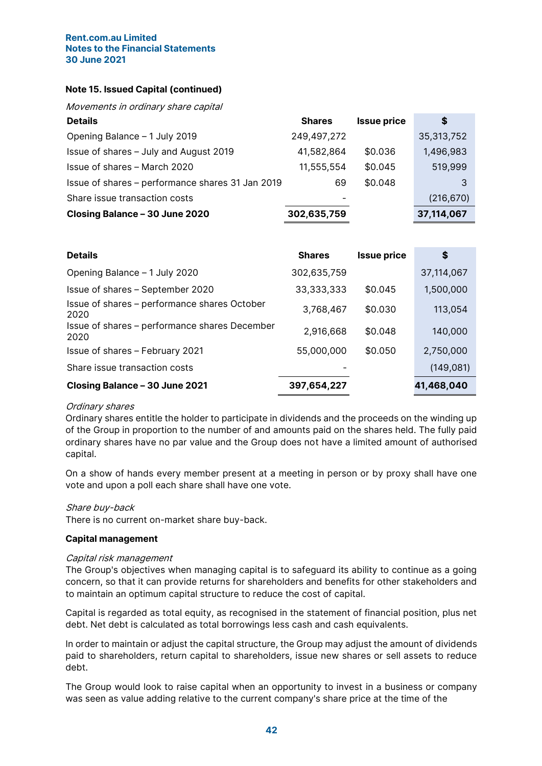**Note 15. Issued Capital (continued)**

*Movements in ordinary share capital*

| Details | Shares | Issue price | $ |
|---|---|---|---|
| Opening Balance – 1 July 2019 | 249,497,272 | | 35,313,752 |
| Issue of shares – July and August 2019 | 41,582,864 | $0.036 | 1,496,983 |
| Issue of shares – March 2020 | 11,555,554 | $0.045 | 519,999 |
| Issue of shares – performance shares 31 Jan 2019 | 69 | $0.048 | 3 |
| Share issue transaction costs | - | | (216,670) |
| **Closing Balance – 30 June 2020** | **302,635,759** | | **37,114,067** |

| Details | Shares | Issue price | $ |
|---|---|---|---|
| Opening Balance – 1 July 2020 | 302,635,759 | | 37,114,067 |
| Issue of shares – September 2020 | 33,333,333 | $0.045 | 1,500,000 |
| Issue of shares – performance shares October 2020 | 3,768,467 | $0.030 | 113,054 |
| Issue of shares – performance shares December 2020 | 2,916,668 | $0.048 | 140,000 |
| Issue of shares – February 2021 | 55,000,000 | $0.050 | 2,750,000 |
| Share issue transaction costs | - | | (149,081) |
| **Closing Balance – 30 June 2021** | **397,654,227** | | **41,468,040** |

*Ordinary shares*

Ordinary shares entitle the holder to participate in dividends and the proceeds on the winding up of the Group in proportion to the number of and amounts paid on the shares held. The fully paid ordinary shares have no par value and the Group does not have a limited amount of authorised capital.

On a show of hands every member present at a meeting in person or by proxy shall have one vote and upon a poll each share shall have one vote.

*Share buy-back*

There is no current on-market share buy-back.

**Capital management**

*Capital risk management*

The Group's objectives when managing capital is to safeguard its ability to continue as a going concern, so that it can provide returns for shareholders and benefits for other stakeholders and to maintain an optimum capital structure to reduce the cost of capital.

Capital is regarded as total equity, as recognised in the statement of financial position, plus net debt. Net debt is calculated as total borrowings less cash and cash equivalents.

In order to maintain or adjust the capital structure, the Group may adjust the amount of dividends paid to shareholders, return capital to shareholders, issue new shares or sell assets to reduce debt.

The Group would look to raise capital when an opportunity to invest in a business or company was seen as value adding relative to the current company's share price at the time of the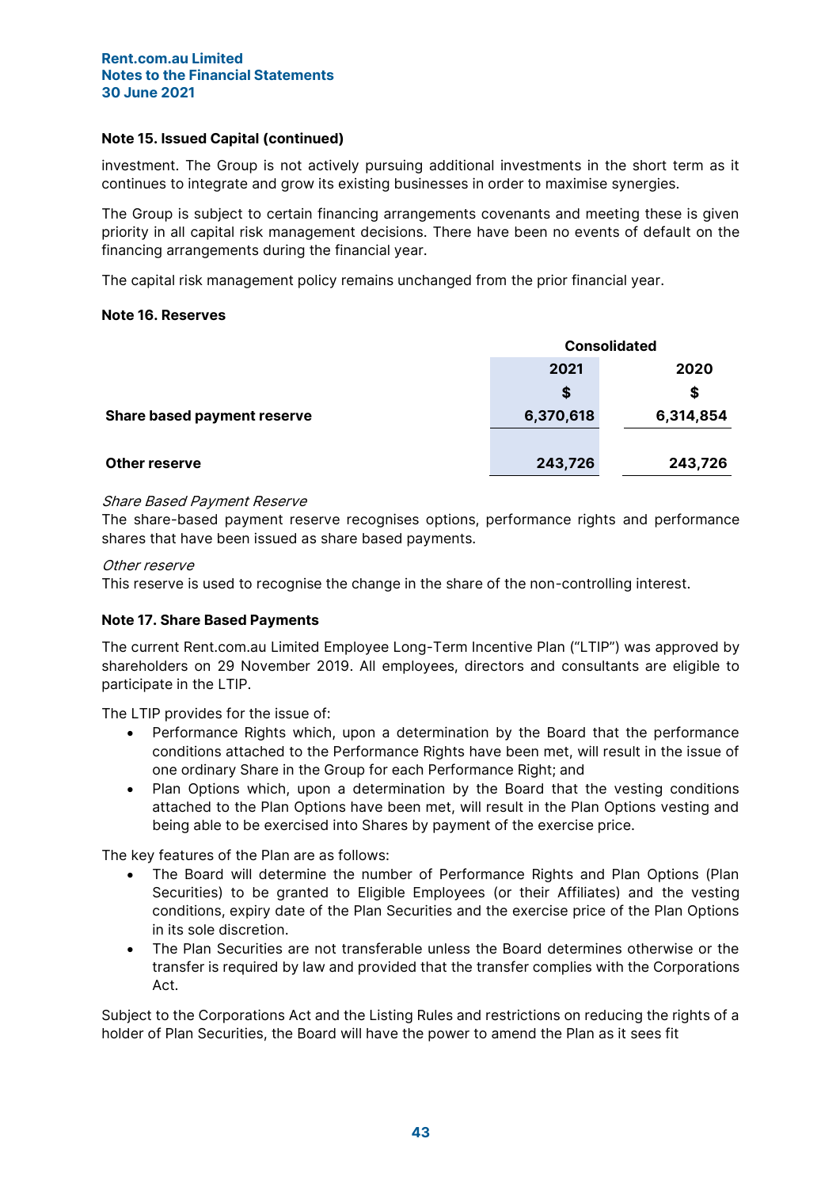### Note 15. Issued Capital (continued)

investment. The Group is not actively pursuing additional investments in the short term as it continues to integrate and grow its existing businesses in order to maximise synergies.

The Group is subject to certain financing arrangements covenants and meeting these is given priority in all capital risk management decisions. There have been no events of default on the financing arrangements during the financial year.

The capital risk management policy remains unchanged from the prior financial year.

### Note 16. Reserves

| | Consolidated | |
|---|---|---|
| | 2021 | 2020 |
| | $ | $ |
| **Share based payment reserve** | 6,370,618 | 6,314,854 |
| **Other reserve** | 243,726 | 243,726 |

*Share Based Payment Reserve*
The share-based payment reserve recognises options, performance rights and performance shares that have been issued as share based payments.

*Other reserve*
This reserve is used to recognise the change in the share of the non-controlling interest.

### Note 17. Share Based Payments

The current Rent.com.au Limited Employee Long-Term Incentive Plan ("LTIP") was approved by shareholders on 29 November 2019. All employees, directors and consultants are eligible to participate in the LTIP.

The LTIP provides for the issue of:

- Performance Rights which, upon a determination by the Board that the performance conditions attached to the Performance Rights have been met, will result in the issue of one ordinary Share in the Group for each Performance Right; and
- Plan Options which, upon a determination by the Board that the vesting conditions attached to the Plan Options have been met, will result in the Plan Options vesting and being able to be exercised into Shares by payment of the exercise price.

The key features of the Plan are as follows:

- The Board will determine the number of Performance Rights and Plan Options (Plan Securities) to be granted to Eligible Employees (or their Affiliates) and the vesting conditions, expiry date of the Plan Securities and the exercise price of the Plan Options in its sole discretion.
- The Plan Securities are not transferable unless the Board determines otherwise or the transfer is required by law and provided that the transfer complies with the Corporations Act.

Subject to the Corporations Act and the Listing Rules and restrictions on reducing the rights of a holder of Plan Securities, the Board will have the power to amend the Plan as it sees fit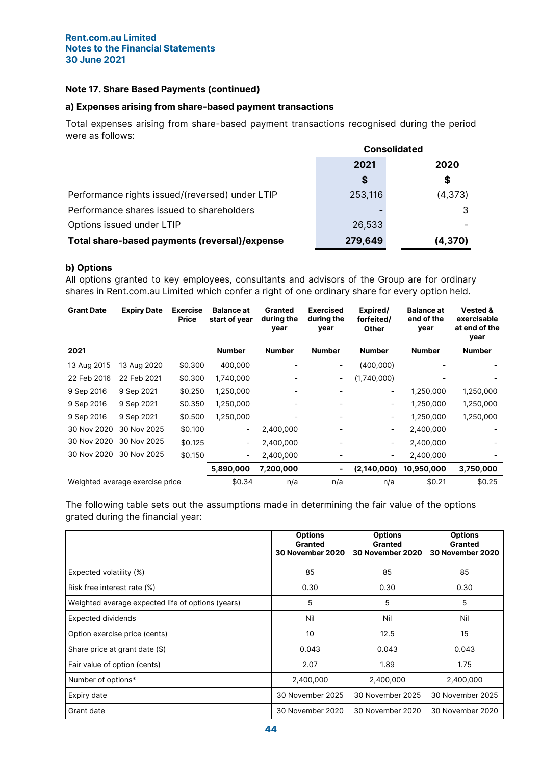### Note 17. Share Based Payments (continued)

#### a) Expenses arising from share-based payment transactions

Total expenses arising from share-based payment transactions recognised during the period were as follows:

| | Consolidated | |
|---|---|---|
| | 2021 | 2020 |
| | $ | $ |
| Performance rights issued/(reversed) under LTIP | 253,116 | (4,373) |
| Performance shares issued to shareholders | - | 3 |
| Options issued under LTIP | 26,533 | - |
| **Total share-based payments (reversal)/expense** | **279,649** | **(4,370)** |

#### b) Options

All options granted to key employees, consultants and advisors of the Group are for ordinary shares in Rent.com.au Limited which confer a right of one ordinary share for every option held.

| Grant Date | Expiry Date | Exercise Price | Balance at start of year | Granted during the year | Exercised during the year | Expired/ forfeited/ Other | Balance at end of the year | Vested & exercisable at end of the year |
|---|---|---|---|---|---|---|---|---|
| **2021** | | | **Number** | **Number** | **Number** | **Number** | **Number** | **Number** |
| 13 Aug 2015 | 13 Aug 2020 | $0.300 | 400,000 | - | - | (400,000) | - | - |
| 22 Feb 2016 | 22 Feb 2021 | $0.300 | 1,740,000 | - | - | (1,740,000) | - | - |
| 9 Sep 2016 | 9 Sep 2021 | $0.250 | 1,250,000 | - | - | - | 1,250,000 | 1,250,000 |
| 9 Sep 2016 | 9 Sep 2021 | $0.350 | 1,250,000 | - | - | - | 1,250,000 | 1,250,000 |
| 9 Sep 2016 | 9 Sep 2021 | $0.500 | 1,250,000 | - | - | - | 1,250,000 | 1,250,000 |
| 30 Nov 2020 | 30 Nov 2025 | $0.100 | - | 2,400,000 | - | - | 2,400,000 | - |
| 30 Nov 2020 | 30 Nov 2025 | $0.125 | - | 2,400,000 | - | - | 2,400,000 | - |
| 30 Nov 2020 | 30 Nov 2025 | $0.150 | - | 2,400,000 | - | - | 2,400,000 | - |
| | | | **5,890,000** | **7,200,000** | **-** | **(2,140,000)** | **10,950,000** | **3,750,000** |
| Weighted average exercise price | | | $0.34 | n/a | n/a | n/a | $0.21 | $0.25 |

The following table sets out the assumptions made in determining the fair value of the options grated during the financial year:

| | Options Granted 30 November 2020 | Options Granted 30 November 2020 | Options Granted 30 November 2020 |
|---|---|---|---|
| Expected volatility (%) | 85 | 85 | 85 |
| Risk free interest rate (%) | 0.30 | 0.30 | 0.30 |
| Weighted average expected life of options (years) | 5 | 5 | 5 |
| Expected dividends | Nil | Nil | Nil |
| Option exercise price (cents) | 10 | 12.5 | 15 |
| Share price at grant date ($) | 0.043 | 0.043 | 0.043 |
| Fair value of option (cents) | 2.07 | 1.89 | 1.75 |
| Number of options* | 2,400,000 | 2,400,000 | 2,400,000 |
| Expiry date | 30 November 2025 | 30 November 2025 | 30 November 2025 |
| Grant date | 30 November 2020 | 30 November 2020 | 30 November 2020 |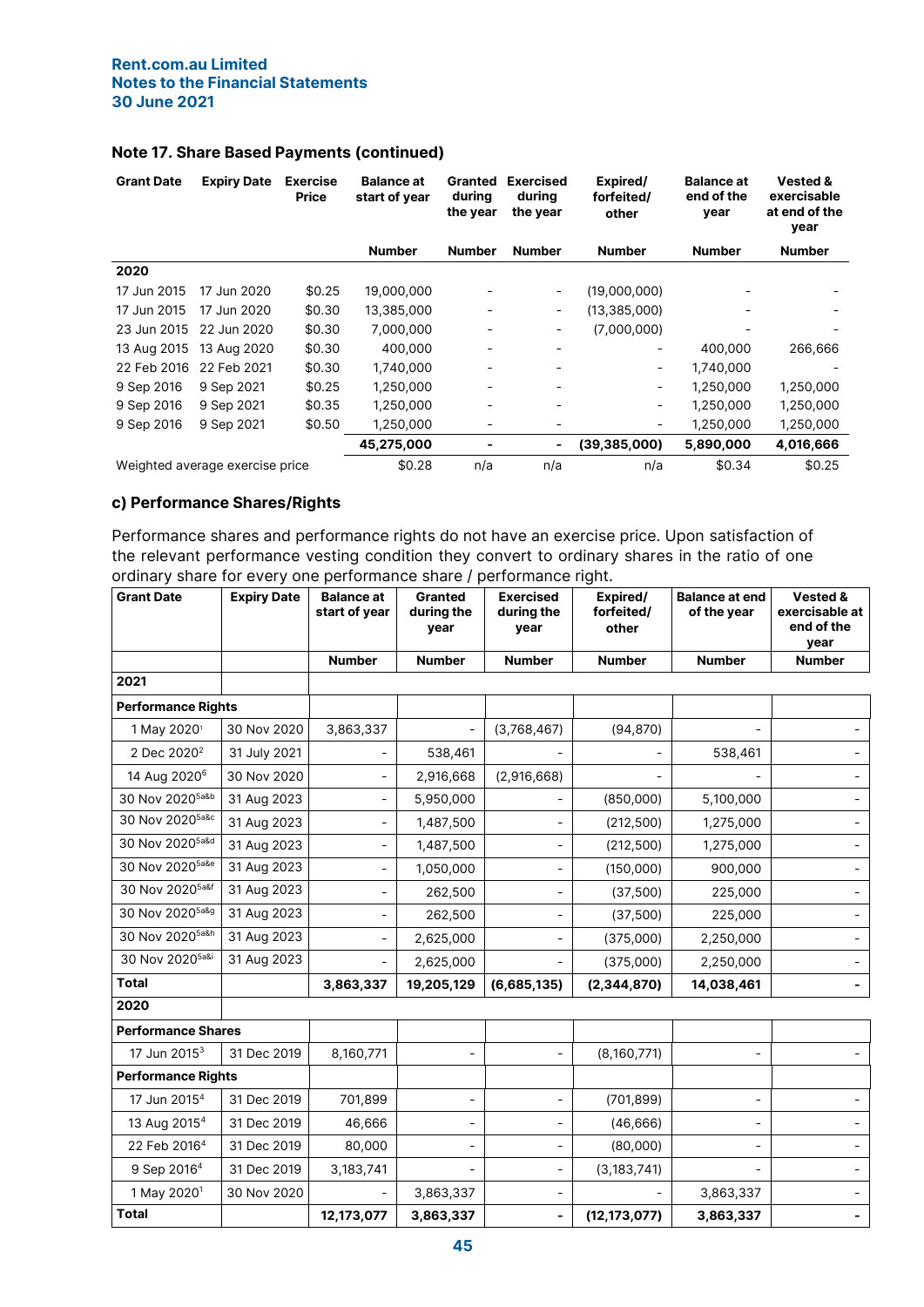## Note 17. Share Based Payments (continued)

| Grant Date | Expiry Date | Exercise Price | Balance at start of year | Granted during the year | Exercised during the year | Expired/ forfeited/ other | Balance at end of the year | Vested & exercisable at end of the year |
|---|---|---|---|---|---|---|---|---|
| | | | Number | Number | Number | Number | Number | Number |
| **2020** | | | | | | | | |
| 17 Jun 2015 | 17 Jun 2020 | $0.25 | 19,000,000 | - | - | (19,000,000) | - | - |
| 17 Jun 2015 | 17 Jun 2020 | $0.30 | 13,385,000 | - | - | (13,385,000) | - | - |
| 23 Jun 2015 | 22 Jun 2020 | $0.30 | 7,000,000 | - | - | (7,000,000) | - | - |
| 13 Aug 2015 | 13 Aug 2020 | $0.30 | 400,000 | - | - | - | 400,000 | 266,666 |
| 22 Feb 2016 | 22 Feb 2021 | $0.30 | 1,740,000 | - | - | - | 1,740,000 | - |
| 9 Sep 2016 | 9 Sep 2021 | $0.25 | 1,250,000 | - | - | - | 1,250,000 | 1,250,000 |
| 9 Sep 2016 | 9 Sep 2021 | $0.35 | 1,250,000 | - | - | - | 1,250,000 | 1,250,000 |
| 9 Sep 2016 | 9 Sep 2021 | $0.50 | 1,250,000 | - | - | - | 1,250,000 | 1,250,000 |
| | | | **45,275,000** | **-** | **-** | **(39,385,000)** | **5,890,000** | **4,016,666** |
| Weighted average exercise price | | | $0.28 | n/a | n/a | n/a | $0.34 | $0.25 |

### c) Performance Shares/Rights

Performance shares and performance rights do not have an exercise price. Upon satisfaction of the relevant performance vesting condition they convert to ordinary shares in the ratio of one ordinary share for every one performance share / performance right.

| Grant Date | Expiry Date | Balance at start of year | Granted during the year | Exercised during the year | Expired/ forfeited/ other | Balance at end of the year | Vested & exercisable at end of the year |
|---|---|---|---|---|---|---|---|
| | | Number | Number | Number | Number | Number | Number |
| **2021** | | | | | | | |
| **Performance Rights** | | | | | | | |
| 1 May 2020[1] | 30 Nov 2020 | 3,863,337 | - | (3,768,467) | (94,870) | - | - |
| 2 Dec 2020[2] | 31 July 2021 | - | 538,461 | - | - | 538,461 | - |
| 14 Aug 2020[6] | 30 Nov 2020 | - | 2,916,668 | (2,916,668) | - | - | - |
| 30 Nov 2020[5a&b] | 31 Aug 2023 | - | 5,950,000 | - | (850,000) | 5,100,000 | - |
| 30 Nov 2020[5a&c] | 31 Aug 2023 | - | 1,487,500 | - | (212,500) | 1,275,000 | - |
| 30 Nov 2020[5a&d] | 31 Aug 2023 | - | 1,487,500 | - | (212,500) | 1,275,000 | - |
| 30 Nov 2020[5a&e] | 31 Aug 2023 | - | 1,050,000 | - | (150,000) | 900,000 | - |
| 30 Nov 2020[5a&f] | 31 Aug 2023 | - | 262,500 | - | (37,500) | 225,000 | - |
| 30 Nov 2020[5a&g] | 31 Aug 2023 | - | 262,500 | - | (37,500) | 225,000 | - |
| 30 Nov 2020[5a&h] | 31 Aug 2023 | - | 2,625,000 | - | (375,000) | 2,250,000 | - |
| 30 Nov 2020[5a&i] | 31 Aug 2023 | - | 2,625,000 | - | (375,000) | 2,250,000 | - |
| **Total** | | **3,863,337** | **19,205,129** | **(6,685,135)** | **(2,344,870)** | **14,038,461** | **-** |
| **2020** | | | | | | | |
| **Performance Shares** | | | | | | | |
| 17 Jun 2015[3] | 31 Dec 2019 | 8,160,771 | - | - | (8,160,771) | - | - |
| **Performance Rights** | | | | | | | |
| 17 Jun 2015[4] | 31 Dec 2019 | 701,899 | - | - | (701,899) | - | - |
| 13 Aug 2015[4] | 31 Dec 2019 | 46,666 | - | - | (46,666) | - | - |
| 22 Feb 2016[4] | 31 Dec 2019 | 80,000 | - | - | (80,000) | - | - |
| 9 Sep 2016[4] | 31 Dec 2019 | 3,183,741 | - | - | (3,183,741) | - | - |
| 1 May 2020[1] | 30 Nov 2020 | - | 3,863,337 | - | - | 3,863,337 | - |
| **Total** | | **12,173,077** | **3,863,337** | **-** | **(12,173,077)** | **3,863,337** | **-** |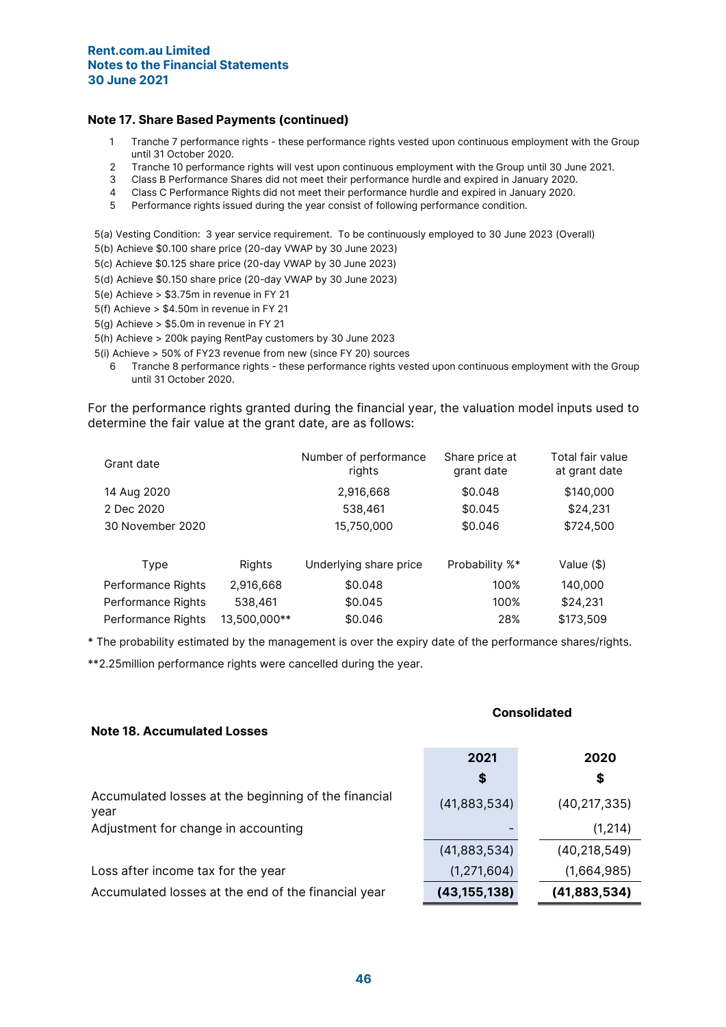Rent.com.au Limited
Notes to the Financial Statements
30 June 2021

### Note 17. Share Based Payments (continued)

1 Tranche 7 performance rights - these performance rights vested upon continuous employment with the Group until 31 October 2020.
2 Tranche 10 performance rights will vest upon continuous employment with the Group until 30 June 2021.
3 Class B Performance Shares did not meet their performance hurdle and expired in January 2020.
4 Class C Performance Rights did not meet their performance hurdle and expired in January 2020.
5 Performance rights issued during the year consist of following performance condition.

5(a) Vesting Condition: 3 year service requirement. To be continuously employed to 30 June 2023 (Overall)
5(b) Achieve $0.100 share price (20-day VWAP by 30 June 2023)
5(c) Achieve $0.125 share price (20-day VWAP by 30 June 2023)
5(d) Achieve $0.150 share price (20-day VWAP by 30 June 2023)
5(e) Achieve > $3.75m in revenue in FY 21
5(f) Achieve > $4.50m in revenue in FY 21
5(g) Achieve > $5.0m in revenue in FY 21
5(h) Achieve > 200k paying RentPay customers by 30 June 2023
5(i) Achieve > 50% of FY23 revenue from new (since FY 20) sources
6 Tranche 8 performance rights - these performance rights vested upon continuous employment with the Group until 31 October 2020.

For the performance rights granted during the financial year, the valuation model inputs used to determine the fair value at the grant date, are as follows:

| Grant date | Number of performance rights | Share price at grant date | Total fair value at grant date |
|---|---|---|---|
| 14 Aug 2020 | 2,916,668 | $0.048 | $140,000 |
| 2 Dec 2020 | 538,461 | $0.045 | $24,231 |
| 30 November 2020 | 15,750,000 | $0.046 | $724,500 |

| Type | Rights | Underlying share price | Probability %* | Value ($) |
|---|---|---|---|---|
| Performance Rights | 2,916,668 | $0.048 | 100% | 140,000 |
| Performance Rights | 538,461 | $0.045 | 100% | $24,231 |
| Performance Rights | 13,500,000** | $0.046 | 28% | $173,509 |

* The probability estimated by the management is over the expiry date of the performance shares/rights.

**2.25million performance rights were cancelled during the year.

### Note 18. Accumulated Losses

| | Consolidated 2021 $ | Consolidated 2020 $ |
|---|---|---|
| Accumulated losses at the beginning of the financial year | (41,883,534) | (40,217,335) |
| Adjustment for change in accounting | - | (1,214) |
| | (41,883,534) | (40,218,549) |
| Loss after income tax for the year | (1,271,604) | (1,664,985) |
| Accumulated losses at the end of the financial year | **(43,155,138)** | **(41,883,534)** |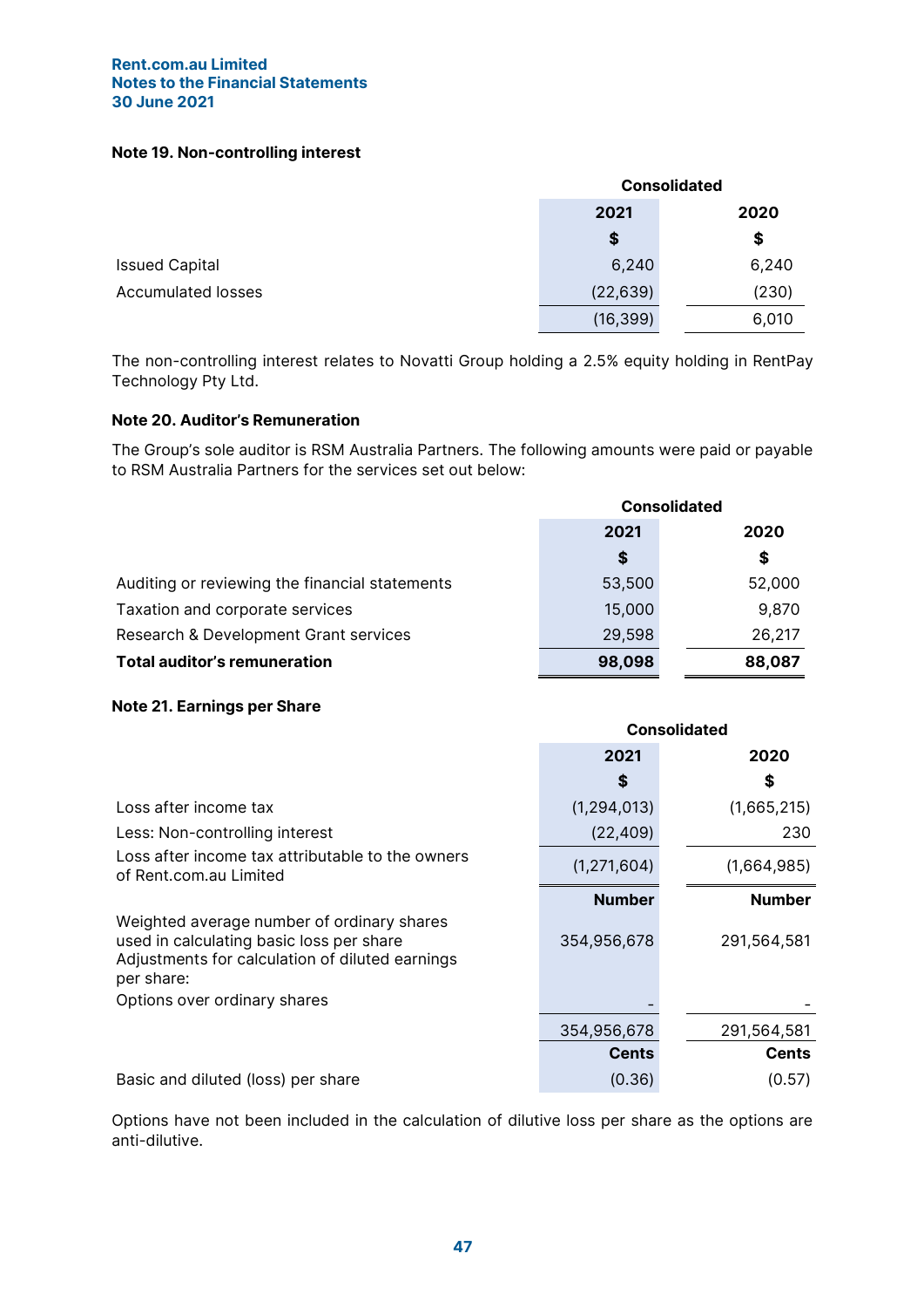**Note 19. Non-controlling interest**

| | Consolidated | |
|---|---|---|
| | 2021 | 2020 |
| | $ | $ |
| Issued Capital | 6,240 | 6,240 |
| Accumulated losses | (22,639) | (230) |
| | (16,399) | 6,010 |

The non-controlling interest relates to Novatti Group holding a 2.5% equity holding in RentPay Technology Pty Ltd.

**Note 20. Auditor's Remuneration**

The Group's sole auditor is RSM Australia Partners. The following amounts were paid or payable to RSM Australia Partners for the services set out below:

| | Consolidated | |
|---|---|---|
| | 2021 | 2020 |
| | $ | $ |
| Auditing or reviewing the financial statements | 53,500 | 52,000 |
| Taxation and corporate services | 15,000 | 9,870 |
| Research & Development Grant services | 29,598 | 26,217 |
| **Total auditor's remuneration** | **98,098** | **88,087** |

**Note 21. Earnings per Share**

| | Consolidated | |
|---|---|---|
| | 2021 | 2020 |
| | $ | $ |
| Loss after income tax | (1,294,013) | (1,665,215) |
| Less: Non-controlling interest | (22,409) | 230 |
| Loss after income tax attributable to the owners of Rent.com.au Limited | (1,271,604) | (1,664,985) |
| | **Number** | **Number** |
| Weighted average number of ordinary shares used in calculating basic loss per share | 354,956,678 | 291,564,581 |
| Adjustments for calculation of diluted earnings per share: | | |
| Options over ordinary shares | - | - |
| | 354,956,678 | 291,564,581 |
| | **Cents** | **Cents** |
| Basic and diluted (loss) per share | (0.36) | (0.57) |

Options have not been included in the calculation of dilutive loss per share as the options are anti-dilutive.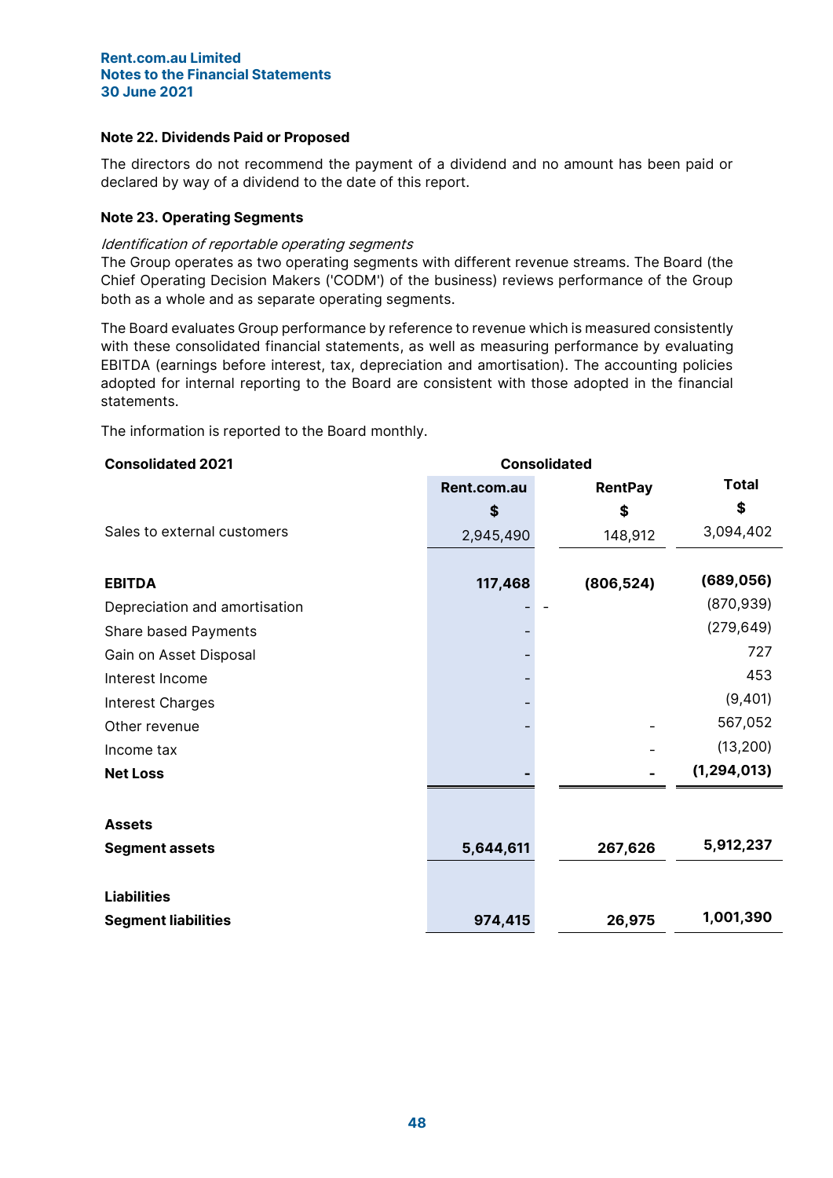### Note 22. Dividends Paid or Proposed

The directors do not recommend the payment of a dividend and no amount has been paid or declared by way of a dividend to the date of this report.

### Note 23. Operating Segments

*Identification of reportable operating segments*

The Group operates as two operating segments with different revenue streams. The Board (the Chief Operating Decision Makers ('CODM') of the business) reviews performance of the Group both as a whole and as separate operating segments.

The Board evaluates Group performance by reference to revenue which is measured consistently with these consolidated financial statements, as well as measuring performance by evaluating EBITDA (earnings before interest, tax, depreciation and amortisation). The accounting policies adopted for internal reporting to the Board are consistent with those adopted in the financial statements.

The information is reported to the Board monthly.

| **Consolidated 2021** | **Consolidated** | | |
|---|---|---|---|
| | **Rent.com.au $** | **RentPay $** | **Total $** |
| Sales to external customers | 2,945,490 | 148,912 | 3,094,402 |
| | | | |
| **EBITDA** | **117,468** | **(806,524)** | **(689,056)** |
| Depreciation and amortisation | - | - | (870,939) |
| Share based Payments | - | | (279,649) |
| Gain on Asset Disposal | - | | 727 |
| Interest Income | - | | 453 |
| Interest Charges | - | | (9,401) |
| Other revenue | - | - | 567,052 |
| Income tax | | - | (13,200) |
| **Net Loss** | **-** | **-** | **(1,294,013)** |
| | | | |
| **Assets** | | | |
| **Segment assets** | **5,644,611** | **267,626** | **5,912,237** |
| | | | |
| **Liabilities** | | | |
| **Segment liabilities** | **974,415** | **26,975** | **1,001,390** |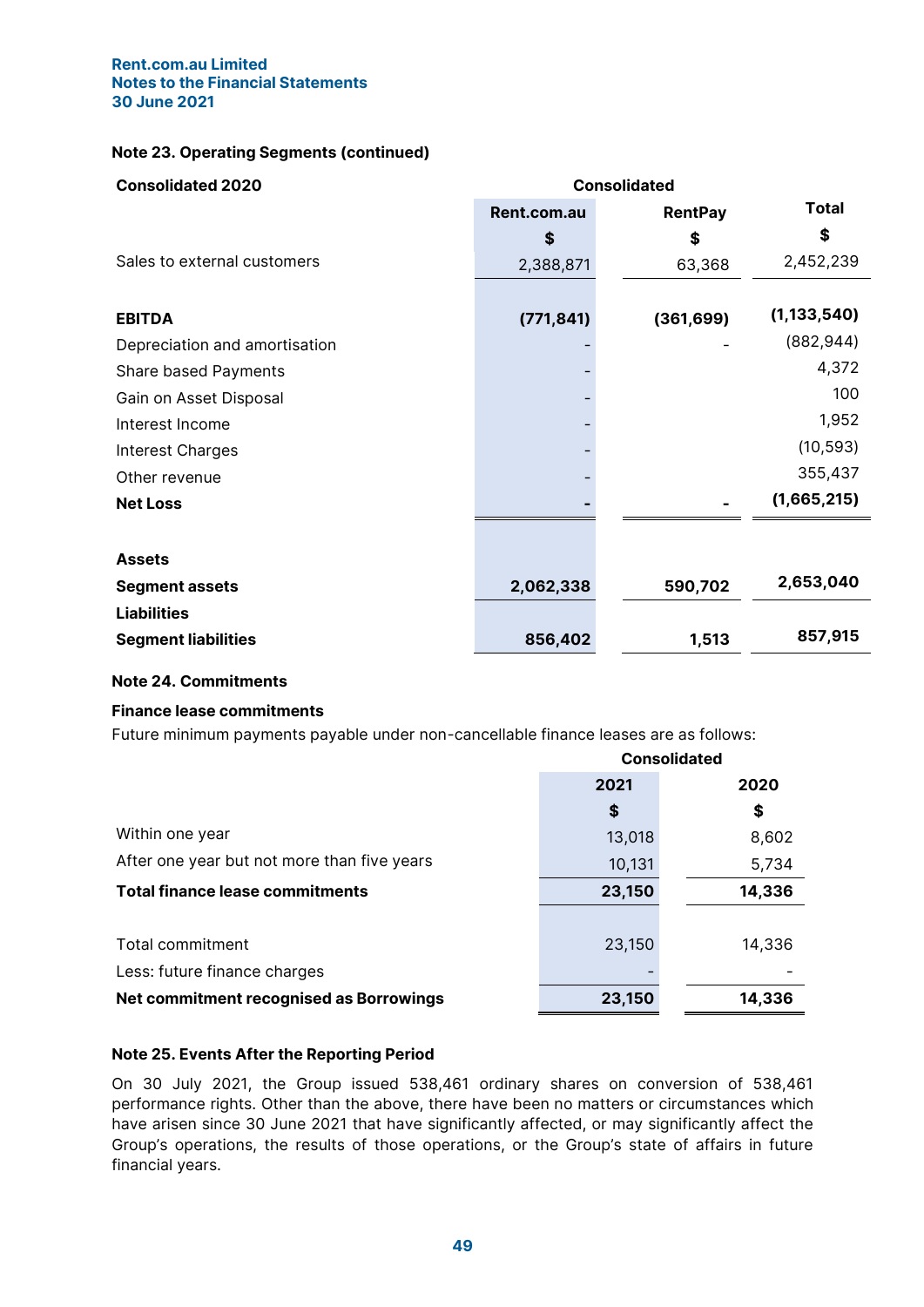Rent.com.au Limited
Notes to the Financial Statements
30 June 2021

**Note 23. Operating Segments (continued)**

| Consolidated 2020 | Consolidated | | |
|---|---|---|---|
| | Rent.com.au | RentPay | Total |
| | $ | $ | $ |
| Sales to external customers | 2,388,871 | 63,368 | 2,452,239 |
| | | | |
| **EBITDA** | **(771,841)** | **(361,699)** | **(1,133,540)** |
| Depreciation and amortisation | - | - | (882,944) |
| Share based Payments | - | | 4,372 |
| Gain on Asset Disposal | - | | 100 |
| Interest Income | - | | 1,952 |
| Interest Charges | - | | (10,593) |
| Other revenue | - | | 355,437 |
| **Net Loss** | **-** | **-** | **(1,665,215)** |
| | | | |
| **Assets** | | | |
| **Segment assets** | **2,062,338** | **590,702** | **2,653,040** |
| **Liabilities** | | | |
| **Segment liabilities** | **856,402** | **1,513** | **857,915** |

## Note 24. Commitments

**Finance lease commitments**

Future minimum payments payable under non-cancellable finance leases are as follows:

| | Consolidated | |
|---|---|---|
| | 2021 | 2020 |
| | $ | $ |
| Within one year | 13,018 | 8,602 |
| After one year but not more than five years | 10,131 | 5,734 |
| **Total finance lease commitments** | **23,150** | **14,336** |
| | | |
| Total commitment | 23,150 | 14,336 |
| Less: future finance charges | - | - |
| **Net commitment recognised as Borrowings** | **23,150** | **14,336** |

## Note 25. Events After the Reporting Period

On 30 July 2021, the Group issued 538,461 ordinary shares on conversion of 538,461 performance rights. Other than the above, there have been no matters or circumstances which have arisen since 30 June 2021 that have significantly affected, or may significantly affect the Group's operations, the results of those operations, or the Group's state of affairs in future financial years.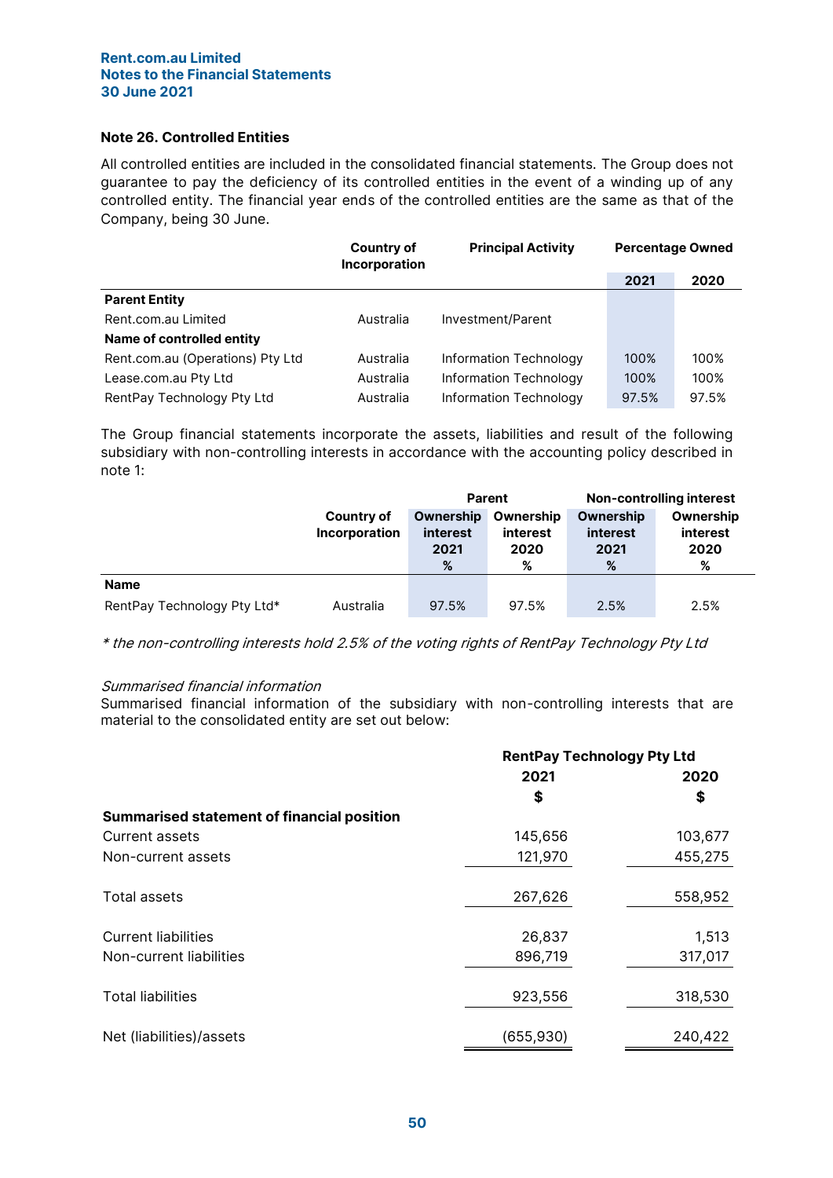## Note 26. Controlled Entities

All controlled entities are included in the consolidated financial statements. The Group does not guarantee to pay the deficiency of its controlled entities in the event of a winding up of any controlled entity. The financial year ends of the controlled entities are the same as that of the Company, being 30 June.

| | Country of Incorporation | Principal Activity | Percentage Owned | |
|---|---|---|---|---|
| | | | **2021** | **2020** |
| **Parent Entity** | | | | |
| Rent.com.au Limited | Australia | Investment/Parent | | |
| **Name of controlled entity** | | | | |
| Rent.com.au (Operations) Pty Ltd | Australia | Information Technology | 100% | 100% |
| Lease.com.au Pty Ltd | Australia | Information Technology | 100% | 100% |
| RentPay Technology Pty Ltd | Australia | Information Technology | 97.5% | 97.5% |

The Group financial statements incorporate the assets, liabilities and result of the following subsidiary with non-controlling interests in accordance with the accounting policy described in note 1:

| | | Parent | | Non-controlling interest | |
|---|---|---|---|---|---|
| | Country of Incorporation | Ownership interest 2021 % | Ownership interest 2020 % | Ownership interest 2021 % | Ownership interest 2020 % |
| **Name** | | | | | |
| RentPay Technology Pty Ltd* | Australia | 97.5% | 97.5% | 2.5% | 2.5% |

*\* the non-controlling interests hold 2.5% of the voting rights of RentPay Technology Pty Ltd*

*Summarised financial information*

Summarised financial information of the subsidiary with non-controlling interests that are material to the consolidated entity are set out below:

| | RentPay Technology Pty Ltd | |
|---|---|---|
| | **2021** | **2020** |
| | **$** | **$** |
| **Summarised statement of financial position** | | |
| Current assets | 145,656 | 103,677 |
| Non-current assets | 121,970 | 455,275 |
| Total assets | 267,626 | 558,952 |
| Current liabilities | 26,837 | 1,513 |
| Non-current liabilities | 896,719 | 317,017 |
| Total liabilities | 923,556 | 318,530 |
| Net (liabilities)/assets | (655,930) | 240,422 |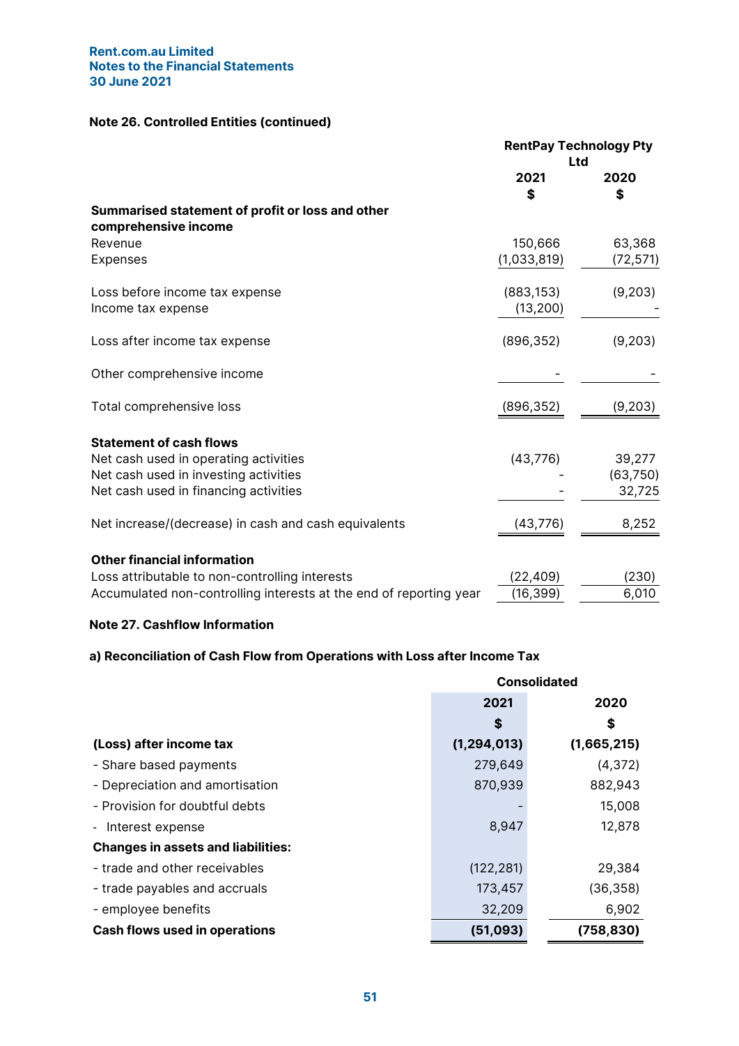Rent.com.au Limited
Notes to the Financial Statements
30 June 2021

**Note 26. Controlled Entities (continued)**

| | RentPay Technology Pty Ltd | |
|---|---|---|
| | 2021 $ | 2020 $ |
| **Summarised statement of profit or loss and other comprehensive income** | | |
| Revenue | 150,666 | 63,368 |
| Expenses | (1,033,819) | (72,571) |
| Loss before income tax expense | (883,153) | (9,203) |
| Income tax expense | (13,200) | - |
| Loss after income tax expense | (896,352) | (9,203) |
| Other comprehensive income | - | - |
| Total comprehensive loss | (896,352) | (9,203) |
| **Statement of cash flows** | | |
| Net cash used in operating activities | (43,776) | 39,277 |
| Net cash used in investing activities | - | (63,750) |
| Net cash used in financing activities | - | 32,725 |
| Net increase/(decrease) in cash and cash equivalents | (43,776) | 8,252 |
| **Other financial information** | | |
| Loss attributable to non-controlling interests | (22,409) | (230) |
| Accumulated non-controlling interests at the end of reporting year | (16,399) | 6,010 |

**Note 27. Cashflow Information**

**a) Reconciliation of Cash Flow from Operations with Loss after Income Tax**

| | Consolidated | |
|---|---|---|
| | 2021 $ | 2020 $ |
| **(Loss) after income tax** | **(1,294,013)** | **(1,665,215)** |
| - Share based payments | 279,649 | (4,372) |
| - Depreciation and amortisation | 870,939 | 882,943 |
| - Provision for doubtful debts | - | 15,008 |
| - Interest expense | 8,947 | 12,878 |
| **Changes in assets and liabilities:** | | |
| - trade and other receivables | (122,281) | 29,384 |
| - trade payables and accruals | 173,457 | (36,358) |
| - employee benefits | 32,209 | 6,902 |
| **Cash flows used in operations** | **(51,093)** | **(758,830)** |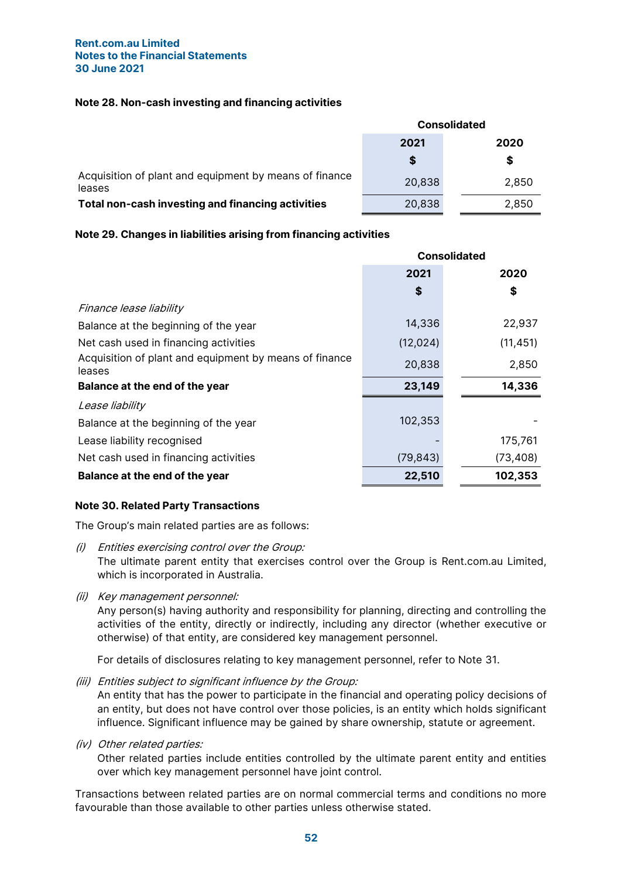Rent.com.au Limited
Notes to the Financial Statements
30 June 2021

### Note 28. Non-cash investing and financing activities

| | Consolidated | |
|---|---|---|
| | 2021 | 2020 |
| | $ | $ |
| Acquisition of plant and equipment by means of finance leases | 20,838 | 2,850 |
| **Total non-cash investing and financing activities** | 20,838 | 2,850 |

### Note 29. Changes in liabilities arising from financing activities

| | Consolidated | |
|---|---|---|
| | 2021 | 2020 |
| | $ | $ |
| *Finance lease liability* | | |
| Balance at the beginning of the year | 14,336 | 22,937 |
| Net cash used in financing activities | (12,024) | (11,451) |
| Acquisition of plant and equipment by means of finance leases | 20,838 | 2,850 |
| **Balance at the end of the year** | **23,149** | **14,336** |
| *Lease liability* | | |
| Balance at the beginning of the year | 102,353 | - |
| Lease liability recognised | - | 175,761 |
| Net cash used in financing activities | (79,843) | (73,408) |
| **Balance at the end of the year** | **22,510** | **102,353** |

### Note 30. Related Party Transactions

The Group's main related parties are as follows:

(i) *Entities exercising control over the Group:*
The ultimate parent entity that exercises control over the Group is Rent.com.au Limited, which is incorporated in Australia.

(ii) *Key management personnel:*
Any person(s) having authority and responsibility for planning, directing and controlling the activities of the entity, directly or indirectly, including any director (whether executive or otherwise) of that entity, are considered key management personnel.

For details of disclosures relating to key management personnel, refer to Note 31.

(iii) *Entities subject to significant influence by the Group:*
An entity that has the power to participate in the financial and operating policy decisions of an entity, but does not have control over those policies, is an entity which holds significant influence. Significant influence may be gained by share ownership, statute or agreement.

(iv) *Other related parties:*
Other related parties include entities controlled by the ultimate parent entity and entities over which key management personnel have joint control.

Transactions between related parties are on normal commercial terms and conditions no more favourable than those available to other parties unless otherwise stated.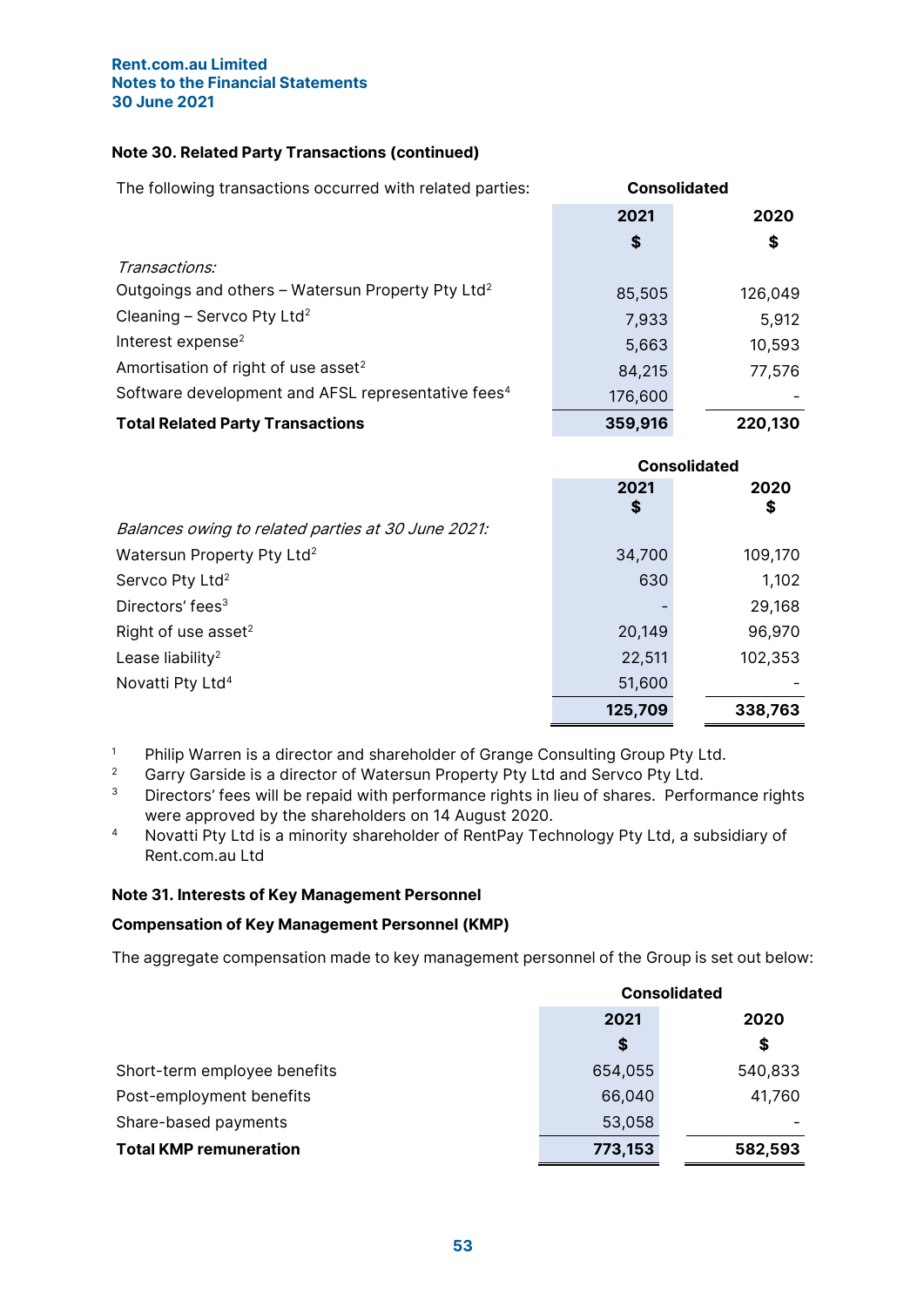**Note 30. Related Party Transactions (continued)**

| The following transactions occurred with related parties: | Consolidated | |
|---|---|---|
| | 2021 | 2020 |
| | $ | $ |
| *Transactions:* | | |
| Outgoings and others – Watersun Property Pty Ltd[2] | 85,505 | 126,049 |
| Cleaning – Servco Pty Ltd[2] | 7,933 | 5,912 |
| Interest expense[2] | 5,663 | 10,593 |
| Amortisation of right of use asset[2] | 84,215 | 77,576 |
| Software development and AFSL representative fees[4] | 176,600 | - |
| **Total Related Party Transactions** | **359,916** | **220,130** |

| | Consolidated | |
|---|---|---|
| | 2021 $ | 2020 $ |
| *Balances owing to related parties at 30 June 2021:* | | |
| Watersun Property Pty Ltd[2] | 34,700 | 109,170 |
| Servco Pty Ltd[2] | 630 | 1,102 |
| Directors' fees[3] | - | 29,168 |
| Right of use asset[2] | 20,149 | 96,970 |
| Lease liability[2] | 22,511 | 102,353 |
| Novatti Pty Ltd[4] | 51,600 | - |
| | **125,709** | **338,763** |

1. Philip Warren is a director and shareholder of Grange Consulting Group Pty Ltd.
2. Garry Garside is a director of Watersun Property Pty Ltd and Servco Pty Ltd.
3. Directors' fees will be repaid with performance rights in lieu of shares. Performance rights were approved by the shareholders on 14 August 2020.
4. Novatti Pty Ltd is a minority shareholder of RentPay Technology Pty Ltd, a subsidiary of Rent.com.au Ltd

**Note 31. Interests of Key Management Personnel**

**Compensation of Key Management Personnel (KMP)**

The aggregate compensation made to key management personnel of the Group is set out below:

| | Consolidated | |
|---|---|---|
| | 2021 | 2020 |
| | $ | $ |
| Short-term employee benefits | 654,055 | 540,833 |
| Post-employment benefits | 66,040 | 41,760 |
| Share-based payments | 53,058 | - |
| **Total KMP remuneration** | **773,153** | **582,593** |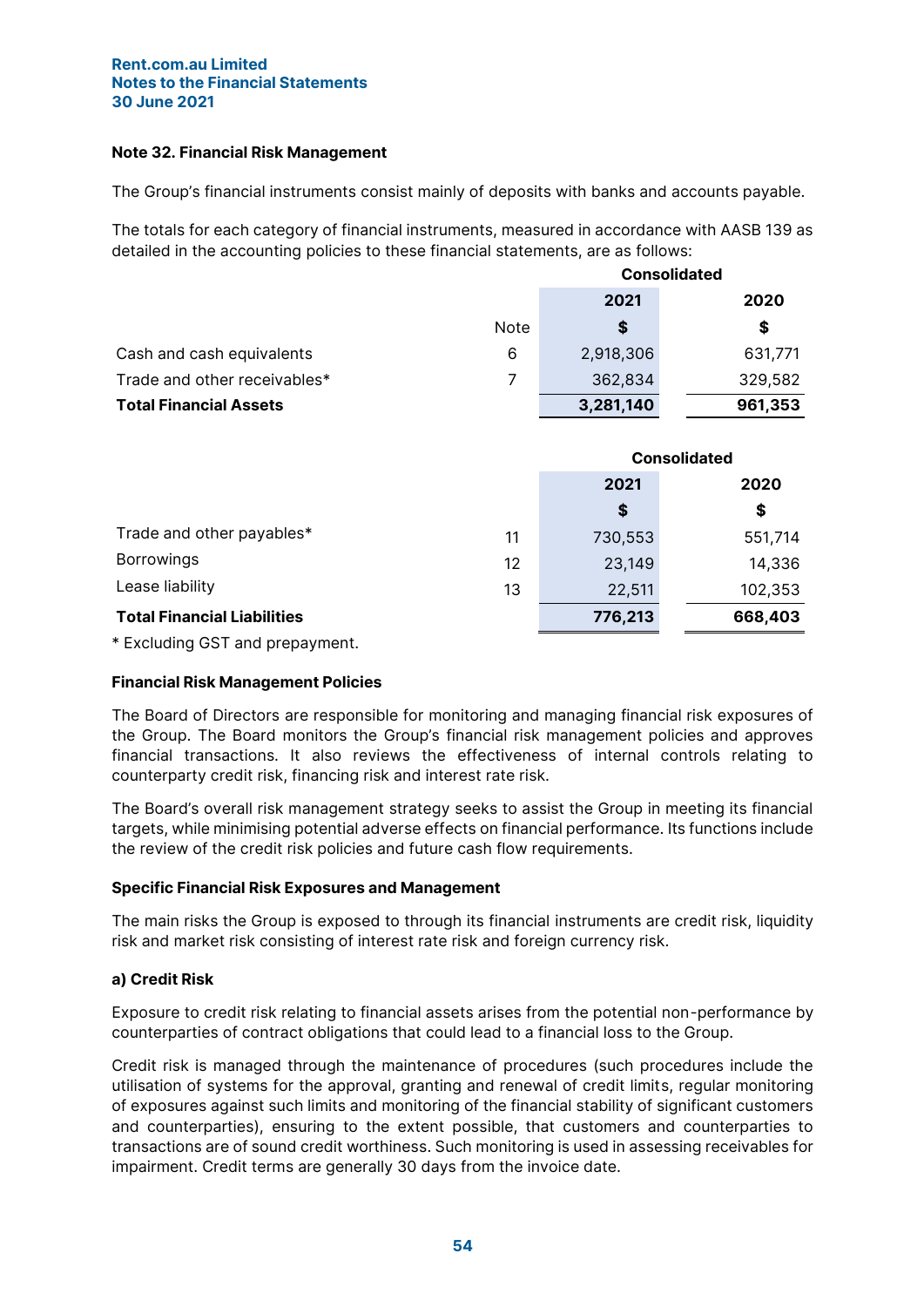**Note 32. Financial Risk Management**

The Group's financial instruments consist mainly of deposits with banks and accounts payable.

The totals for each category of financial instruments, measured in accordance with AASB 139 as detailed in the accounting policies to these financial statements, are as follows:

| | | Consolidated | |
|---|---|---|---|
| | | 2021 | 2020 |
| | Note | $ | $ |
| Cash and cash equivalents | 6 | 2,918,306 | 631,771 |
| Trade and other receivables* | 7 | 362,834 | 329,582 |
| **Total Financial Assets** | | **3,281,140** | **961,353** |

| | | Consolidated | |
|---|---|---|---|
| | | 2021 | 2020 |
| | | $ | $ |
| Trade and other payables* | 11 | 730,553 | 551,714 |
| Borrowings | 12 | 23,149 | 14,336 |
| Lease liability | 13 | 22,511 | 102,353 |
| **Total Financial Liabilities** | | **776,213** | **668,403** |

* Excluding GST and prepayment.

**Financial Risk Management Policies**

The Board of Directors are responsible for monitoring and managing financial risk exposures of the Group. The Board monitors the Group's financial risk management policies and approves financial transactions. It also reviews the effectiveness of internal controls relating to counterparty credit risk, financing risk and interest rate risk.

The Board's overall risk management strategy seeks to assist the Group in meeting its financial targets, while minimising potential adverse effects on financial performance. Its functions include the review of the credit risk policies and future cash flow requirements.

**Specific Financial Risk Exposures and Management**

The main risks the Group is exposed to through its financial instruments are credit risk, liquidity risk and market risk consisting of interest rate risk and foreign currency risk.

**a) Credit Risk**

Exposure to credit risk relating to financial assets arises from the potential non-performance by counterparties of contract obligations that could lead to a financial loss to the Group.

Credit risk is managed through the maintenance of procedures (such procedures include the utilisation of systems for the approval, granting and renewal of credit limits, regular monitoring of exposures against such limits and monitoring of the financial stability of significant customers and counterparties), ensuring to the extent possible, that customers and counterparties to transactions are of sound credit worthiness. Such monitoring is used in assessing receivables for impairment. Credit terms are generally 30 days from the invoice date.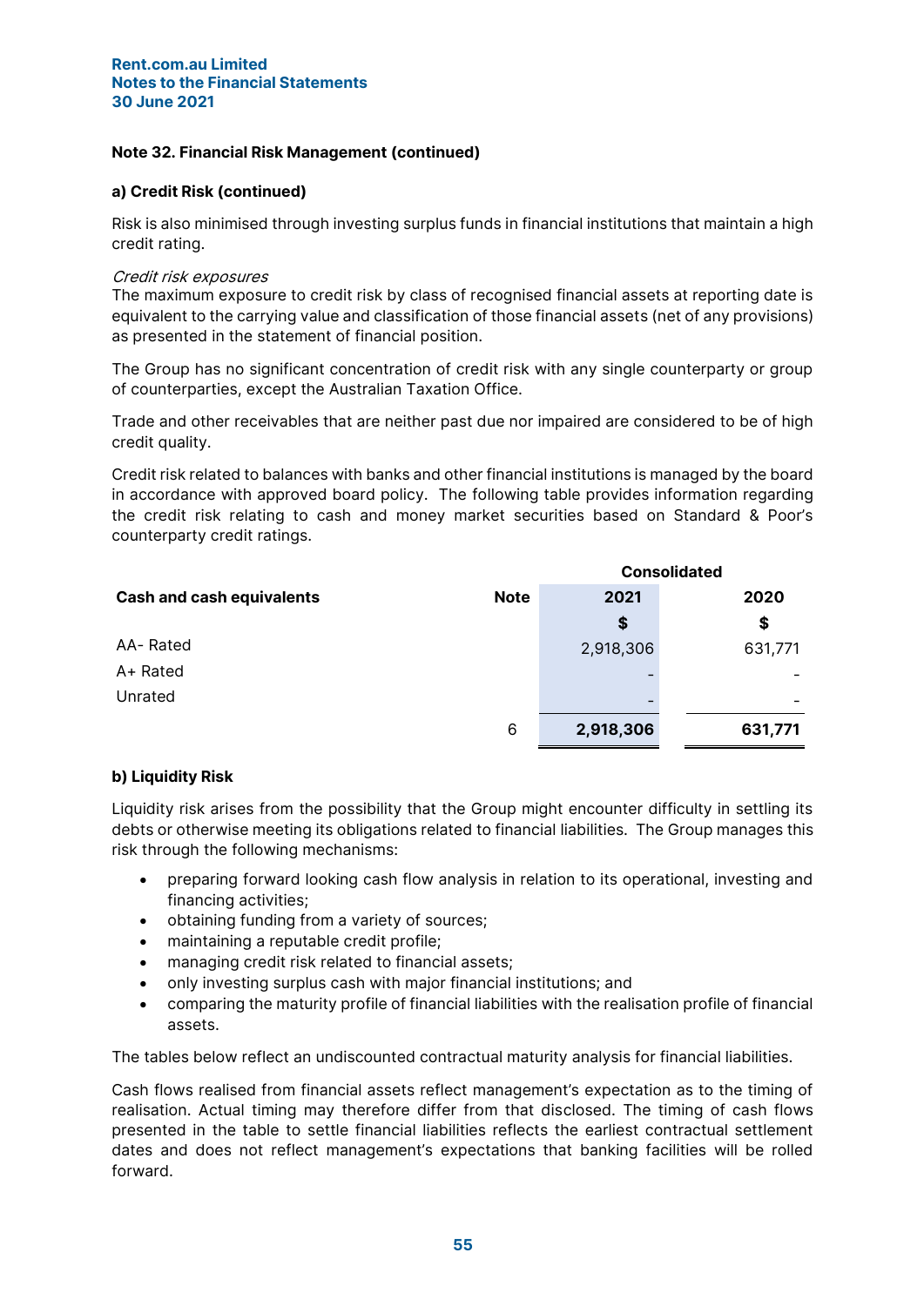**Note 32. Financial Risk Management (continued)**

**a) Credit Risk (continued)**

Risk is also minimised through investing surplus funds in financial institutions that maintain a high credit rating.

*Credit risk exposures*

The maximum exposure to credit risk by class of recognised financial assets at reporting date is equivalent to the carrying value and classification of those financial assets (net of any provisions) as presented in the statement of financial position.

The Group has no significant concentration of credit risk with any single counterparty or group of counterparties, except the Australian Taxation Office.

Trade and other receivables that are neither past due nor impaired are considered to be of high credit quality.

Credit risk related to balances with banks and other financial institutions is managed by the board in accordance with approved board policy. The following table provides information regarding the credit risk relating to cash and money market securities based on Standard & Poor's counterparty credit ratings.

| | | Consolidated | |
|---|---|---|---|
| **Cash and cash equivalents** | **Note** | **2021** | **2020** |
| | | **$** | **$** |
| AA- Rated | | 2,918,306 | 631,771 |
| A+ Rated | | - | - |
| Unrated | | - | - |
| | 6 | **2,918,306** | **631,771** |

**b) Liquidity Risk**

Liquidity risk arises from the possibility that the Group might encounter difficulty in settling its debts or otherwise meeting its obligations related to financial liabilities. The Group manages this risk through the following mechanisms:

- preparing forward looking cash flow analysis in relation to its operational, investing and financing activities;
- obtaining funding from a variety of sources;
- maintaining a reputable credit profile;
- managing credit risk related to financial assets;
- only investing surplus cash with major financial institutions; and
- comparing the maturity profile of financial liabilities with the realisation profile of financial assets.

The tables below reflect an undiscounted contractual maturity analysis for financial liabilities.

Cash flows realised from financial assets reflect management's expectation as to the timing of realisation. Actual timing may therefore differ from that disclosed. The timing of cash flows presented in the table to settle financial liabilities reflects the earliest contractual settlement dates and does not reflect management's expectations that banking facilities will be rolled forward.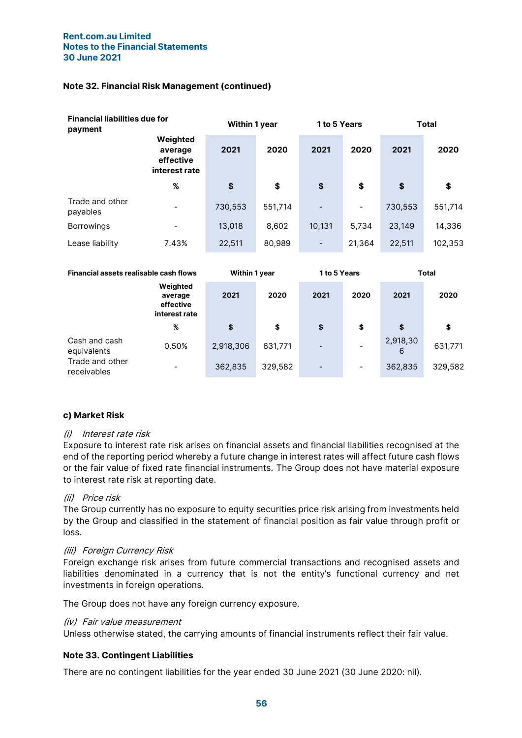**Note 32. Financial Risk Management (continued)**

| Financial liabilities due for payment | | Within 1 year | | 1 to 5 Years | | Total | |
|---|---|---|---|---|---|---|---|
| | Weighted average effective interest rate | 2021 | 2020 | 2021 | 2020 | 2021 | 2020 |
| | % | $ | $ | $ | $ | $ | $ |
| Trade and other payables | - | 730,553 | 551,714 | - | - | 730,553 | 551,714 |
| Borrowings | - | 13,018 | 8,602 | 10,131 | 5,734 | 23,149 | 14,336 |
| Lease liability | 7.43% | 22,511 | 80,989 | - | 21,364 | 22,511 | 102,353 |

| Financial assets realisable cash flows | | Within 1 year | | 1 to 5 Years | | Total | |
|---|---|---|---|---|---|---|---|
| | Weighted average effective interest rate | 2021 | 2020 | 2021 | 2020 | 2021 | 2020 |
| | % | $ | $ | $ | $ | $ | $ |
| Cash and cash equivalents | 0.50% | 2,918,306 | 631,771 | - | - | 2,918,306 | 631,771 |
| Trade and other receivables | - | 362,835 | 329,582 | - | - | 362,835 | 329,582 |

**c) Market Risk**

*(i) Interest rate risk*

Exposure to interest rate risk arises on financial assets and financial liabilities recognised at the end of the reporting period whereby a future change in interest rates will affect future cash flows or the fair value of fixed rate financial instruments. The Group does not have material exposure to interest rate risk at reporting date.

*(ii) Price risk*

The Group currently has no exposure to equity securities price risk arising from investments held by the Group and classified in the statement of financial position as fair value through profit or loss.

*(iii) Foreign Currency Risk*

Foreign exchange risk arises from future commercial transactions and recognised assets and liabilities denominated in a currency that is not the entity's functional currency and net investments in foreign operations.

The Group does not have any foreign currency exposure.

*(iv) Fair value measurement*

Unless otherwise stated, the carrying amounts of financial instruments reflect their fair value.

**Note 33. Contingent Liabilities**

There are no contingent liabilities for the year ended 30 June 2021 (30 June 2020: nil).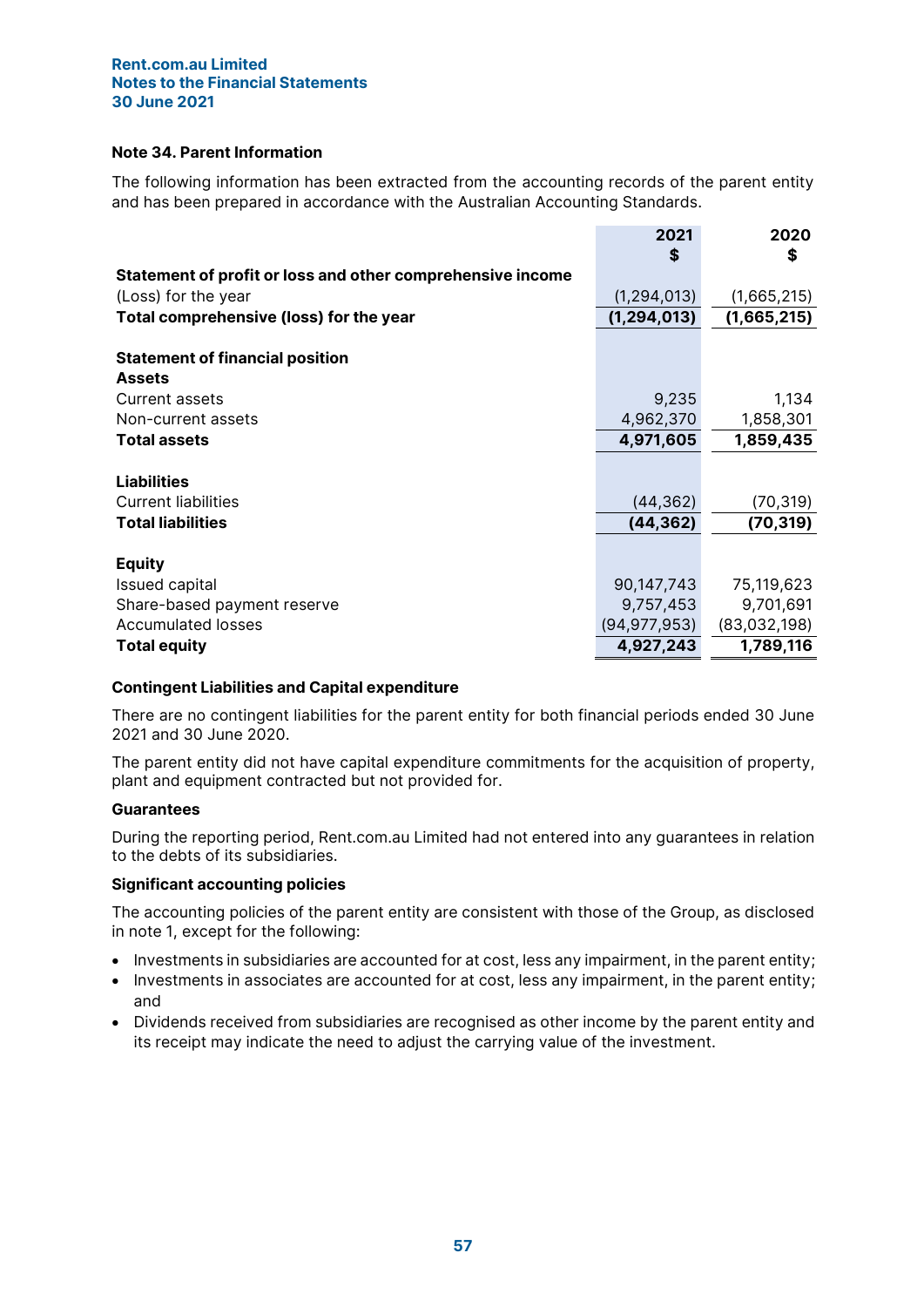Rent.com.au Limited
Notes to the Financial Statements
30 June 2021

**Note 34. Parent Information**

The following information has been extracted from the accounting records of the parent entity and has been prepared in accordance with the Australian Accounting Standards.

| | 2021<br>$ | 2020<br>$ |
|---|---|---|
| **Statement of profit or loss and other comprehensive income** | | |
| (Loss) for the year | (1,294,013) | (1,665,215) |
| **Total comprehensive (loss) for the year** | **(1,294,013)** | **(1,665,215)** |
| | | |
| **Statement of financial position** | | |
| **Assets** | | |
| Current assets | 9,235 | 1,134 |
| Non-current assets | 4,962,370 | 1,858,301 |
| **Total assets** | **4,971,605** | **1,859,435** |
| | | |
| **Liabilities** | | |
| Current liabilities | (44,362) | (70,319) |
| **Total liabilities** | **(44,362)** | **(70,319)** |
| | | |
| **Equity** | | |
| Issued capital | 90,147,743 | 75,119,623 |
| Share-based payment reserve | 9,757,453 | 9,701,691 |
| Accumulated losses | (94,977,953) | (83,032,198) |
| **Total equity** | **4,927,243** | **1,789,116** |

**Contingent Liabilities and Capital expenditure**

There are no contingent liabilities for the parent entity for both financial periods ended 30 June 2021 and 30 June 2020.

The parent entity did not have capital expenditure commitments for the acquisition of property, plant and equipment contracted but not provided for.

**Guarantees**

During the reporting period, Rent.com.au Limited had not entered into any guarantees in relation to the debts of its subsidiaries.

**Significant accounting policies**

The accounting policies of the parent entity are consistent with those of the Group, as disclosed in note 1, except for the following:

- Investments in subsidiaries are accounted for at cost, less any impairment, in the parent entity;
- Investments in associates are accounted for at cost, less any impairment, in the parent entity; and
- Dividends received from subsidiaries are recognised as other income by the parent entity and its receipt may indicate the need to adjust the carrying value of the investment.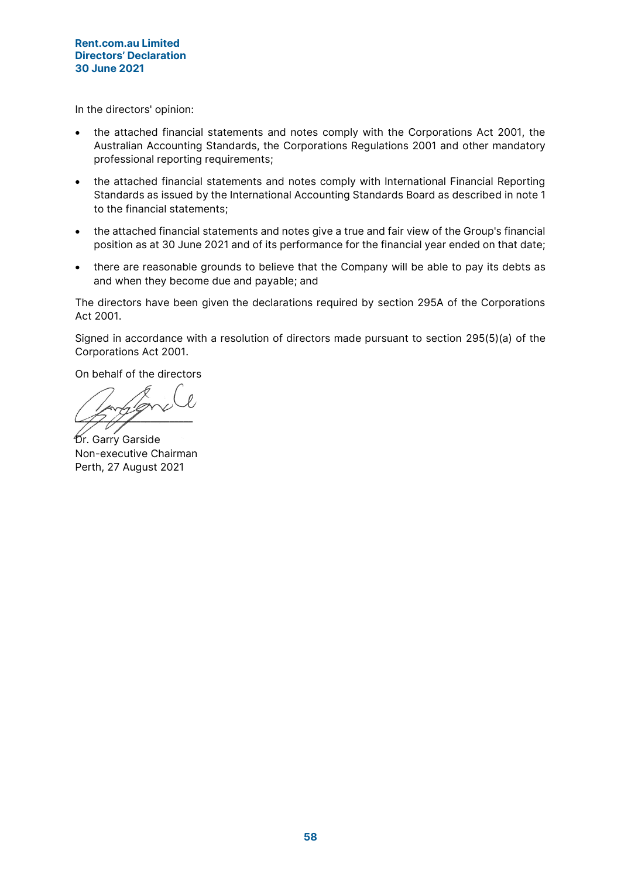**Rent.com.au Limited**
**Directors' Declaration**
**30 June 2021**

In the directors' opinion:

- the attached financial statements and notes comply with the Corporations Act 2001, the Australian Accounting Standards, the Corporations Regulations 2001 and other mandatory professional reporting requirements;
- the attached financial statements and notes comply with International Financial Reporting Standards as issued by the International Accounting Standards Board as described in note 1 to the financial statements;
- the attached financial statements and notes give a true and fair view of the Group's financial position as at 30 June 2021 and of its performance for the financial year ended on that date;
- there are reasonable grounds to believe that the Company will be able to pay its debts as and when they become due and payable; and

The directors have been given the declarations required by section 295A of the Corporations Act 2001.

Signed in accordance with a resolution of directors made pursuant to section 295(5)(a) of the Corporations Act 2001.

On behalf of the directors

___________________________

Dr. Garry Garside
Non-executive Chairman
Perth, 27 August 2021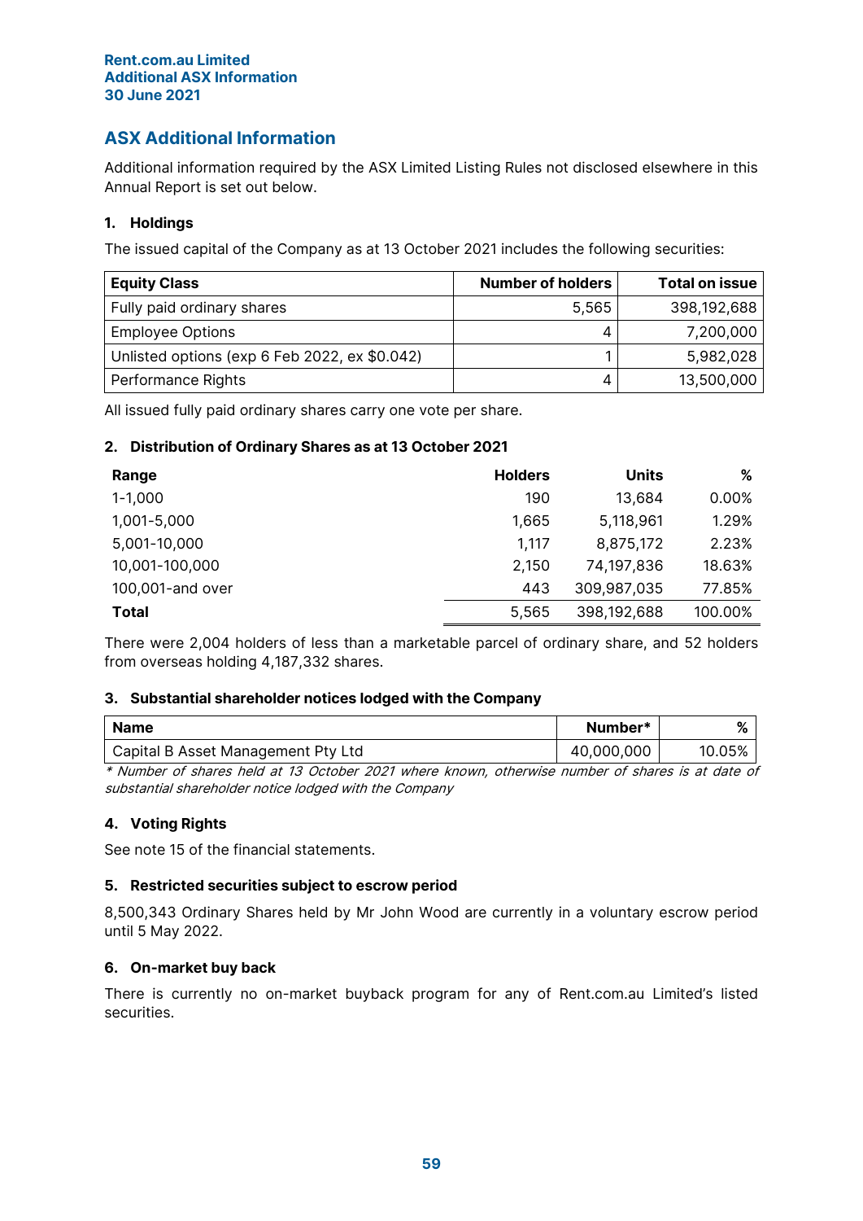# ASX Additional Information

Additional information required by the ASX Limited Listing Rules not disclosed elsewhere in this Annual Report is set out below.

## 1. Holdings

The issued capital of the Company as at 13 October 2021 includes the following securities:

| Equity Class | Number of holders | Total on issue |
|---|---|---|
| Fully paid ordinary shares | 5,565 | 398,192,688 |
| Employee Options | 4 | 7,200,000 |
| Unlisted options (exp 6 Feb 2022, ex $0.042) | 1 | 5,982,028 |
| Performance Rights | 4 | 13,500,000 |

All issued fully paid ordinary shares carry one vote per share.

## 2. Distribution of Ordinary Shares as at 13 October 2021

| Range | Holders | Units | % |
|---|---|---|---|
| 1-1,000 | 190 | 13,684 | 0.00% |
| 1,001-5,000 | 1,665 | 5,118,961 | 1.29% |
| 5,001-10,000 | 1,117 | 8,875,172 | 2.23% |
| 10,001-100,000 | 2,150 | 74,197,836 | 18.63% |
| 100,001-and over | 443 | 309,987,035 | 77.85% |
| **Total** | 5,565 | 398,192,688 | 100.00% |

There were 2,004 holders of less than a marketable parcel of ordinary share, and 52 holders from overseas holding 4,187,332 shares.

## 3. Substantial shareholder notices lodged with the Company

| Name | Number* | % |
|---|---|---|
| Capital B Asset Management Pty Ltd | 40,000,000 | 10.05% |

*\* Number of shares held at 13 October 2021 where known, otherwise number of shares is at date of substantial shareholder notice lodged with the Company*

## 4. Voting Rights

See note 15 of the financial statements.

## 5. Restricted securities subject to escrow period

8,500,343 Ordinary Shares held by Mr John Wood are currently in a voluntary escrow period until 5 May 2022.

## 6. On-market buy back

There is currently no on-market buyback program for any of Rent.com.au Limited's listed securities.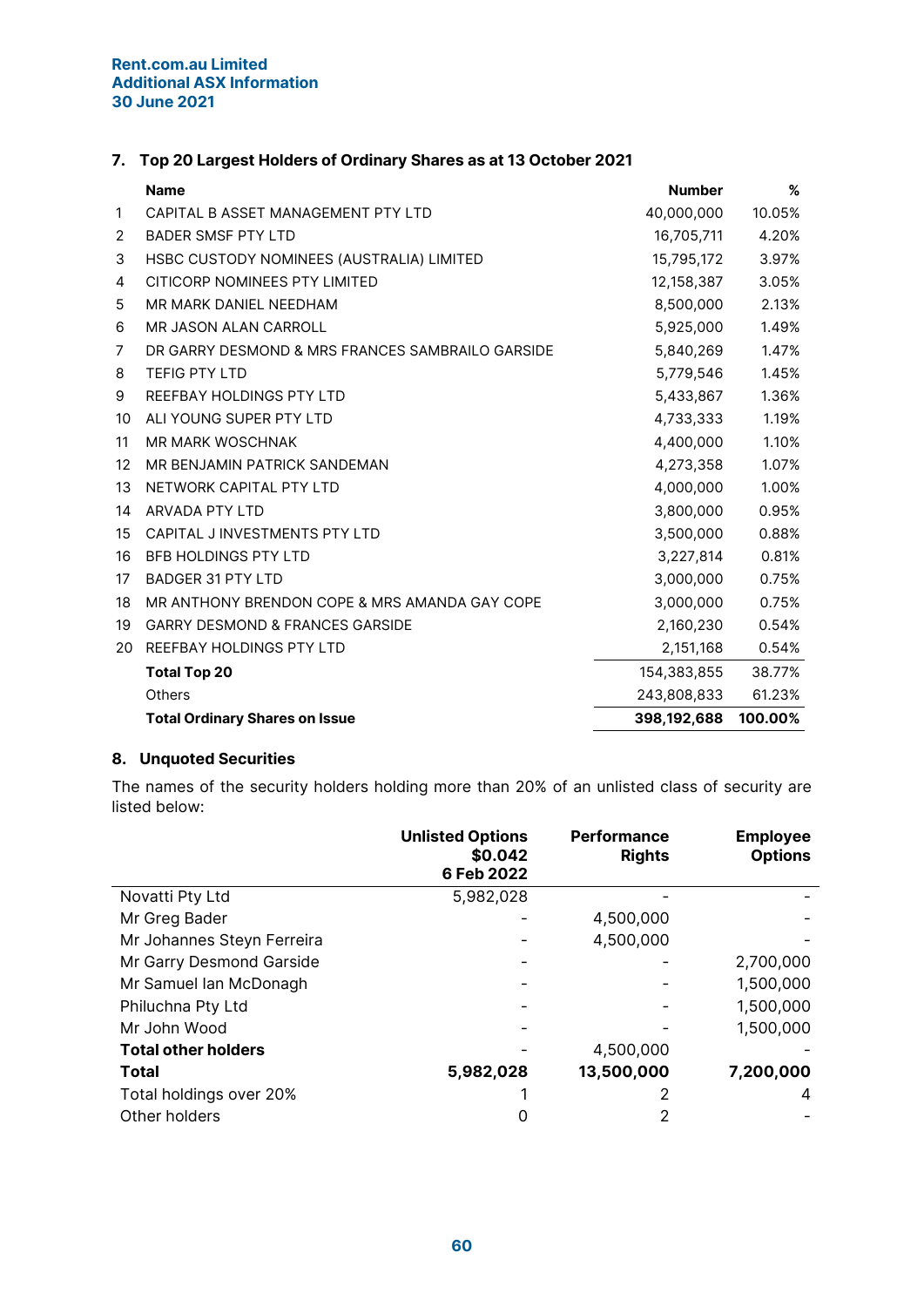## 7. Top 20 Largest Holders of Ordinary Shares as at 13 October 2021

| | Name | Number | % |
|---|---|---|---|
| 1 | CAPITAL B ASSET MANAGEMENT PTY LTD | 40,000,000 | 10.05% |
| 2 | BADER SMSF PTY LTD | 16,705,711 | 4.20% |
| 3 | HSBC CUSTODY NOMINEES (AUSTRALIA) LIMITED | 15,795,172 | 3.97% |
| 4 | CITICORP NOMINEES PTY LIMITED | 12,158,387 | 3.05% |
| 5 | MR MARK DANIEL NEEDHAM | 8,500,000 | 2.13% |
| 6 | MR JASON ALAN CARROLL | 5,925,000 | 1.49% |
| 7 | DR GARRY DESMOND & MRS FRANCES SAMBRAILO GARSIDE | 5,840,269 | 1.47% |
| 8 | TEFIG PTY LTD | 5,779,546 | 1.45% |
| 9 | REEFBAY HOLDINGS PTY LTD | 5,433,867 | 1.36% |
| 10 | ALI YOUNG SUPER PTY LTD | 4,733,333 | 1.19% |
| 11 | MR MARK WOSCHNAK | 4,400,000 | 1.10% |
| 12 | MR BENJAMIN PATRICK SANDEMAN | 4,273,358 | 1.07% |
| 13 | NETWORK CAPITAL PTY LTD | 4,000,000 | 1.00% |
| 14 | ARVADA PTY LTD | 3,800,000 | 0.95% |
| 15 | CAPITAL J INVESTMENTS PTY LTD | 3,500,000 | 0.88% |
| 16 | BFB HOLDINGS PTY LTD | 3,227,814 | 0.81% |
| 17 | BADGER 31 PTY LTD | 3,000,000 | 0.75% |
| 18 | MR ANTHONY BRENDON COPE & MRS AMANDA GAY COPE | 3,000,000 | 0.75% |
| 19 | GARRY DESMOND & FRANCES GARSIDE | 2,160,230 | 0.54% |
| 20 | REEFBAY HOLDINGS PTY LTD | 2,151,168 | 0.54% |
| | **Total Top 20** | 154,383,855 | 38.77% |
| | Others | 243,808,833 | 61.23% |
| | **Total Ordinary Shares on Issue** | **398,192,688** | **100.00%** |

## 8. Unquoted Securities

The names of the security holders holding more than 20% of an unlisted class of security are listed below:

| | Unlisted Options $0.042 6 Feb 2022 | Performance Rights | Employee Options |
|---|---|---|---|
| Novatti Pty Ltd | 5,982,028 | - | - |
| Mr Greg Bader | - | 4,500,000 | - |
| Mr Johannes Steyn Ferreira | - | 4,500,000 | - |
| Mr Garry Desmond Garside | - | - | 2,700,000 |
| Mr Samuel Ian McDonagh | - | - | 1,500,000 |
| Philuchna Pty Ltd | - | - | 1,500,000 |
| Mr John Wood | - | - | 1,500,000 |
| **Total other holders** | - | 4,500,000 | - |
| **Total** | **5,982,028** | **13,500,000** | **7,200,000** |
| Total holdings over 20% | 1 | 2 | 4 |
| Other holders | 0 | 2 | - |